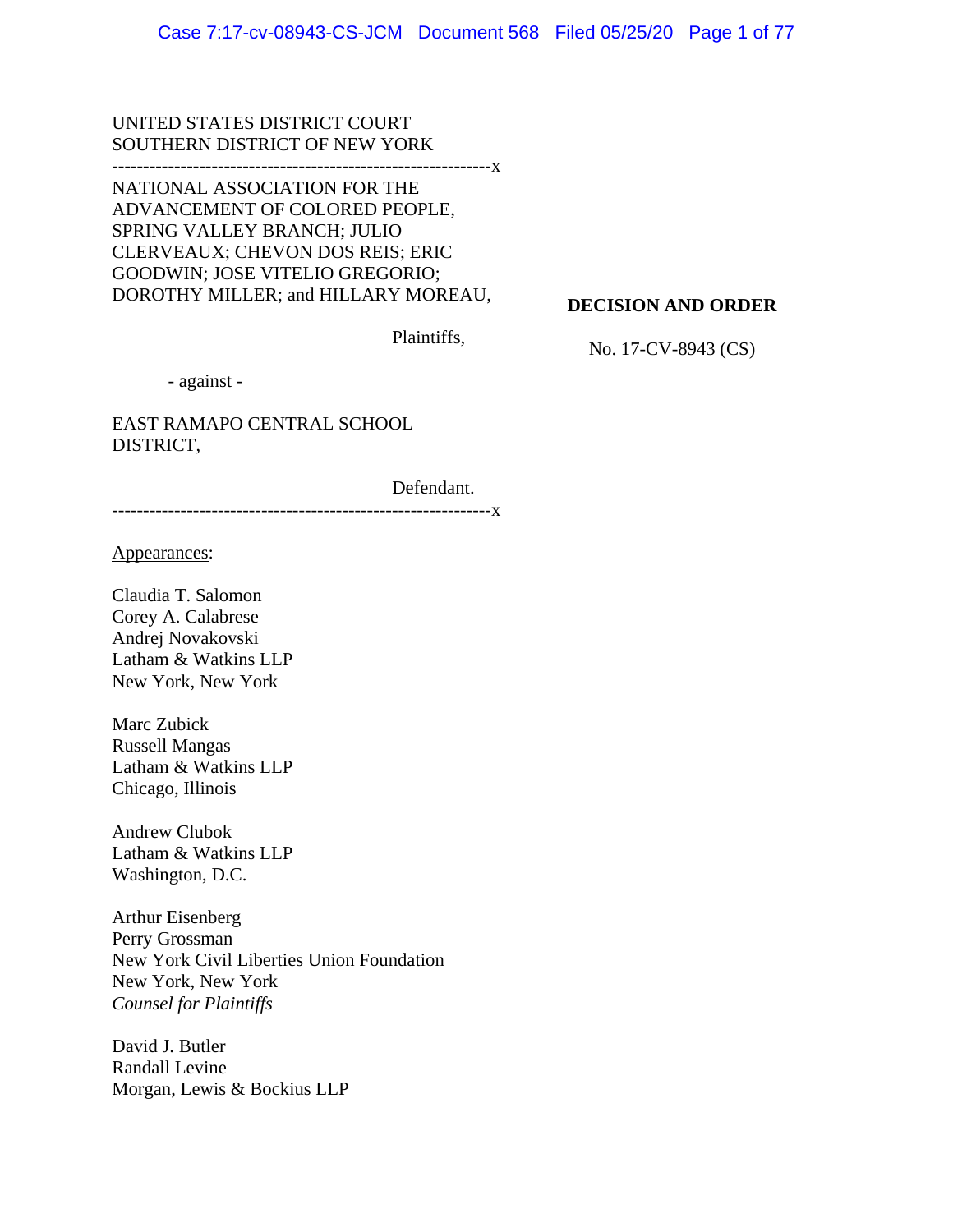UNITED STATES DISTRICT COURT
SOUTHERN DISTRICT OF NEW YORK

-------------------------------------------------------------x

NATIONAL ASSOCIATION FOR THE ADVANCEMENT OF COLORED PEOPLE, SPRING VALLEY BRANCH; JULIO CLERVEAUX; CHEVON DOS REIS; ERIC GOODWIN; JOSE VITELIO GREGORIO; DOROTHY MILLER; and HILLARY MOREAU,

Plaintiffs,

- against -

EAST RAMAPO CENTRAL SCHOOL DISTRICT,

Defendant.

-------------------------------------------------------------x

**DECISION AND ORDER**

No. 17-CV-8943 (CS)

Appearances:

Claudia T. Salomon
Corey A. Calabrese
Andrej Novakovski
Latham & Watkins LLP
New York, New York

Marc Zubick
Russell Mangas
Latham & Watkins LLP
Chicago, Illinois

Andrew Clubok
Latham & Watkins LLP
Washington, D.C.

Arthur Eisenberg
Perry Grossman
New York Civil Liberties Union Foundation
New York, New York
*Counsel for Plaintiffs*

David J. Butler
Randall Levine
Morgan, Lewis & Bockius LLP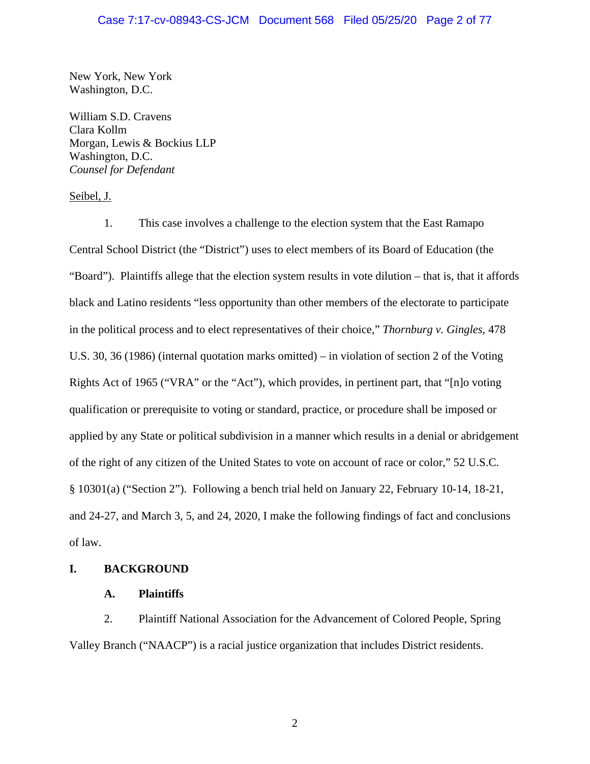New York, New York
Washington, D.C.

William S.D. Cravens
Clara Kollm
Morgan, Lewis & Bockius LLP
Washington, D.C.
*Counsel for Defendant*

Seibel, J.

1. This case involves a challenge to the election system that the East Ramapo Central School District (the "District") uses to elect members of its Board of Education (the "Board"). Plaintiffs allege that the election system results in vote dilution – that is, that it affords black and Latino residents "less opportunity than other members of the electorate to participate in the political process and to elect representatives of their choice," *Thornburg v. Gingles*, 478 U.S. 30, 36 (1986) (internal quotation marks omitted) – in violation of section 2 of the Voting Rights Act of 1965 ("VRA" or the "Act"), which provides, in pertinent part, that "[n]o voting qualification or prerequisite to voting or standard, practice, or procedure shall be imposed or applied by any State or political subdivision in a manner which results in a denial or abridgement of the right of any citizen of the United States to vote on account of race or color," 52 U.S.C. § 10301(a) ("Section 2"). Following a bench trial held on January 22, February 10-14, 18-21, and 24-27, and March 3, 5, and 24, 2020, I make the following findings of fact and conclusions of law.

## I. BACKGROUND

### A. Plaintiffs

2. Plaintiff National Association for the Advancement of Colored People, Spring Valley Branch ("NAACP") is a racial justice organization that includes District residents.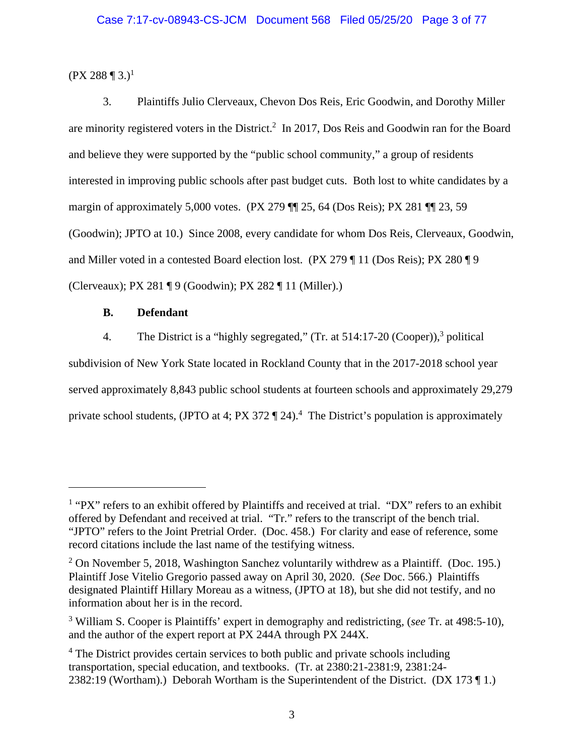(PX 288 ¶ 3.)[1]

3. Plaintiffs Julio Clerveaux, Chevon Dos Reis, Eric Goodwin, and Dorothy Miller are minority registered voters in the District.[2] In 2017, Dos Reis and Goodwin ran for the Board and believe they were supported by the "public school community," a group of residents interested in improving public schools after past budget cuts. Both lost to white candidates by a margin of approximately 5,000 votes. (PX 279 ¶¶ 25, 64 (Dos Reis); PX 281 ¶¶ 23, 59 (Goodwin); JPTO at 10.) Since 2008, every candidate for whom Dos Reis, Clerveaux, Goodwin, and Miller voted in a contested Board election lost. (PX 279 ¶ 11 (Dos Reis); PX 280 ¶ 9 (Clerveaux); PX 281 ¶ 9 (Goodwin); PX 282 ¶ 11 (Miller).)

### B. Defendant

4. The District is a "highly segregated," (Tr. at 514:17-20 (Cooper)),[3] political subdivision of New York State located in Rockland County that in the 2017-2018 school year served approximately 8,843 public school students at fourteen schools and approximately 29,279 private school students, (JPTO at 4; PX 372 ¶ 24).[4] The District's population is approximately

---

[1] "PX" refers to an exhibit offered by Plaintiffs and received at trial. "DX" refers to an exhibit offered by Defendant and received at trial. "Tr." refers to the transcript of the bench trial. "JPTO" refers to the Joint Pretrial Order. (Doc. 458.) For clarity and ease of reference, some record citations include the last name of the testifying witness.

[2] On November 5, 2018, Washington Sanchez voluntarily withdrew as a Plaintiff. (Doc. 195.) Plaintiff Jose Vitelio Gregorio passed away on April 30, 2020. (*See* Doc. 566.) Plaintiffs designated Plaintiff Hillary Moreau as a witness, (JPTO at 18), but she did not testify, and no information about her is in the record.

[3] William S. Cooper is Plaintiffs' expert in demography and redistricting, (*see* Tr. at 498:5-10), and the author of the expert report at PX 244A through PX 244X.

[4] The District provides certain services to both public and private schools including transportation, special education, and textbooks. (Tr. at 2380:21-2381:9, 2381:24-2382:19 (Wortham).) Deborah Wortham is the Superintendent of the District. (DX 173 ¶ 1.)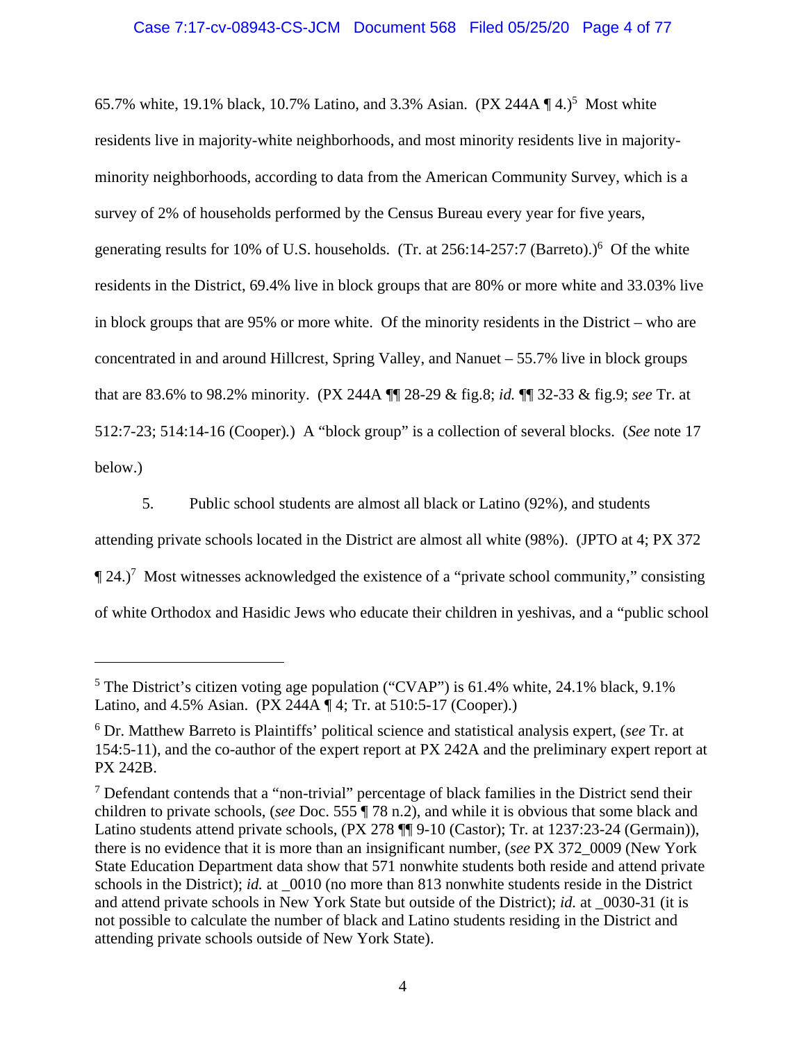65.7% white, 19.1% black, 10.7% Latino, and 3.3% Asian. (PX 244A ¶ 4.)[5] Most white residents live in majority-white neighborhoods, and most minority residents live in majority-minority neighborhoods, according to data from the American Community Survey, which is a survey of 2% of households performed by the Census Bureau every year for five years, generating results for 10% of U.S. households. (Tr. at 256:14-257:7 (Barreto).)[6] Of the white residents in the District, 69.4% live in block groups that are 80% or more white and 33.03% live in block groups that are 95% or more white. Of the minority residents in the District – who are concentrated in and around Hillcrest, Spring Valley, and Nanuet – 55.7% live in block groups that are 83.6% to 98.2% minority. (PX 244A ¶¶ 28-29 & fig.8; *id.* ¶¶ 32-33 & fig.9; *see* Tr. at 512:7-23; 514:14-16 (Cooper).) A "block group" is a collection of several blocks. (*See* note 17 below.)

5. Public school students are almost all black or Latino (92%), and students attending private schools located in the District are almost all white (98%). (JPTO at 4; PX 372 ¶ 24.)[7] Most witnesses acknowledged the existence of a "private school community," consisting of white Orthodox and Hasidic Jews who educate their children in yeshivas, and a "public school

---

[5] The District's citizen voting age population ("CVAP") is 61.4% white, 24.1% black, 9.1% Latino, and 4.5% Asian. (PX 244A ¶ 4; Tr. at 510:5-17 (Cooper).)

[6] Dr. Matthew Barreto is Plaintiffs' political science and statistical analysis expert, (*see* Tr. at 154:5-11), and the co-author of the expert report at PX 242A and the preliminary expert report at PX 242B.

[7] Defendant contends that a "non-trivial" percentage of black families in the District send their children to private schools, (*see* Doc. 555 ¶ 78 n.2), and while it is obvious that some black and Latino students attend private schools, (PX 278 ¶¶ 9-10 (Castor); Tr. at 1237:23-24 (Germain)), there is no evidence that it is more than an insignificant number, (*see* PX 372_0009 (New York State Education Department data show that 571 nonwhite students both reside and attend private schools in the District); *id.* at _0010 (no more than 813 nonwhite students reside in the District and attend private schools in New York State but outside of the District); *id.* at _0030-31 (it is not possible to calculate the number of black and Latino students residing in the District and attending private schools outside of New York State).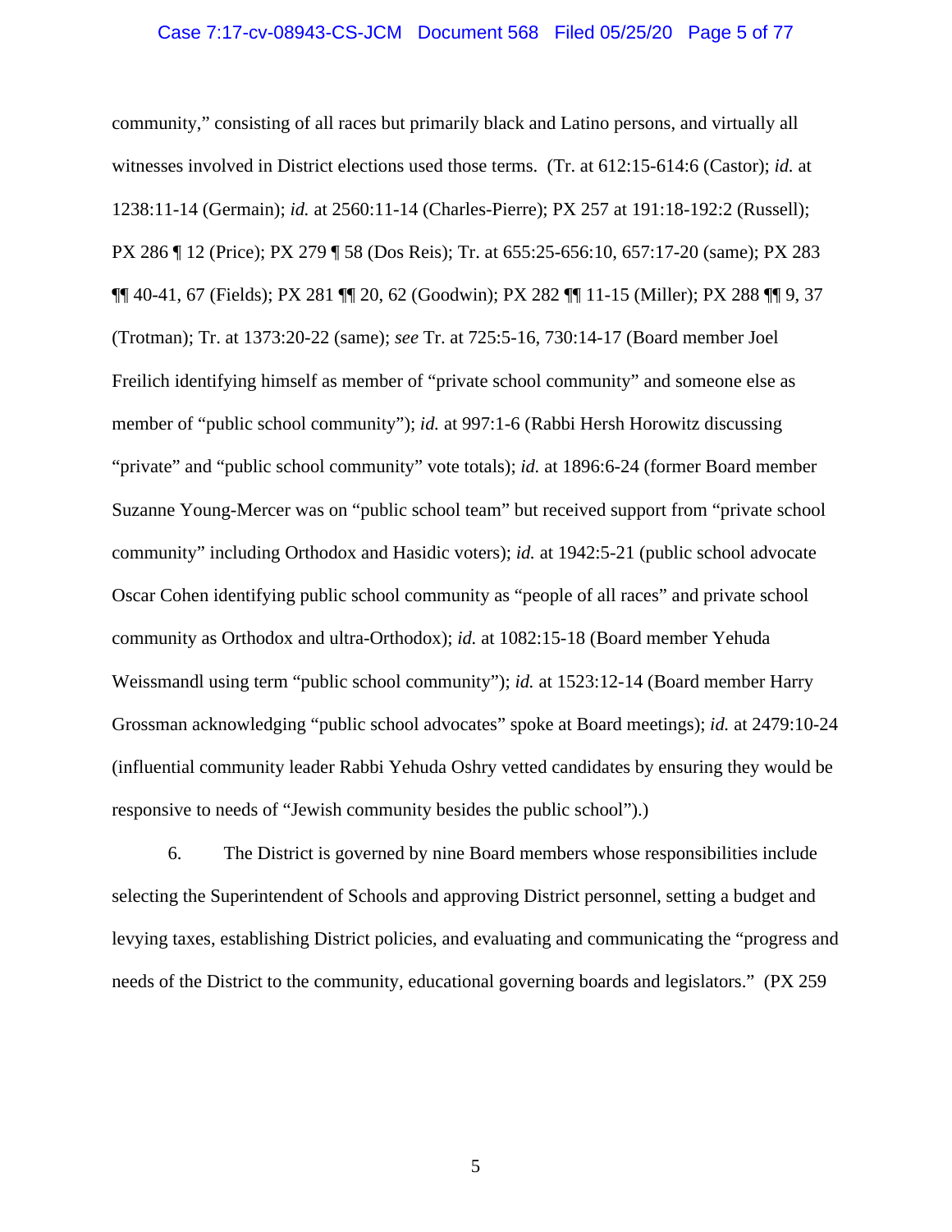community," consisting of all races but primarily black and Latino persons, and virtually all witnesses involved in District elections used those terms. (Tr. at 612:15-614:6 (Castor); *id.* at 1238:11-14 (Germain); *id.* at 2560:11-14 (Charles-Pierre); PX 257 at 191:18-192:2 (Russell); PX 286 ¶ 12 (Price); PX 279 ¶ 58 (Dos Reis); Tr. at 655:25-656:10, 657:17-20 (same); PX 283 ¶¶ 40-41, 67 (Fields); PX 281 ¶¶ 20, 62 (Goodwin); PX 282 ¶¶ 11-15 (Miller); PX 288 ¶¶ 9, 37 (Trotman); Tr. at 1373:20-22 (same); *see* Tr. at 725:5-16, 730:14-17 (Board member Joel Freilich identifying himself as member of "private school community" and someone else as member of "public school community"); *id.* at 997:1-6 (Rabbi Hersh Horowitz discussing "private" and "public school community" vote totals); *id.* at 1896:6-24 (former Board member Suzanne Young-Mercer was on "public school team" but received support from "private school community" including Orthodox and Hasidic voters); *id.* at 1942:5-21 (public school advocate Oscar Cohen identifying public school community as "people of all races" and private school community as Orthodox and ultra-Orthodox); *id.* at 1082:15-18 (Board member Yehuda Weissmandl using term "public school community"); *id.* at 1523:12-14 (Board member Harry Grossman acknowledging "public school advocates" spoke at Board meetings); *id.* at 2479:10-24 (influential community leader Rabbi Yehuda Oshry vetted candidates by ensuring they would be responsive to needs of "Jewish community besides the public school").)

6. The District is governed by nine Board members whose responsibilities include selecting the Superintendent of Schools and approving District personnel, setting a budget and levying taxes, establishing District policies, and evaluating and communicating the "progress and needs of the District to the community, educational governing boards and legislators." (PX 259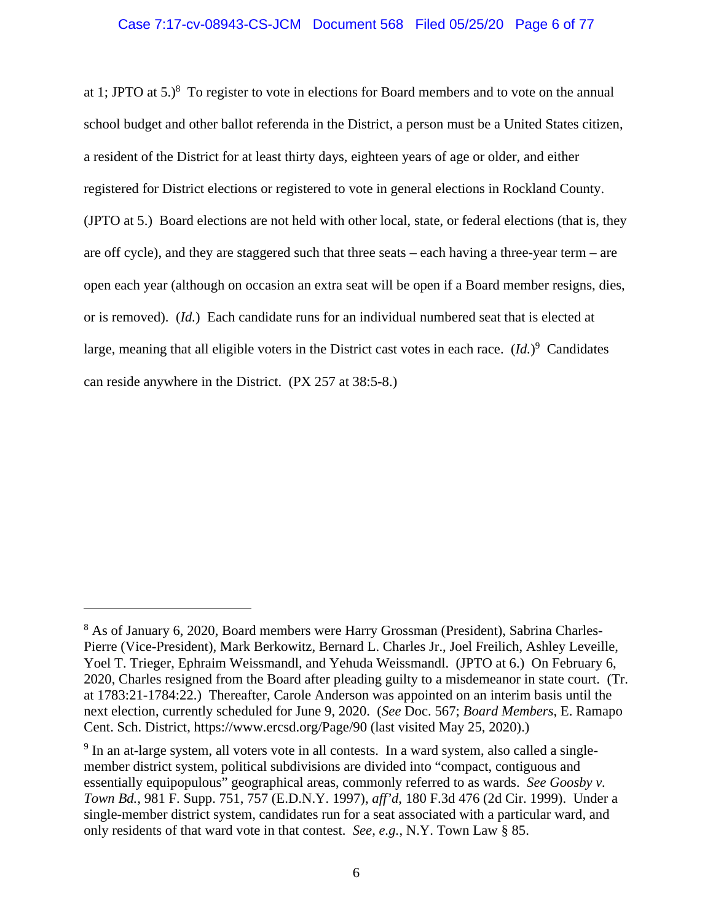at 1; JPTO at 5.)[8] To register to vote in elections for Board members and to vote on the annual school budget and other ballot referenda in the District, a person must be a United States citizen, a resident of the District for at least thirty days, eighteen years of age or older, and either registered for District elections or registered to vote in general elections in Rockland County. (JPTO at 5.) Board elections are not held with other local, state, or federal elections (that is, they are off cycle), and they are staggered such that three seats – each having a three-year term – are open each year (although on occasion an extra seat will be open if a Board member resigns, dies, or is removed). (*Id.*) Each candidate runs for an individual numbered seat that is elected at large, meaning that all eligible voters in the District cast votes in each race. (*Id.*)[9] Candidates can reside anywhere in the District. (PX 257 at 38:5-8.)

---

[8] As of January 6, 2020, Board members were Harry Grossman (President), Sabrina Charles-Pierre (Vice-President), Mark Berkowitz, Bernard L. Charles Jr., Joel Freilich, Ashley Leveille, Yoel T. Trieger, Ephraim Weissmandl, and Yehuda Weissmandl. (JPTO at 6.) On February 6, 2020, Charles resigned from the Board after pleading guilty to a misdemeanor in state court. (Tr. at 1783:21-1784:22.) Thereafter, Carole Anderson was appointed on an interim basis until the next election, currently scheduled for June 9, 2020. (*See* Doc. 567; *Board Members*, E. Ramapo Cent. Sch. District, https://www.ercsd.org/Page/90 (last visited May 25, 2020).)

[9] In an at-large system, all voters vote in all contests. In a ward system, also called a single-member district system, political subdivisions are divided into "compact, contiguous and essentially equipopulous" geographical areas, commonly referred to as wards. *See Goosby v. Town Bd.*, 981 F. Supp. 751, 757 (E.D.N.Y. 1997), *aff'd*, 180 F.3d 476 (2d Cir. 1999). Under a single-member district system, candidates run for a seat associated with a particular ward, and only residents of that ward vote in that contest. *See, e.g.*, N.Y. Town Law § 85.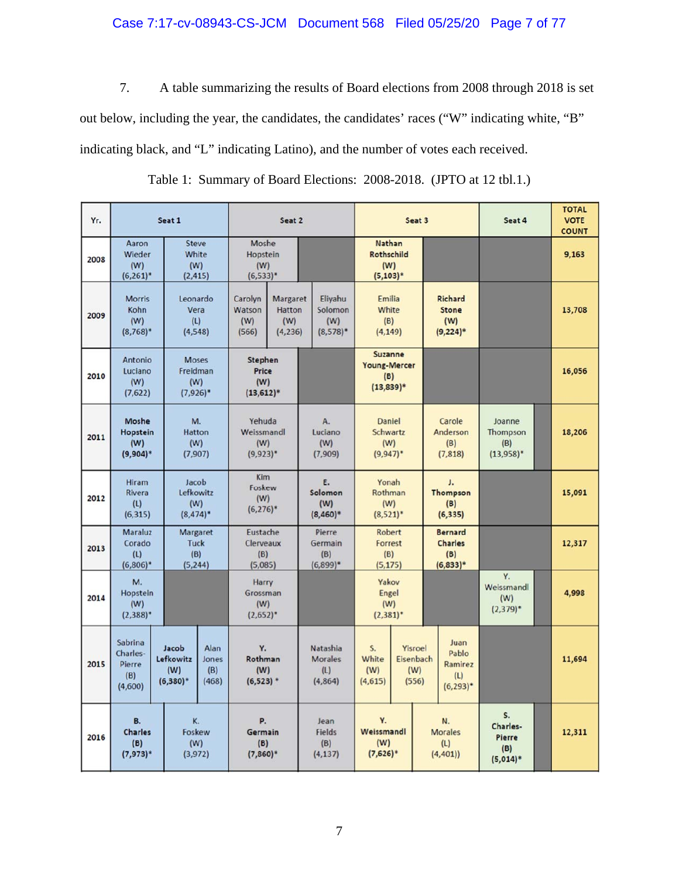7. A table summarizing the results of Board elections from 2008 through 2018 is set out below, including the year, the candidates, the candidates' races ("W" indicating white, "B" indicating black, and "L" indicating Latino), and the number of votes each received.

Table 1: Summary of Board Elections: 2008-2018. (JPTO at 12 tbl.1.)

| Yr. | Seat 1 | | | Seat 2 | | | Seat 3 | | | Seat 4 | TOTAL VOTE COUNT |
|---|---|---|---|---|---|---|---|---|---|---|---|
| 2008 | Aaron Wieder (W) (6,261)* | Steve White (W) (2,415) | | Moshe Hopstein (W) (6,533)* | | | **Nathan Rothschild (W) (5,103)*** | | | | **9,163** |
| 2009 | Morris Kohn (W) (8,768)* | Leonardo Vera (L) (4,548) | | Carolyn Watson (W) (566) | Margaret Hatton (W) (4,236) | Eliyahu Solomon (W) (8,578)* | Emilia White (B) (4,149) | **Richard Stone (W) (9,224)*** | | | **13,708** |
| 2010 | Antonio Luciano (W) (7,622) | Moses Freidman (W) (7,926)* | | **Stephen Price (W) (13,612)*** | | | **Suzanne Young-Mercer (B) (13,839)*** | | | | **16,056** |
| 2011 | **Moshe Hopstein (W) (9,904)*** | M. Hatton (W) (7,907) | | Yehuda Weissmandl (W) (9,923)* | A. Luciano (W) (7,909) | | Daniel Schwartz (W) (9,947)* | Carole Anderson (B) (7,818) | | Joanne Thompson (B) (13,958)* | **18,206** |
| 2012 | Hiram Rivera (L) (6,315) | Jacob Lefkowitz (W) (8,474)* | | Kim Foskew (W) (6,276)* | **E. Solomon (W) (8,460)*** | | Yonah Rothman (W) (8,521)* | **J. Thompson (B) (6,335)** | | | **15,091** |
| 2013 | Maraluz Corado (L) (6,806)* | Margaret Tuck (B) (5,244) | | Eustache Clerveaux (B) (5,085) | Pierre Germain (B) (6,899)* | | Robert Forrest (B) (5,175) | **Bernard Charles (B) (6,833)*** | | | **12,317** |
| 2014 | M. Hopstein (W) (2,388)* | | | Harry Grossman (W) (2,652)* | | | Yakov Engel (W) (2,381)* | | | Y. Weissmandl (W) (2,379)* | **4,998** |
| 2015 | Sabrina Charles-Pierre (B) (4,600) | **Jacob Lefkowitz (W) (6,380)*** | Alan Jones (B) (468) | **Y. Rothman (W) (6,523) *** | Natashia Morales (L) (4,864) | | S. White (W) (4,615) | Yisroel Eisenbach (W) (556) | Juan Pablo Ramirez (L) (6,293)* | | **11,694** |
| 2016 | **B. Charles (B) (7,973)*** | K. Foskew (W) (3,972) | | **P. Germain (B) (7,860)*** | Jean Fields (B) (4,137) | | **Y. Weissmandl (W) (7,626)*** | N. Morales (L) (4,401)) | | **S. Charles-Pierre (B) (5,014)*** | **12,311** |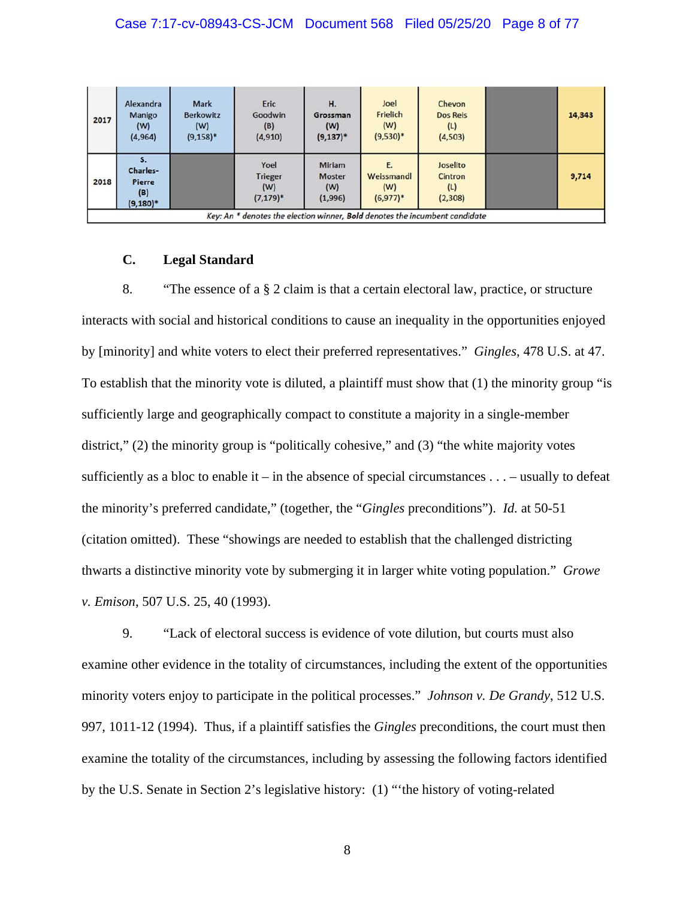| 2017 | Alexandra Manigo (W) (4,964) | Mark Berkowitz (W) (9,158)* | Eric Goodwin (B) (4,910) | **H. Grossman** (W) (9,137)* | Joel Frielich (W) (9,530)* | Chevon Dos Reis (L) (4,503) | | **14,343** |
|---|---|---|---|---|---|---|---|---|
| **2018** | **S. Charles-Pierre** (B) (9,180)* | | Yoel Trieger (W) (7,179)* | Miriam Moster (W) (1,996) | E. Weissmandl (W) (6,977)* | Joselito Cintron (L) (2,308) | | **9,714** |

*Key: An \* denotes the election winner, **Bold** denotes the incumbent candidate*

### C. Legal Standard

8. "The essence of a § 2 claim is that a certain electoral law, practice, or structure interacts with social and historical conditions to cause an inequality in the opportunities enjoyed by [minority] and white voters to elect their preferred representatives." *Gingles*, 478 U.S. at 47. To establish that the minority vote is diluted, a plaintiff must show that (1) the minority group "is sufficiently large and geographically compact to constitute a majority in a single-member district," (2) the minority group is "politically cohesive," and (3) "the white majority votes sufficiently as a bloc to enable it – in the absence of special circumstances . . . – usually to defeat the minority's preferred candidate," (together, the "*Gingles* preconditions"). *Id.* at 50-51 (citation omitted). These "showings are needed to establish that the challenged districting thwarts a distinctive minority vote by submerging it in larger white voting population." *Growe v. Emison*, 507 U.S. 25, 40 (1993).

9. "Lack of electoral success is evidence of vote dilution, but courts must also examine other evidence in the totality of circumstances, including the extent of the opportunities minority voters enjoy to participate in the political processes." *Johnson v. De Grandy*, 512 U.S. 997, 1011-12 (1994). Thus, if a plaintiff satisfies the *Gingles* preconditions, the court must then examine the totality of the circumstances, including by assessing the following factors identified by the U.S. Senate in Section 2's legislative history: (1) "'the history of voting-related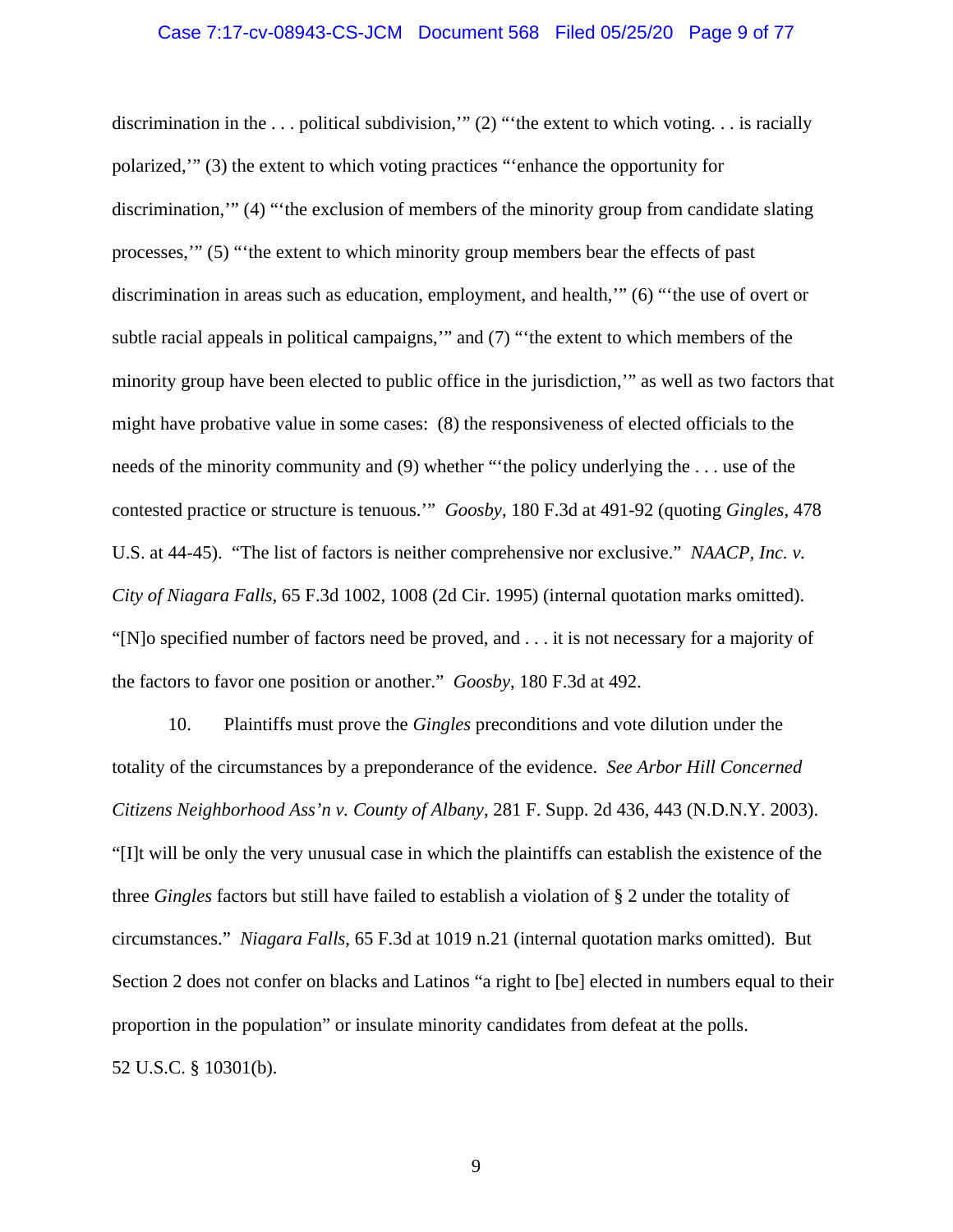discrimination in the . . . political subdivision,'" (2) "'the extent to which voting. . . is racially polarized,'" (3) the extent to which voting practices "'enhance the opportunity for discrimination,'" (4) "'the exclusion of members of the minority group from candidate slating processes,'" (5) "'the extent to which minority group members bear the effects of past discrimination in areas such as education, employment, and health,'" (6) "'the use of overt or subtle racial appeals in political campaigns,'" and (7) "'the extent to which members of the minority group have been elected to public office in the jurisdiction,'" as well as two factors that might have probative value in some cases: (8) the responsiveness of elected officials to the needs of the minority community and (9) whether "'the policy underlying the . . . use of the contested practice or structure is tenuous.'" *Goosby*, 180 F.3d at 491-92 (quoting *Gingles*, 478 U.S. at 44-45). "The list of factors is neither comprehensive nor exclusive." *NAACP, Inc. v. City of Niagara Falls*, 65 F.3d 1002, 1008 (2d Cir. 1995) (internal quotation marks omitted). "[N]o specified number of factors need be proved, and . . . it is not necessary for a majority of the factors to favor one position or another." *Goosby*, 180 F.3d at 492.

10. Plaintiffs must prove the *Gingles* preconditions and vote dilution under the totality of the circumstances by a preponderance of the evidence. *See Arbor Hill Concerned Citizens Neighborhood Ass'n v. County of Albany*, 281 F. Supp. 2d 436, 443 (N.D.N.Y. 2003). "[I]t will be only the very unusual case in which the plaintiffs can establish the existence of the three *Gingles* factors but still have failed to establish a violation of § 2 under the totality of circumstances." *Niagara Falls*, 65 F.3d at 1019 n.21 (internal quotation marks omitted). But Section 2 does not confer on blacks and Latinos "a right to [be] elected in numbers equal to their proportion in the population" or insulate minority candidates from defeat at the polls. 52 U.S.C. § 10301(b).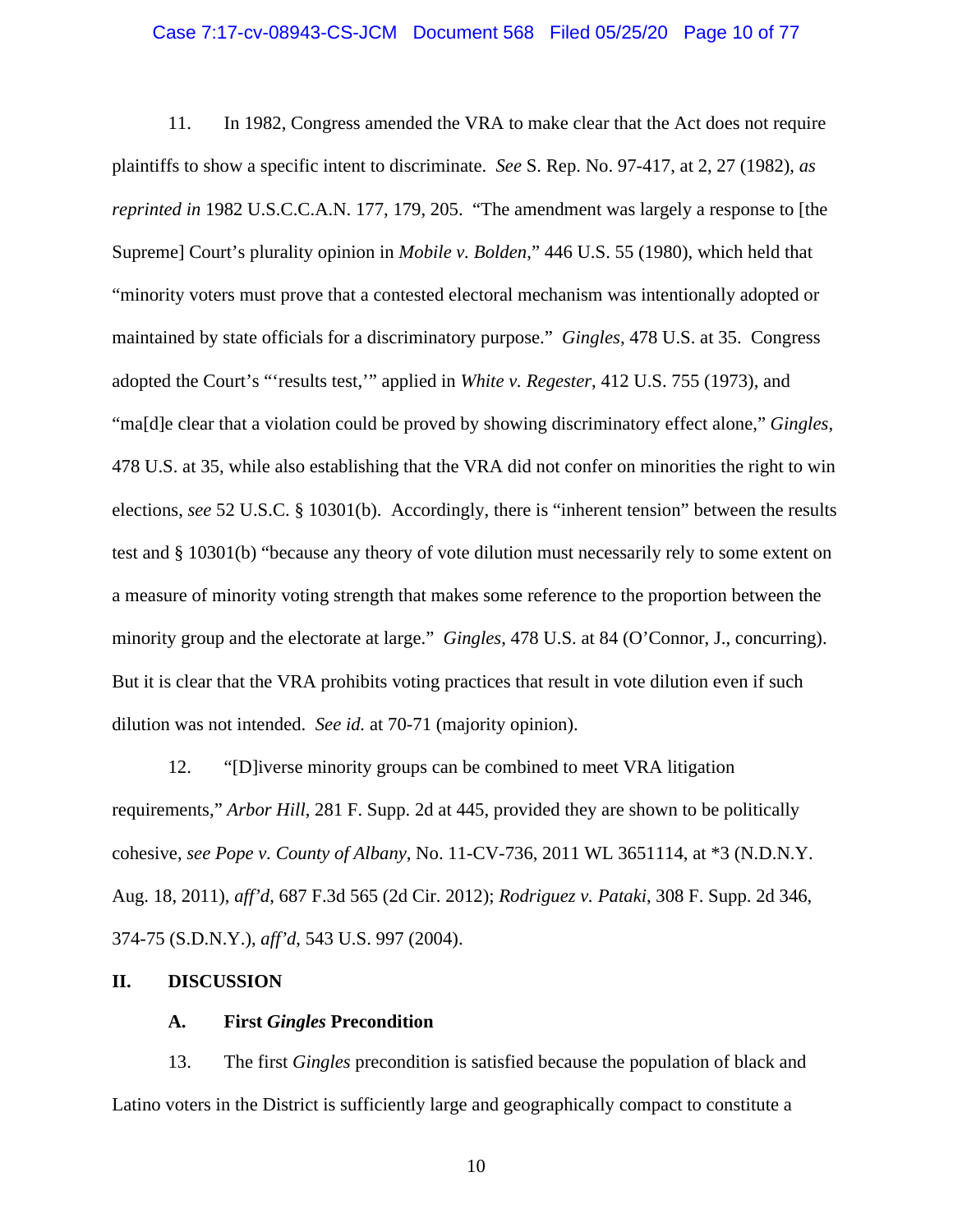11. In 1982, Congress amended the VRA to make clear that the Act does not require plaintiffs to show a specific intent to discriminate. *See* S. Rep. No. 97-417, at 2, 27 (1982), *as reprinted in* 1982 U.S.C.C.A.N. 177, 179, 205. "The amendment was largely a response to [the Supreme] Court's plurality opinion in *Mobile v. Bolden*," 446 U.S. 55 (1980), which held that "minority voters must prove that a contested electoral mechanism was intentionally adopted or maintained by state officials for a discriminatory purpose." *Gingles*, 478 U.S. at 35. Congress adopted the Court's "'results test,'" applied in *White v. Regester*, 412 U.S. 755 (1973), and "ma[d]e clear that a violation could be proved by showing discriminatory effect alone," *Gingles*, 478 U.S. at 35, while also establishing that the VRA did not confer on minorities the right to win elections, *see* 52 U.S.C. § 10301(b). Accordingly, there is "inherent tension" between the results test and § 10301(b) "because any theory of vote dilution must necessarily rely to some extent on a measure of minority voting strength that makes some reference to the proportion between the minority group and the electorate at large." *Gingles*, 478 U.S. at 84 (O'Connor, J., concurring). But it is clear that the VRA prohibits voting practices that result in vote dilution even if such dilution was not intended. *See id.* at 70-71 (majority opinion).

12. "[D]iverse minority groups can be combined to meet VRA litigation requirements," *Arbor Hill*, 281 F. Supp. 2d at 445, provided they are shown to be politically cohesive, *see Pope v. County of Albany*, No. 11-CV-736, 2011 WL 3651114, at *3 (N.D.N.Y. Aug. 18, 2011), *aff'd*, 687 F.3d 565 (2d Cir. 2012); *Rodriguez v. Pataki*, 308 F. Supp. 2d 346, 374-75 (S.D.N.Y.), *aff'd*, 543 U.S. 997 (2004).

## II. DISCUSSION

### A. First *Gingles* Precondition

13. The first *Gingles* precondition is satisfied because the population of black and Latino voters in the District is sufficiently large and geographically compact to constitute a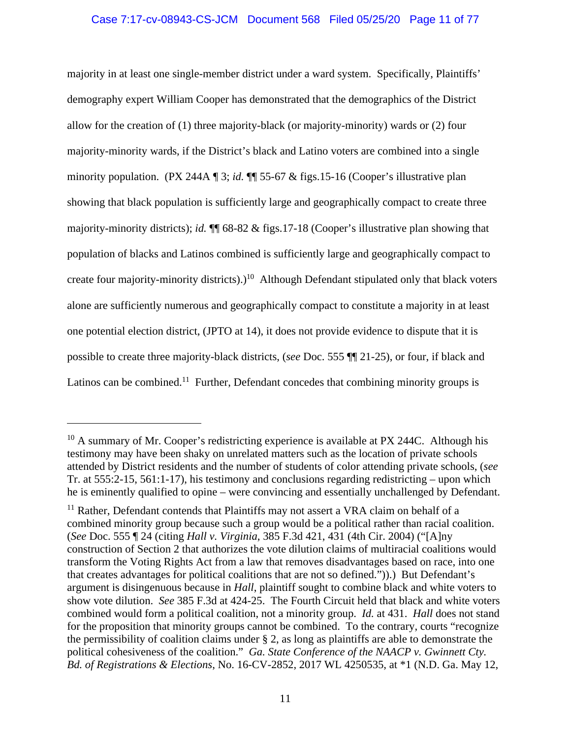majority in at least one single-member district under a ward system. Specifically, Plaintiffs' demography expert William Cooper has demonstrated that the demographics of the District allow for the creation of (1) three majority-black (or majority-minority) wards or (2) four majority-minority wards, if the District's black and Latino voters are combined into a single minority population. (PX 244A ¶ 3; *id.* ¶¶ 55-67 & figs.15-16 (Cooper's illustrative plan showing that black population is sufficiently large and geographically compact to create three majority-minority districts); *id.* ¶¶ 68-82 & figs.17-18 (Cooper's illustrative plan showing that population of blacks and Latinos combined is sufficiently large and geographically compact to create four majority-minority districts).)[10] Although Defendant stipulated only that black voters alone are sufficiently numerous and geographically compact to constitute a majority in at least one potential election district, (JPTO at 14), it does not provide evidence to dispute that it is possible to create three majority-black districts, (*see* Doc. 555 ¶¶ 21-25), or four, if black and Latinos can be combined.[11] Further, Defendant concedes that combining minority groups is

---

[10] A summary of Mr. Cooper's redistricting experience is available at PX 244C. Although his testimony may have been shaky on unrelated matters such as the location of private schools attended by District residents and the number of students of color attending private schools, (*see* Tr. at 555:2-15, 561:1-17), his testimony and conclusions regarding redistricting – upon which he is eminently qualified to opine – were convincing and essentially unchallenged by Defendant.

[11] Rather, Defendant contends that Plaintiffs may not assert a VRA claim on behalf of a combined minority group because such a group would be a political rather than racial coalition. (*See* Doc. 555 ¶ 24 (citing *Hall v. Virginia*, 385 F.3d 421, 431 (4th Cir. 2004) ("[A]ny construction of Section 2 that authorizes the vote dilution claims of multiracial coalitions would transform the Voting Rights Act from a law that removes disadvantages based on race, into one that creates advantages for political coalitions that are not so defined.")).) But Defendant's argument is disingenuous because in *Hall*, plaintiff sought to combine black and white voters to show vote dilution. *See* 385 F.3d at 424-25. The Fourth Circuit held that black and white voters combined would form a political coalition, not a minority group. *Id.* at 431. *Hall* does not stand for the proposition that minority groups cannot be combined. To the contrary, courts "recognize the permissibility of coalition claims under § 2, as long as plaintiffs are able to demonstrate the political cohesiveness of the coalition." *Ga. State Conference of the NAACP v. Gwinnett Cty. Bd. of Registrations & Elections*, No. 16-CV-2852, 2017 WL 4250535, at *1 (N.D. Ga. May 12,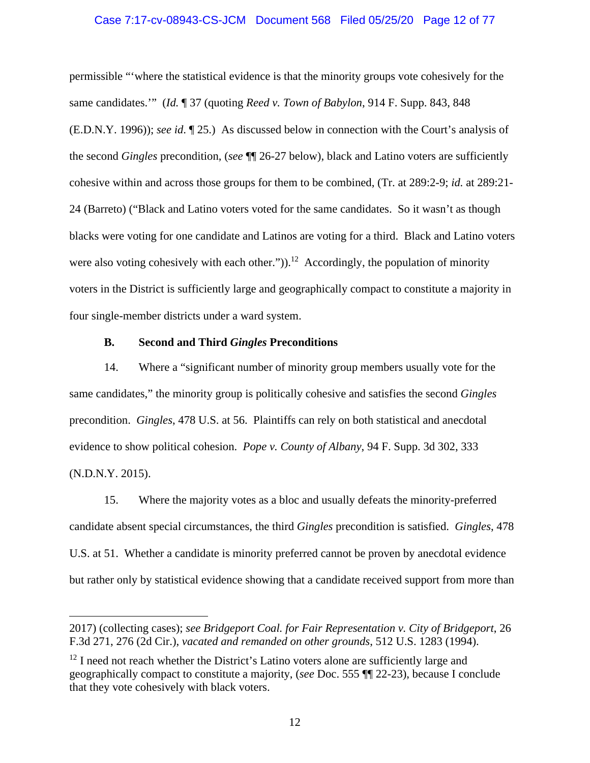permissible "'where the statistical evidence is that the minority groups vote cohesively for the same candidates.'" (*Id.* ¶ 37 (quoting *Reed v. Town of Babylon*, 914 F. Supp. 843, 848 (E.D.N.Y. 1996)); *see id.* ¶ 25.) As discussed below in connection with the Court's analysis of the second *Gingles* precondition, (*see* ¶¶ 26-27 below), black and Latino voters are sufficiently cohesive within and across those groups for them to be combined, (Tr. at 289:2-9; *id.* at 289:21-24 (Barreto) ("Black and Latino voters voted for the same candidates. So it wasn't as though blacks were voting for one candidate and Latinos are voting for a third. Black and Latino voters were also voting cohesively with each other.")).[12] Accordingly, the population of minority voters in the District is sufficiently large and geographically compact to constitute a majority in four single-member districts under a ward system.

### B. Second and Third *Gingles* Preconditions

14. Where a "significant number of minority group members usually vote for the same candidates," the minority group is politically cohesive and satisfies the second *Gingles* precondition. *Gingles*, 478 U.S. at 56. Plaintiffs can rely on both statistical and anecdotal evidence to show political cohesion. *Pope v. County of Albany*, 94 F. Supp. 3d 302, 333 (N.D.N.Y. 2015).

15. Where the majority votes as a bloc and usually defeats the minority-preferred candidate absent special circumstances, the third *Gingles* precondition is satisfied. *Gingles*, 478 U.S. at 51. Whether a candidate is minority preferred cannot be proven by anecdotal evidence but rather only by statistical evidence showing that a candidate received support from more than

---

2017) (collecting cases); *see Bridgeport Coal. for Fair Representation v. City of Bridgeport*, 26 F.3d 271, 276 (2d Cir.), *vacated and remanded on other grounds*, 512 U.S. 1283 (1994).

[12] I need not reach whether the District's Latino voters alone are sufficiently large and geographically compact to constitute a majority, (*see* Doc. 555 ¶¶ 22-23), because I conclude that they vote cohesively with black voters.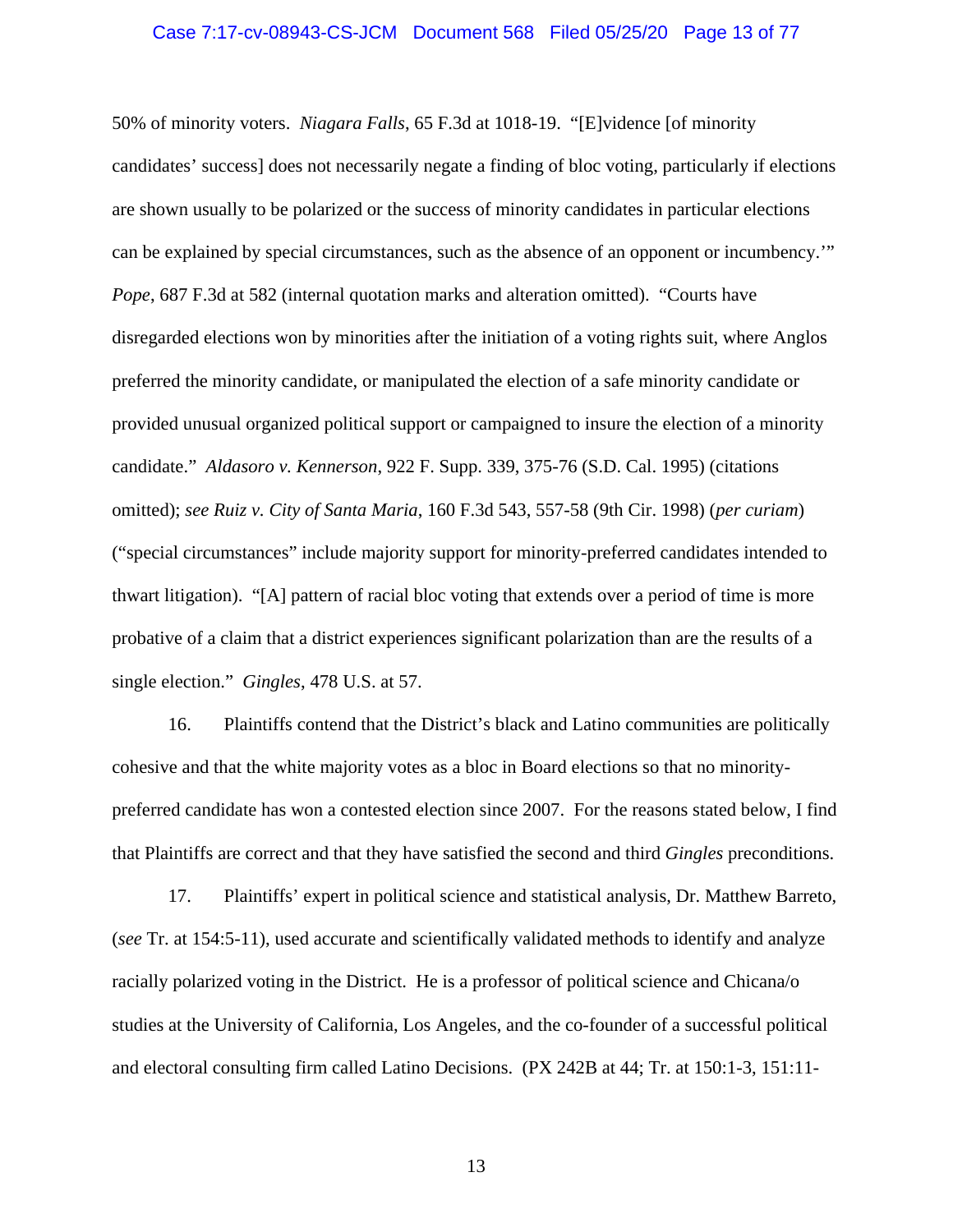50% of minority voters. *Niagara Falls*, 65 F.3d at 1018-19. "[E]vidence [of minority candidates' success] does not necessarily negate a finding of bloc voting, particularly if elections are shown usually to be polarized or the success of minority candidates in particular elections can be explained by special circumstances, such as the absence of an opponent or incumbency.'" *Pope*, 687 F.3d at 582 (internal quotation marks and alteration omitted). "Courts have disregarded elections won by minorities after the initiation of a voting rights suit, where Anglos preferred the minority candidate, or manipulated the election of a safe minority candidate or provided unusual organized political support or campaigned to insure the election of a minority candidate." *Aldasoro v. Kennerson*, 922 F. Supp. 339, 375-76 (S.D. Cal. 1995) (citations omitted); *see Ruiz v. City of Santa Maria*, 160 F.3d 543, 557-58 (9th Cir. 1998) (*per curiam*) ("special circumstances" include majority support for minority-preferred candidates intended to thwart litigation). "[A] pattern of racial bloc voting that extends over a period of time is more probative of a claim that a district experiences significant polarization than are the results of a single election." *Gingles*, 478 U.S. at 57.

16. Plaintiffs contend that the District's black and Latino communities are politically cohesive and that the white majority votes as a bloc in Board elections so that no minority-preferred candidate has won a contested election since 2007. For the reasons stated below, I find that Plaintiffs are correct and that they have satisfied the second and third *Gingles* preconditions.

17. Plaintiffs' expert in political science and statistical analysis, Dr. Matthew Barreto, (*see* Tr. at 154:5-11), used accurate and scientifically validated methods to identify and analyze racially polarized voting in the District. He is a professor of political science and Chicana/o studies at the University of California, Los Angeles, and the co-founder of a successful political and electoral consulting firm called Latino Decisions. (PX 242B at 44; Tr. at 150:1-3, 151:11-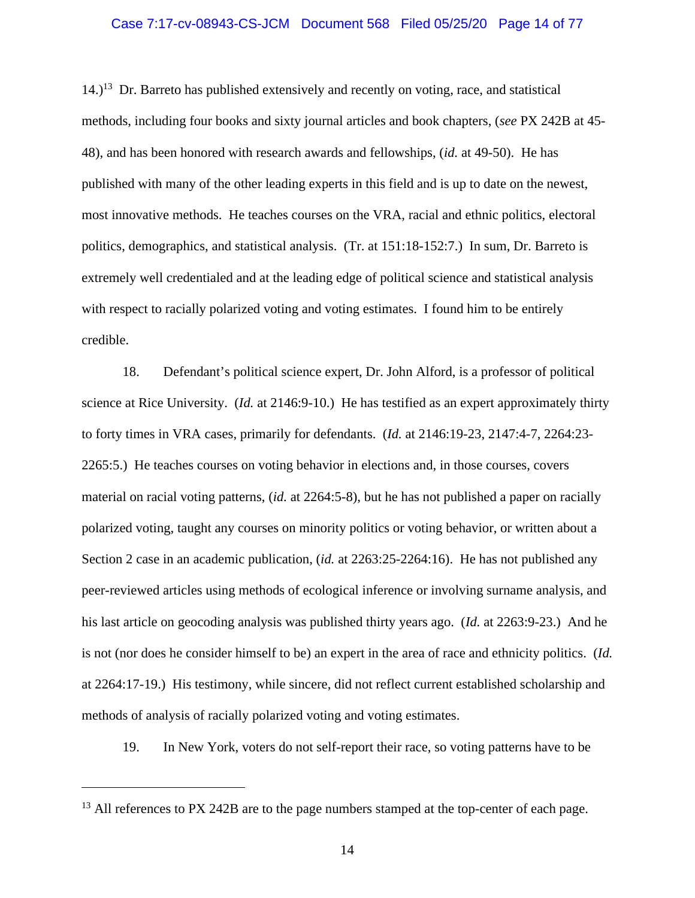14.)[13] Dr. Barreto has published extensively and recently on voting, race, and statistical methods, including four books and sixty journal articles and book chapters, (*see* PX 242B at 45-48), and has been honored with research awards and fellowships, (*id.* at 49-50). He has published with many of the other leading experts in this field and is up to date on the newest, most innovative methods. He teaches courses on the VRA, racial and ethnic politics, electoral politics, demographics, and statistical analysis. (Tr. at 151:18-152:7.) In sum, Dr. Barreto is extremely well credentialed and at the leading edge of political science and statistical analysis with respect to racially polarized voting and voting estimates. I found him to be entirely credible.

18. Defendant's political science expert, Dr. John Alford, is a professor of political science at Rice University. (*Id.* at 2146:9-10.) He has testified as an expert approximately thirty to forty times in VRA cases, primarily for defendants. (*Id.* at 2146:19-23, 2147:4-7, 2264:23-2265:5.) He teaches courses on voting behavior in elections and, in those courses, covers material on racial voting patterns, (*id.* at 2264:5-8), but he has not published a paper on racially polarized voting, taught any courses on minority politics or voting behavior, or written about a Section 2 case in an academic publication, (*id.* at 2263:25-2264:16). He has not published any peer-reviewed articles using methods of ecological inference or involving surname analysis, and his last article on geocoding analysis was published thirty years ago. (*Id.* at 2263:9-23.) And he is not (nor does he consider himself to be) an expert in the area of race and ethnicity politics. (*Id.* at 2264:17-19.) His testimony, while sincere, did not reflect current established scholarship and methods of analysis of racially polarized voting and voting estimates.

19. In New York, voters do not self-report their race, so voting patterns have to be

---

[13] All references to PX 242B are to the page numbers stamped at the top-center of each page.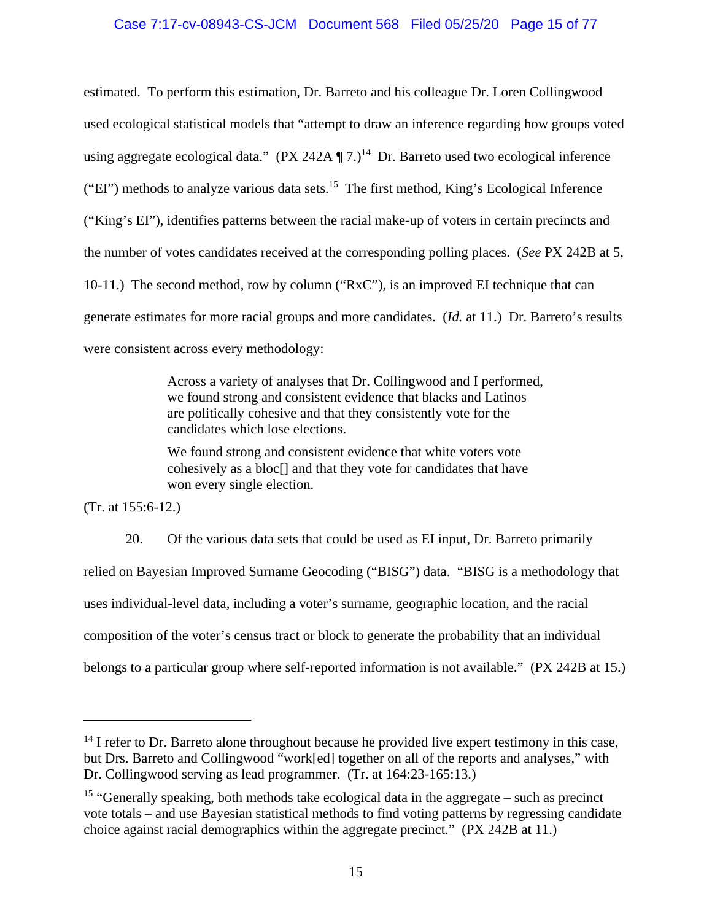estimated. To perform this estimation, Dr. Barreto and his colleague Dr. Loren Collingwood used ecological statistical models that "attempt to draw an inference regarding how groups voted using aggregate ecological data." (PX 242A ¶ 7.)[14] Dr. Barreto used two ecological inference ("EI") methods to analyze various data sets.[15] The first method, King's Ecological Inference ("King's EI"), identifies patterns between the racial make-up of voters in certain precincts and the number of votes candidates received at the corresponding polling places. (*See* PX 242B at 5, 10-11.) The second method, row by column ("RxC"), is an improved EI technique that can generate estimates for more racial groups and more candidates. (*Id.* at 11.) Dr. Barreto's results were consistent across every methodology:

> Across a variety of analyses that Dr. Collingwood and I performed, we found strong and consistent evidence that blacks and Latinos are politically cohesive and that they consistently vote for the candidates which lose elections.
>
> We found strong and consistent evidence that white voters vote cohesively as a bloc[] and that they vote for candidates that have won every single election.

(Tr. at 155:6-12.)

20. Of the various data sets that could be used as EI input, Dr. Barreto primarily relied on Bayesian Improved Surname Geocoding ("BISG") data. "BISG is a methodology that uses individual-level data, including a voter's surname, geographic location, and the racial composition of the voter's census tract or block to generate the probability that an individual belongs to a particular group where self-reported information is not available." (PX 242B at 15.)

---

[14] I refer to Dr. Barreto alone throughout because he provided live expert testimony in this case, but Drs. Barreto and Collingwood "work[ed] together on all of the reports and analyses," with Dr. Collingwood serving as lead programmer. (Tr. at 164:23-165:13.)

[15] "Generally speaking, both methods take ecological data in the aggregate – such as precinct vote totals – and use Bayesian statistical methods to find voting patterns by regressing candidate choice against racial demographics within the aggregate precinct." (PX 242B at 11.)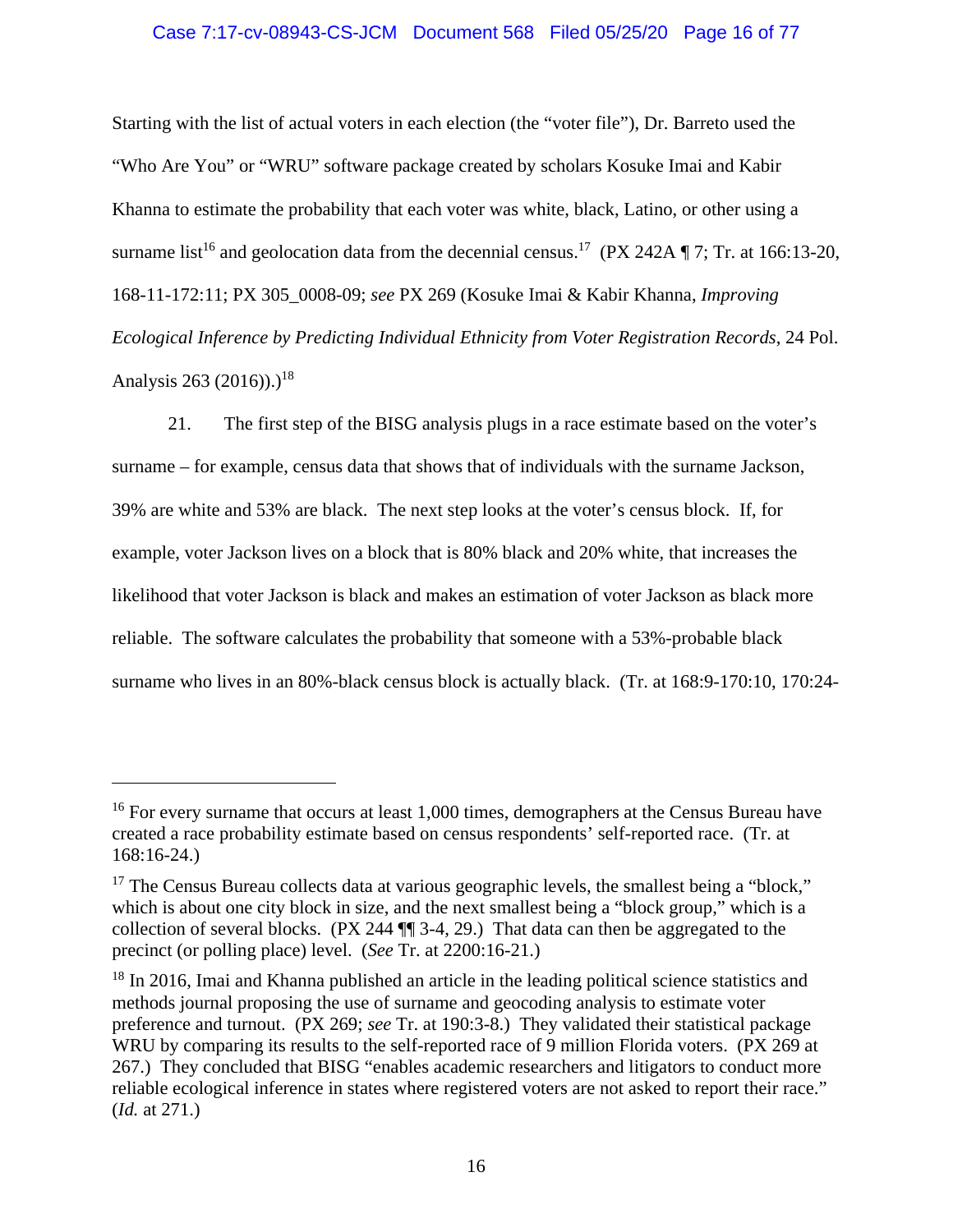Starting with the list of actual voters in each election (the "voter file"), Dr. Barreto used the "Who Are You" or "WRU" software package created by scholars Kosuke Imai and Kabir Khanna to estimate the probability that each voter was white, black, Latino, or other using a surname list[16] and geolocation data from the decennial census.[17] (PX 242A ¶ 7; Tr. at 166:13-20, 168-11-172:11; PX 305_0008-09; *see* PX 269 (Kosuke Imai & Kabir Khanna, *Improving Ecological Inference by Predicting Individual Ethnicity from Voter Registration Records*, 24 Pol. Analysis 263 (2016)).)[18]

21. The first step of the BISG analysis plugs in a race estimate based on the voter's surname – for example, census data that shows that of individuals with the surname Jackson, 39% are white and 53% are black. The next step looks at the voter's census block. If, for example, voter Jackson lives on a block that is 80% black and 20% white, that increases the likelihood that voter Jackson is black and makes an estimation of voter Jackson as black more reliable. The software calculates the probability that someone with a 53%-probable black surname who lives in an 80%-black census block is actually black. (Tr. at 168:9-170:10, 170:24-

---

[16] For every surname that occurs at least 1,000 times, demographers at the Census Bureau have created a race probability estimate based on census respondents' self-reported race. (Tr. at 168:16-24.)

[17] The Census Bureau collects data at various geographic levels, the smallest being a "block," which is about one city block in size, and the next smallest being a "block group," which is a collection of several blocks. (PX 244 ¶¶ 3-4, 29.) That data can then be aggregated to the precinct (or polling place) level. (*See* Tr. at 2200:16-21.)

[18] In 2016, Imai and Khanna published an article in the leading political science statistics and methods journal proposing the use of surname and geocoding analysis to estimate voter preference and turnout. (PX 269; *see* Tr. at 190:3-8.) They validated their statistical package WRU by comparing its results to the self-reported race of 9 million Florida voters. (PX 269 at 267.) They concluded that BISG "enables academic researchers and litigators to conduct more reliable ecological inference in states where registered voters are not asked to report their race." (*Id.* at 271.)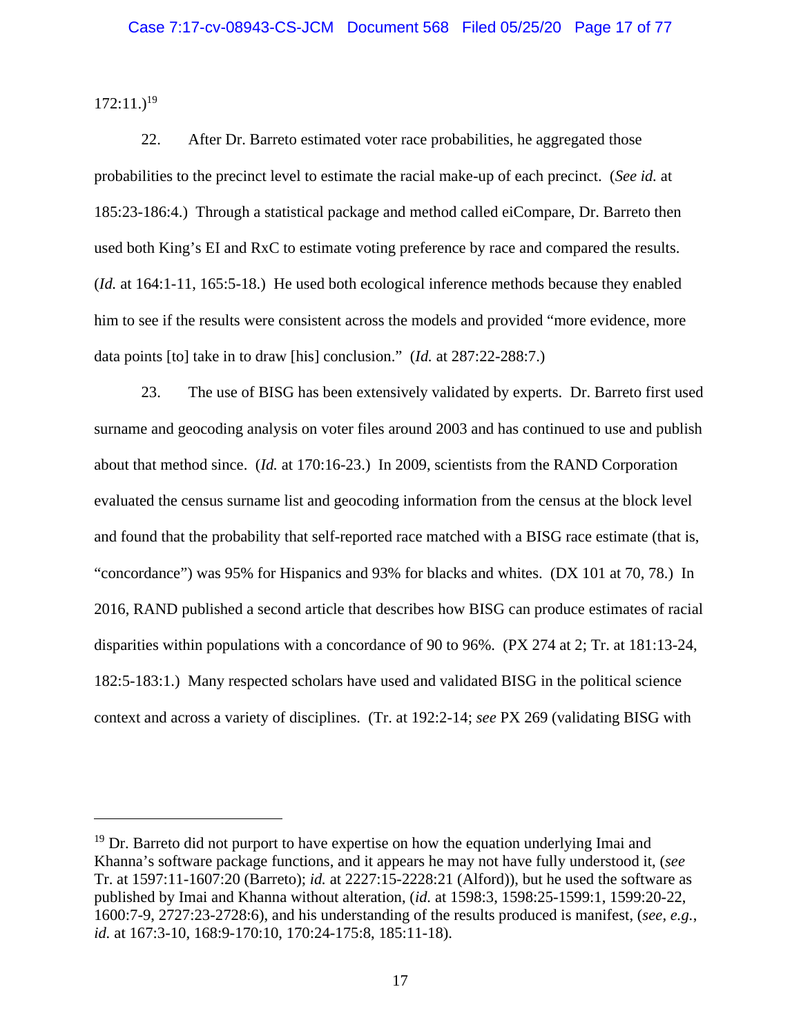172:11.)[19]

22. After Dr. Barreto estimated voter race probabilities, he aggregated those probabilities to the precinct level to estimate the racial make-up of each precinct. (*See id.* at 185:23-186:4.) Through a statistical package and method called eiCompare, Dr. Barreto then used both King's EI and RxC to estimate voting preference by race and compared the results. (*Id.* at 164:1-11, 165:5-18.) He used both ecological inference methods because they enabled him to see if the results were consistent across the models and provided "more evidence, more data points [to] take in to draw [his] conclusion." (*Id.* at 287:22-288:7.)

23. The use of BISG has been extensively validated by experts. Dr. Barreto first used surname and geocoding analysis on voter files around 2003 and has continued to use and publish about that method since. (*Id.* at 170:16-23.) In 2009, scientists from the RAND Corporation evaluated the census surname list and geocoding information from the census at the block level and found that the probability that self-reported race matched with a BISG race estimate (that is, "concordance") was 95% for Hispanics and 93% for blacks and whites. (DX 101 at 70, 78.) In 2016, RAND published a second article that describes how BISG can produce estimates of racial disparities within populations with a concordance of 90 to 96%. (PX 274 at 2; Tr. at 181:13-24, 182:5-183:1.) Many respected scholars have used and validated BISG in the political science context and across a variety of disciplines. (Tr. at 192:2-14; *see* PX 269 (validating BISG with

---

[19] Dr. Barreto did not purport to have expertise on how the equation underlying Imai and Khanna's software package functions, and it appears he may not have fully understood it, (*see* Tr. at 1597:11-1607:20 (Barreto); *id.* at 2227:15-2228:21 (Alford)), but he used the software as published by Imai and Khanna without alteration, (*id.* at 1598:3, 1598:25-1599:1, 1599:20-22, 1600:7-9, 2727:23-2728:6), and his understanding of the results produced is manifest, (*see, e.g.*, *id.* at 167:3-10, 168:9-170:10, 170:24-175:8, 185:11-18).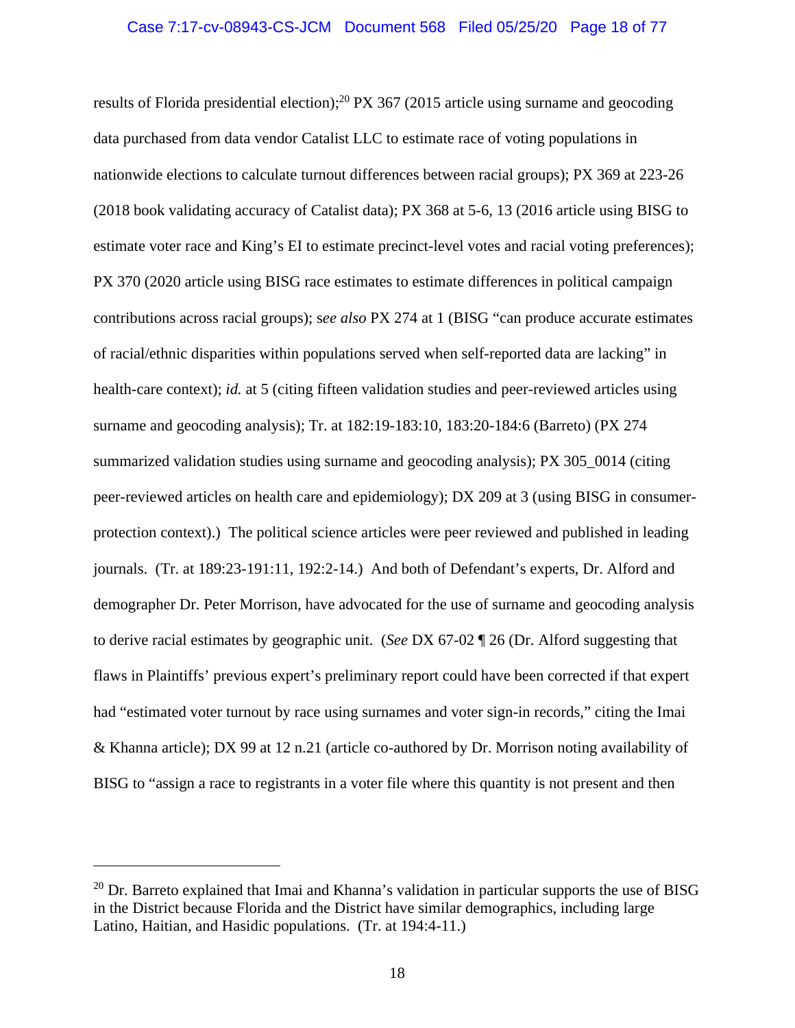results of Florida presidential election);[20] PX 367 (2015 article using surname and geocoding data purchased from data vendor Catalist LLC to estimate race of voting populations in nationwide elections to calculate turnout differences between racial groups); PX 369 at 223-26 (2018 book validating accuracy of Catalist data); PX 368 at 5-6, 13 (2016 article using BISG to estimate voter race and King's EI to estimate precinct-level votes and racial voting preferences); PX 370 (2020 article using BISG race estimates to estimate differences in political campaign contributions across racial groups); s*ee also* PX 274 at 1 (BISG "can produce accurate estimates of racial/ethnic disparities within populations served when self-reported data are lacking" in health-care context); *id.* at 5 (citing fifteen validation studies and peer-reviewed articles using surname and geocoding analysis); Tr. at 182:19-183:10, 183:20-184:6 (Barreto) (PX 274 summarized validation studies using surname and geocoding analysis); PX 305_0014 (citing peer-reviewed articles on health care and epidemiology); DX 209 at 3 (using BISG in consumer-protection context).) The political science articles were peer reviewed and published in leading journals. (Tr. at 189:23-191:11, 192:2-14.) And both of Defendant's experts, Dr. Alford and demographer Dr. Peter Morrison, have advocated for the use of surname and geocoding analysis to derive racial estimates by geographic unit. (*See* DX 67-02 ¶ 26 (Dr. Alford suggesting that flaws in Plaintiffs' previous expert's preliminary report could have been corrected if that expert had "estimated voter turnout by race using surnames and voter sign-in records," citing the Imai & Khanna article); DX 99 at 12 n.21 (article co-authored by Dr. Morrison noting availability of BISG to "assign a race to registrants in a voter file where this quantity is not present and then

---

[20] Dr. Barreto explained that Imai and Khanna's validation in particular supports the use of BISG in the District because Florida and the District have similar demographics, including large Latino, Haitian, and Hasidic populations. (Tr. at 194:4-11.)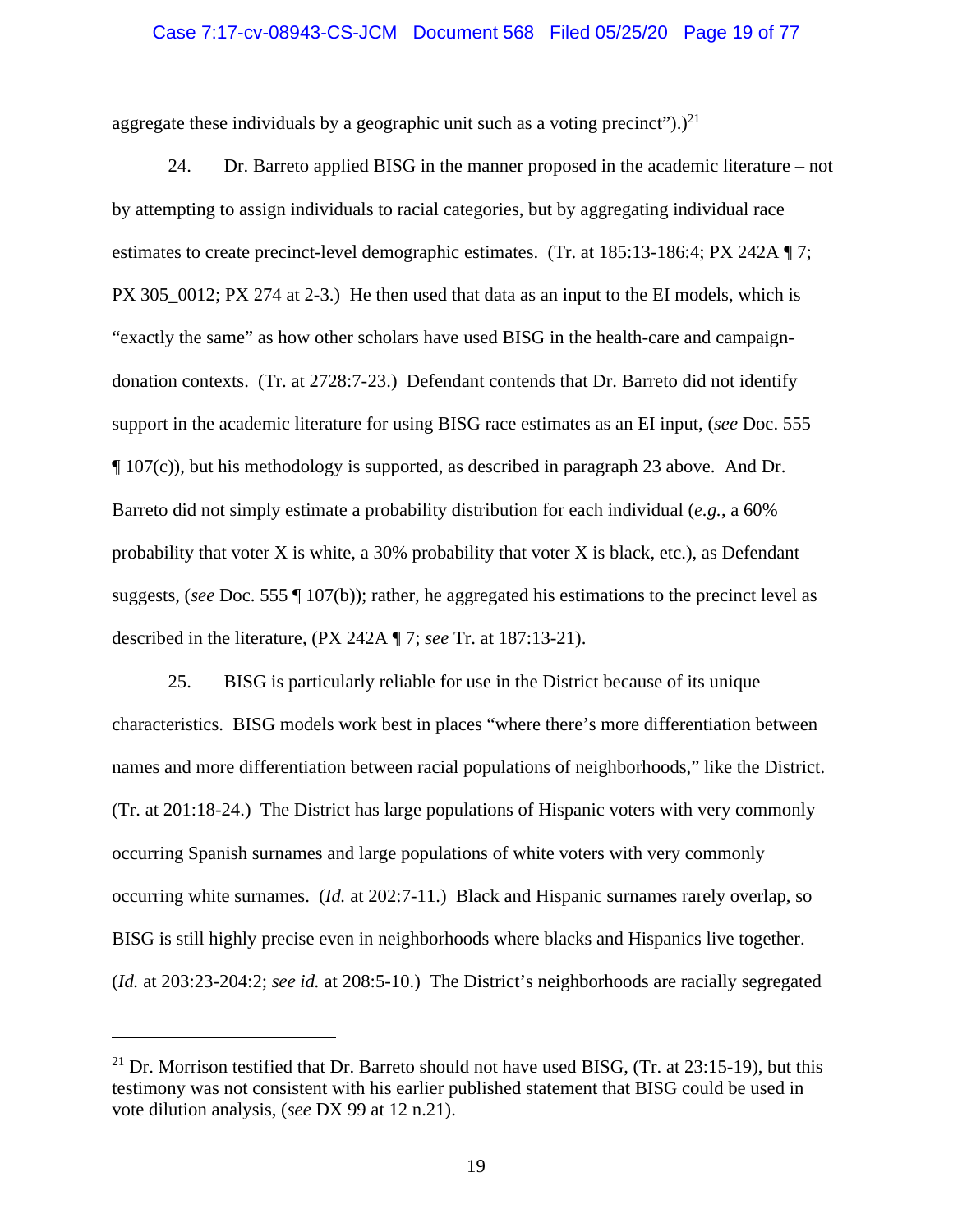aggregate these individuals by a geographic unit such as a voting precinct").)[21]

24. Dr. Barreto applied BISG in the manner proposed in the academic literature – not by attempting to assign individuals to racial categories, but by aggregating individual race estimates to create precinct-level demographic estimates. (Tr. at 185:13-186:4; PX 242A ¶ 7; PX 305_0012; PX 274 at 2-3.) He then used that data as an input to the EI models, which is "exactly the same" as how other scholars have used BISG in the health-care and campaign-donation contexts. (Tr. at 2728:7-23.) Defendant contends that Dr. Barreto did not identify support in the academic literature for using BISG race estimates as an EI input, (*see* Doc. 555 ¶ 107(c)), but his methodology is supported, as described in paragraph 23 above. And Dr. Barreto did not simply estimate a probability distribution for each individual (*e.g.*, a 60% probability that voter X is white, a 30% probability that voter X is black, etc.), as Defendant suggests, (*see* Doc. 555 ¶ 107(b)); rather, he aggregated his estimations to the precinct level as described in the literature, (PX 242A ¶ 7; *see* Tr. at 187:13-21).

25. BISG is particularly reliable for use in the District because of its unique characteristics. BISG models work best in places "where there's more differentiation between names and more differentiation between racial populations of neighborhoods," like the District. (Tr. at 201:18-24.) The District has large populations of Hispanic voters with very commonly occurring Spanish surnames and large populations of white voters with very commonly occurring white surnames. (*Id.* at 202:7-11.) Black and Hispanic surnames rarely overlap, so BISG is still highly precise even in neighborhoods where blacks and Hispanics live together. (*Id.* at 203:23-204:2; *see id.* at 208:5-10.) The District's neighborhoods are racially segregated

---

[21] Dr. Morrison testified that Dr. Barreto should not have used BISG, (Tr. at 23:15-19), but this testimony was not consistent with his earlier published statement that BISG could be used in vote dilution analysis, (*see* DX 99 at 12 n.21).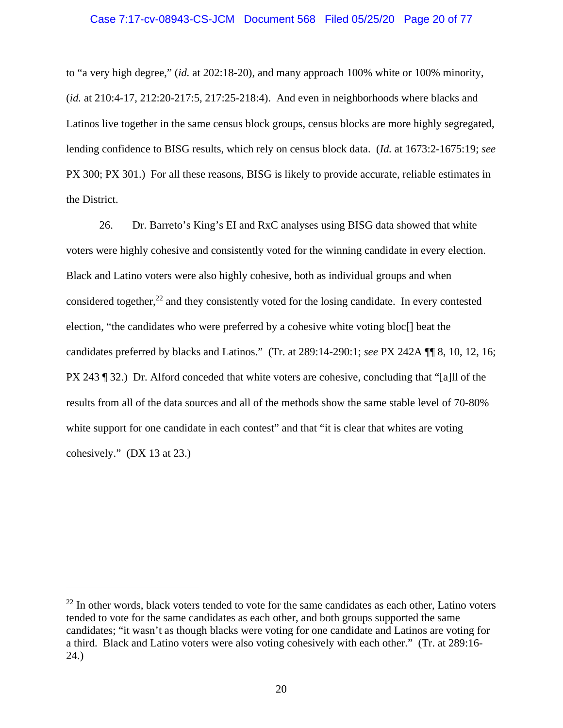to "a very high degree," (*id.* at 202:18-20), and many approach 100% white or 100% minority, (*id.* at 210:4-17, 212:20-217:5, 217:25-218:4). And even in neighborhoods where blacks and Latinos live together in the same census block groups, census blocks are more highly segregated, lending confidence to BISG results, which rely on census block data. (*Id.* at 1673:2-1675:19; *see* PX 300; PX 301.) For all these reasons, BISG is likely to provide accurate, reliable estimates in the District.

26. Dr. Barreto's King's EI and RxC analyses using BISG data showed that white voters were highly cohesive and consistently voted for the winning candidate in every election. Black and Latino voters were also highly cohesive, both as individual groups and when considered together,[22] and they consistently voted for the losing candidate. In every contested election, "the candidates who were preferred by a cohesive white voting bloc[] beat the candidates preferred by blacks and Latinos." (Tr. at 289:14-290:1; *see* PX 242A ¶¶ 8, 10, 12, 16; PX 243 ¶ 32.) Dr. Alford conceded that white voters are cohesive, concluding that "[a]ll of the results from all of the data sources and all of the methods show the same stable level of 70-80% white support for one candidate in each contest" and that "it is clear that whites are voting cohesively." (DX 13 at 23.)

---

[22] In other words, black voters tended to vote for the same candidates as each other, Latino voters tended to vote for the same candidates as each other, and both groups supported the same candidates; "it wasn't as though blacks were voting for one candidate and Latinos are voting for a third. Black and Latino voters were also voting cohesively with each other." (Tr. at 289:16-24.)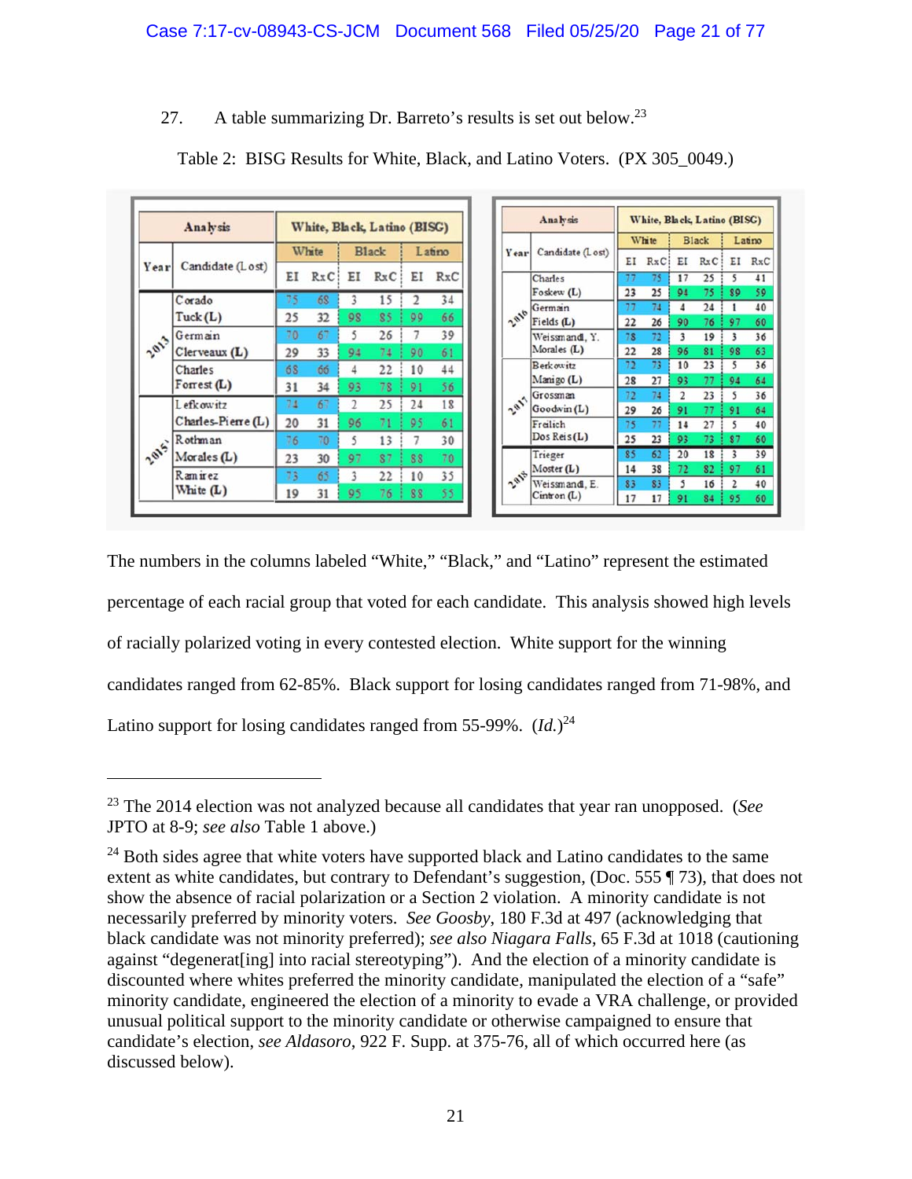27. A table summarizing Dr. Barreto's results is set out below.[23]

Table 2: BISG Results for White, Black, and Latino Voters. (PX 305_0049.)

| Year | Candidate (Lost) | White EI | White RxC | Black EI | Black RxC | Latino EI | Latino RxC |
|---|---|---|---|---|---|---|---|
| 2013 | Corado | 75 | 68 | 3 | 15 | 2 | 34 |
| | Tuck (L) | 25 | 32 | 98 | 85 | 99 | 66 |
| | Germain | 70 | 67 | 5 | 26 | 7 | 39 |
| | Clerveaux (L) | 29 | 33 | 94 | 74 | 90 | 61 |
| | Charles | 68 | 66 | 4 | 22 | 10 | 44 |
| | Forrest (L) | 31 | 34 | 93 | 78 | 91 | 56 |
| 2015 | Lefkowitz | 74 | 67 | 2 | 25 | 24 | 18 |
| | Charles-Pierre (L) | 20 | 31 | 96 | 71 | 95 | 61 |
| | Rothman | 76 | 70 | 5 | 13 | 7 | 30 |
| | Morales (L) | 23 | 30 | 97 | 87 | 88 | 70 |
| | Ramirez | 73 | 65 | 3 | 22 | 10 | 35 |
| | White (L) | 19 | 31 | 95 | 76 | 88 | 55 |
| 2016 | Charles | 77 | 75 | 17 | 25 | 5 | 41 |
| | Foskew (L) | 23 | 25 | 94 | 75 | 89 | 59 |
| | Germain | 77 | 74 | 4 | 24 | 1 | 40 |
| | Fields (L) | 22 | 26 | 90 | 76 | 97 | 60 |
| | Weissmandl, Y. | 78 | 72 | 3 | 19 | 3 | 36 |
| | Morales (L) | 22 | 28 | 96 | 81 | 98 | 63 |
| 2017 | Berkowitz | 72 | 73 | 10 | 23 | 5 | 36 |
| | Manigo (L) | 28 | 27 | 93 | 77 | 94 | 64 |
| | Grossman | 72 | 74 | 2 | 23 | 5 | 36 |
| | Goodwin (L) | 29 | 26 | 91 | 77 | 91 | 64 |
| | Freilich | 75 | 77 | 14 | 27 | 5 | 40 |
| | Dos Reis (L) | 25 | 23 | 93 | 73 | 87 | 60 |
| 2018 | Trieger | 85 | 62 | 20 | 18 | 3 | 39 |
| | Moster (L) | 14 | 38 | 72 | 82 | 97 | 61 |
| | Weissmandl, E. | 83 | 83 | 5 | 16 | 2 | 40 |
| | Cintron (L) | 17 | 17 | 91 | 84 | 95 | 60 |

The numbers in the columns labeled "White," "Black," and "Latino" represent the estimated percentage of each racial group that voted for each candidate. This analysis showed high levels of racially polarized voting in every contested election. White support for the winning candidates ranged from 62-85%. Black support for losing candidates ranged from 71-98%, and Latino support for losing candidates ranged from 55-99%. (*Id.*)[24]

---

[23] The 2014 election was not analyzed because all candidates that year ran unopposed. (*See* JPTO at 8-9; *see also* Table 1 above.)

[24] Both sides agree that white voters have supported black and Latino candidates to the same extent as white candidates, but contrary to Defendant's suggestion, (Doc. 555 ¶ 73), that does not show the absence of racial polarization or a Section 2 violation. A minority candidate is not necessarily preferred by minority voters. *See Goosby*, 180 F.3d at 497 (acknowledging that black candidate was not minority preferred); *see also Niagara Falls*, 65 F.3d at 1018 (cautioning against "degenerat[ing] into racial stereotyping"). And the election of a minority candidate is discounted where whites preferred the minority candidate, manipulated the election of a "safe" minority candidate, engineered the election of a minority to evade a VRA challenge, or provided unusual political support to the minority candidate or otherwise campaigned to ensure that candidate's election, *see Aldasoro*, 922 F. Supp. at 375-76, all of which occurred here (as discussed below).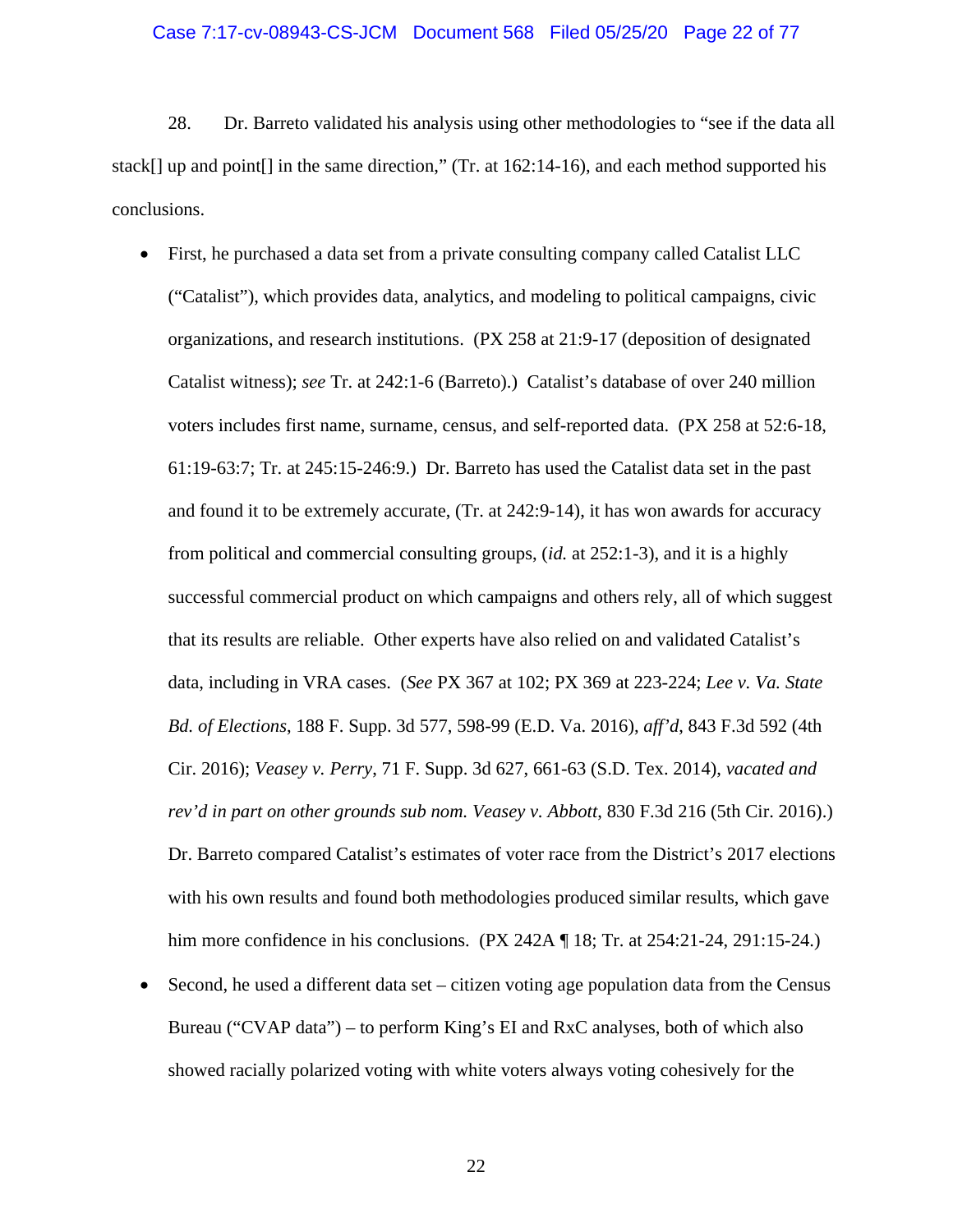28. Dr. Barreto validated his analysis using other methodologies to "see if the data all stack[] up and point[] in the same direction," (Tr. at 162:14-16), and each method supported his conclusions.

- First, he purchased a data set from a private consulting company called Catalist LLC ("Catalist"), which provides data, analytics, and modeling to political campaigns, civic organizations, and research institutions. (PX 258 at 21:9-17 (deposition of designated Catalist witness); *see* Tr. at 242:1-6 (Barreto).) Catalist's database of over 240 million voters includes first name, surname, census, and self-reported data. (PX 258 at 52:6-18, 61:19-63:7; Tr. at 245:15-246:9.) Dr. Barreto has used the Catalist data set in the past and found it to be extremely accurate, (Tr. at 242:9-14), it has won awards for accuracy from political and commercial consulting groups, (*id.* at 252:1-3), and it is a highly successful commercial product on which campaigns and others rely, all of which suggest that its results are reliable. Other experts have also relied on and validated Catalist's data, including in VRA cases. (*See* PX 367 at 102; PX 369 at 223-224; *Lee v. Va. State Bd. of Elections*, 188 F. Supp. 3d 577, 598-99 (E.D. Va. 2016), *aff'd*, 843 F.3d 592 (4th Cir. 2016); *Veasey v. Perry*, 71 F. Supp. 3d 627, 661-63 (S.D. Tex. 2014), *vacated and rev'd in part on other grounds sub nom. Veasey v. Abbott*, 830 F.3d 216 (5th Cir. 2016).) Dr. Barreto compared Catalist's estimates of voter race from the District's 2017 elections with his own results and found both methodologies produced similar results, which gave him more confidence in his conclusions. (PX 242A ¶ 18; Tr. at 254:21-24, 291:15-24.)
- Second, he used a different data set – citizen voting age population data from the Census Bureau ("CVAP data") – to perform King's EI and RxC analyses, both of which also showed racially polarized voting with white voters always voting cohesively for the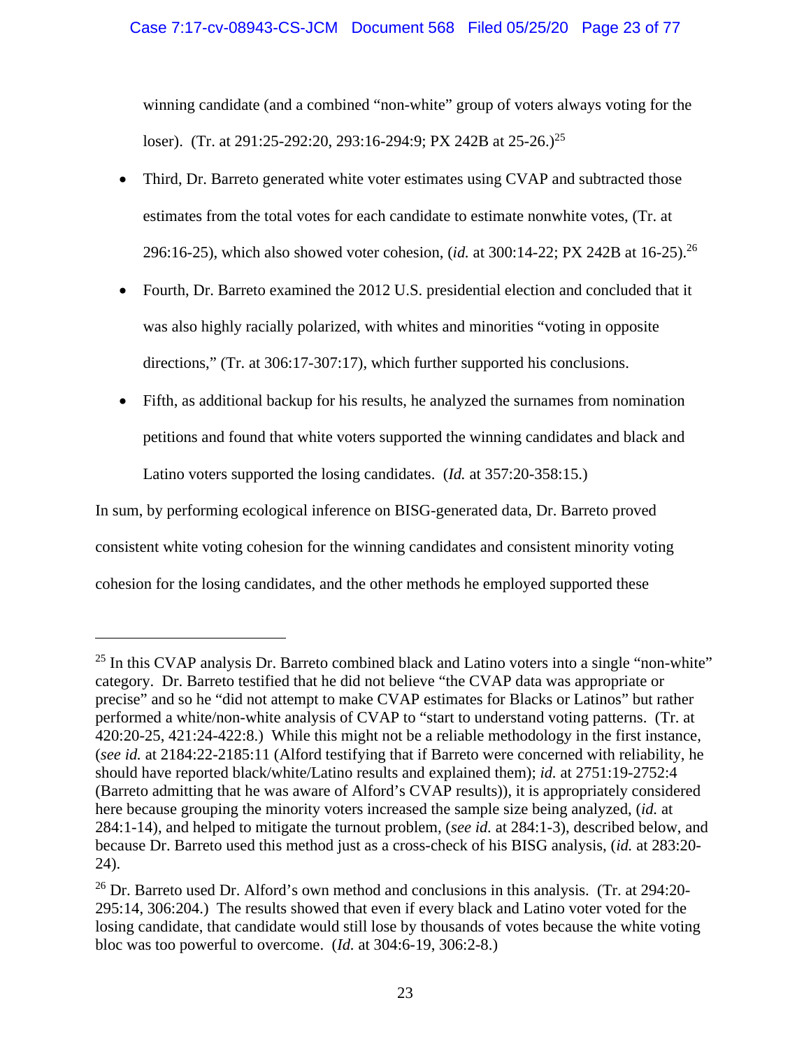winning candidate (and a combined "non-white" group of voters always voting for the loser). (Tr. at 291:25-292:20, 293:16-294:9; PX 242B at 25-26.)[25]

- Third, Dr. Barreto generated white voter estimates using CVAP and subtracted those estimates from the total votes for each candidate to estimate nonwhite votes, (Tr. at 296:16-25), which also showed voter cohesion, (*id.* at 300:14-22; PX 242B at 16-25).[26]
- Fourth, Dr. Barreto examined the 2012 U.S. presidential election and concluded that it was also highly racially polarized, with whites and minorities "voting in opposite directions," (Tr. at 306:17-307:17), which further supported his conclusions.
- Fifth, as additional backup for his results, he analyzed the surnames from nomination petitions and found that white voters supported the winning candidates and black and Latino voters supported the losing candidates. (*Id.* at 357:20-358:15.)

In sum, by performing ecological inference on BISG-generated data, Dr. Barreto proved consistent white voting cohesion for the winning candidates and consistent minority voting cohesion for the losing candidates, and the other methods he employed supported these

---

[25] In this CVAP analysis Dr. Barreto combined black and Latino voters into a single "non-white" category. Dr. Barreto testified that he did not believe "the CVAP data was appropriate or precise" and so he "did not attempt to make CVAP estimates for Blacks or Latinos" but rather performed a white/non-white analysis of CVAP to "start to understand voting patterns. (Tr. at 420:20-25, 421:24-422:8.) While this might not be a reliable methodology in the first instance, (*see id.* at 2184:22-2185:11 (Alford testifying that if Barreto were concerned with reliability, he should have reported black/white/Latino results and explained them); *id.* at 2751:19-2752:4 (Barreto admitting that he was aware of Alford's CVAP results)), it is appropriately considered here because grouping the minority voters increased the sample size being analyzed, (*id.* at 284:1-14), and helped to mitigate the turnout problem, (*see id.* at 284:1-3), described below, and because Dr. Barreto used this method just as a cross-check of his BISG analysis, (*id.* at 283:20-24).

[26] Dr. Barreto used Dr. Alford's own method and conclusions in this analysis. (Tr. at 294:20-295:14, 306:204.) The results showed that even if every black and Latino voter voted for the losing candidate, that candidate would still lose by thousands of votes because the white voting bloc was too powerful to overcome. (*Id.* at 304:6-19, 306:2-8.)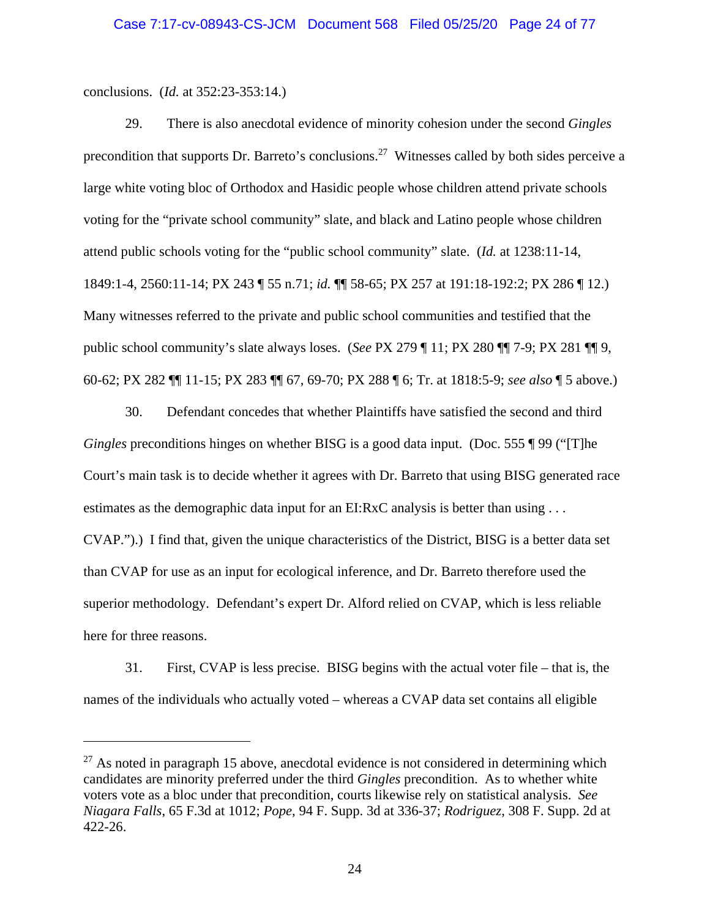conclusions. (*Id.* at 352:23-353:14.)

29. There is also anecdotal evidence of minority cohesion under the second *Gingles* precondition that supports Dr. Barreto's conclusions.[27] Witnesses called by both sides perceive a large white voting bloc of Orthodox and Hasidic people whose children attend private schools voting for the "private school community" slate, and black and Latino people whose children attend public schools voting for the "public school community" slate. (*Id.* at 1238:11-14, 1849:1-4, 2560:11-14; PX 243 ¶ 55 n.71; *id.* ¶¶ 58-65; PX 257 at 191:18-192:2; PX 286 ¶ 12.) Many witnesses referred to the private and public school communities and testified that the public school community's slate always loses. (*See* PX 279 ¶ 11; PX 280 ¶¶ 7-9; PX 281 ¶¶ 9, 60-62; PX 282 ¶¶ 11-15; PX 283 ¶¶ 67, 69-70; PX 288 ¶ 6; Tr. at 1818:5-9; *see also* ¶ 5 above.)

30. Defendant concedes that whether Plaintiffs have satisfied the second and third *Gingles* preconditions hinges on whether BISG is a good data input. (Doc. 555 ¶ 99 ("[T]he Court's main task is to decide whether it agrees with Dr. Barreto that using BISG generated race estimates as the demographic data input for an EI:RxC analysis is better than using . . . CVAP.").) I find that, given the unique characteristics of the District, BISG is a better data set than CVAP for use as an input for ecological inference, and Dr. Barreto therefore used the superior methodology. Defendant's expert Dr. Alford relied on CVAP, which is less reliable here for three reasons.

31. First, CVAP is less precise. BISG begins with the actual voter file – that is, the names of the individuals who actually voted – whereas a CVAP data set contains all eligible

---

[27] As noted in paragraph 15 above, anecdotal evidence is not considered in determining which candidates are minority preferred under the third *Gingles* precondition. As to whether white voters vote as a bloc under that precondition, courts likewise rely on statistical analysis. *See Niagara Falls*, 65 F.3d at 1012; *Pope*, 94 F. Supp. 3d at 336-37; *Rodriguez*, 308 F. Supp. 2d at 422-26.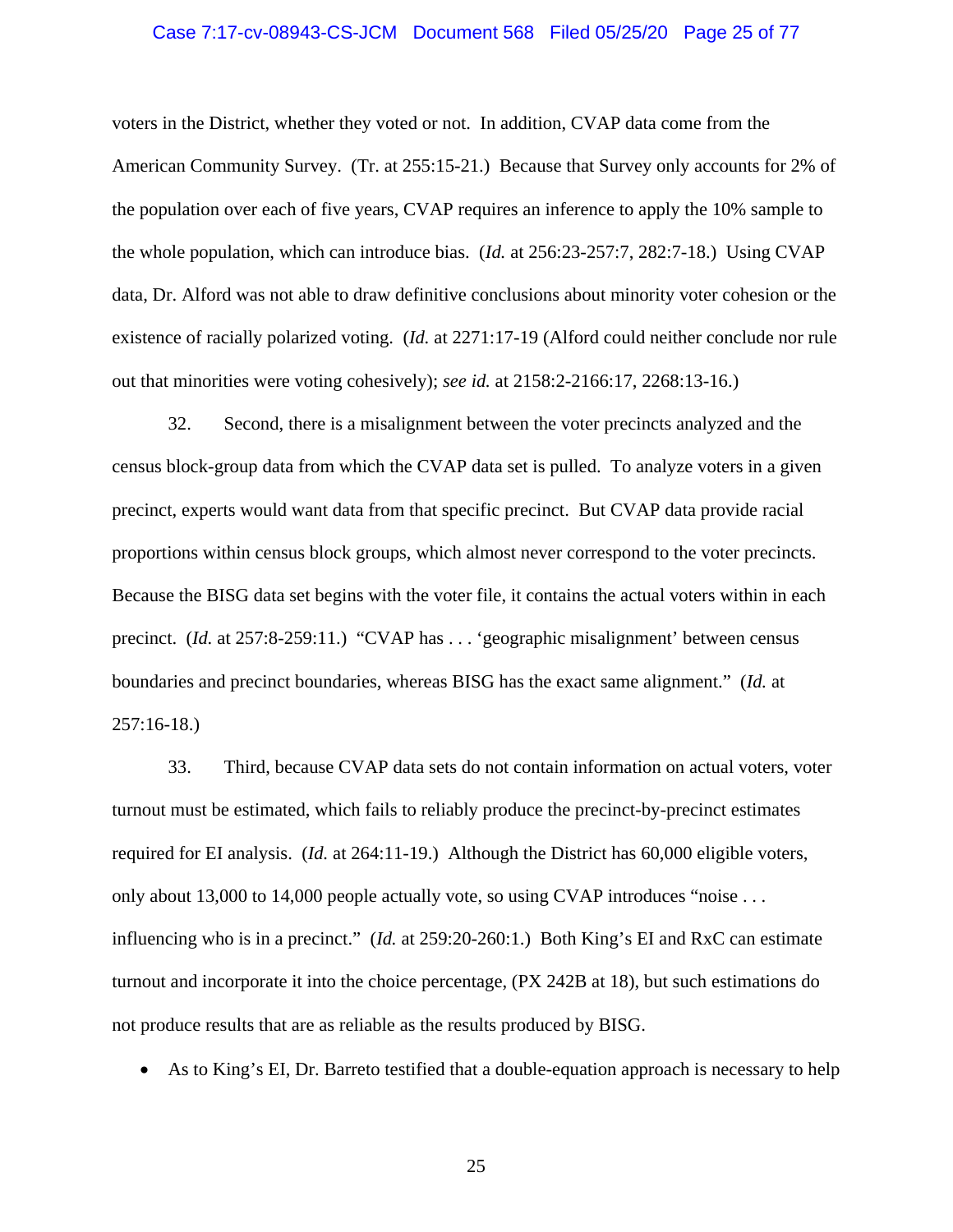voters in the District, whether they voted or not. In addition, CVAP data come from the American Community Survey. (Tr. at 255:15-21.) Because that Survey only accounts for 2% of the population over each of five years, CVAP requires an inference to apply the 10% sample to the whole population, which can introduce bias. (*Id.* at 256:23-257:7, 282:7-18.) Using CVAP data, Dr. Alford was not able to draw definitive conclusions about minority voter cohesion or the existence of racially polarized voting. (*Id.* at 2271:17-19 (Alford could neither conclude nor rule out that minorities were voting cohesively); *see id.* at 2158:2-2166:17, 2268:13-16.)

32. Second, there is a misalignment between the voter precincts analyzed and the census block-group data from which the CVAP data set is pulled. To analyze voters in a given precinct, experts would want data from that specific precinct. But CVAP data provide racial proportions within census block groups, which almost never correspond to the voter precincts. Because the BISG data set begins with the voter file, it contains the actual voters within in each precinct. (*Id.* at 257:8-259:11.) "CVAP has . . . 'geographic misalignment' between census boundaries and precinct boundaries, whereas BISG has the exact same alignment." (*Id.* at 257:16-18.)

33. Third, because CVAP data sets do not contain information on actual voters, voter turnout must be estimated, which fails to reliably produce the precinct-by-precinct estimates required for EI analysis. (*Id.* at 264:11-19.) Although the District has 60,000 eligible voters, only about 13,000 to 14,000 people actually vote, so using CVAP introduces "noise . . . influencing who is in a precinct." (*Id.* at 259:20-260:1.) Both King's EI and RxC can estimate turnout and incorporate it into the choice percentage, (PX 242B at 18), but such estimations do not produce results that are as reliable as the results produced by BISG.

- As to King's EI, Dr. Barreto testified that a double-equation approach is necessary to help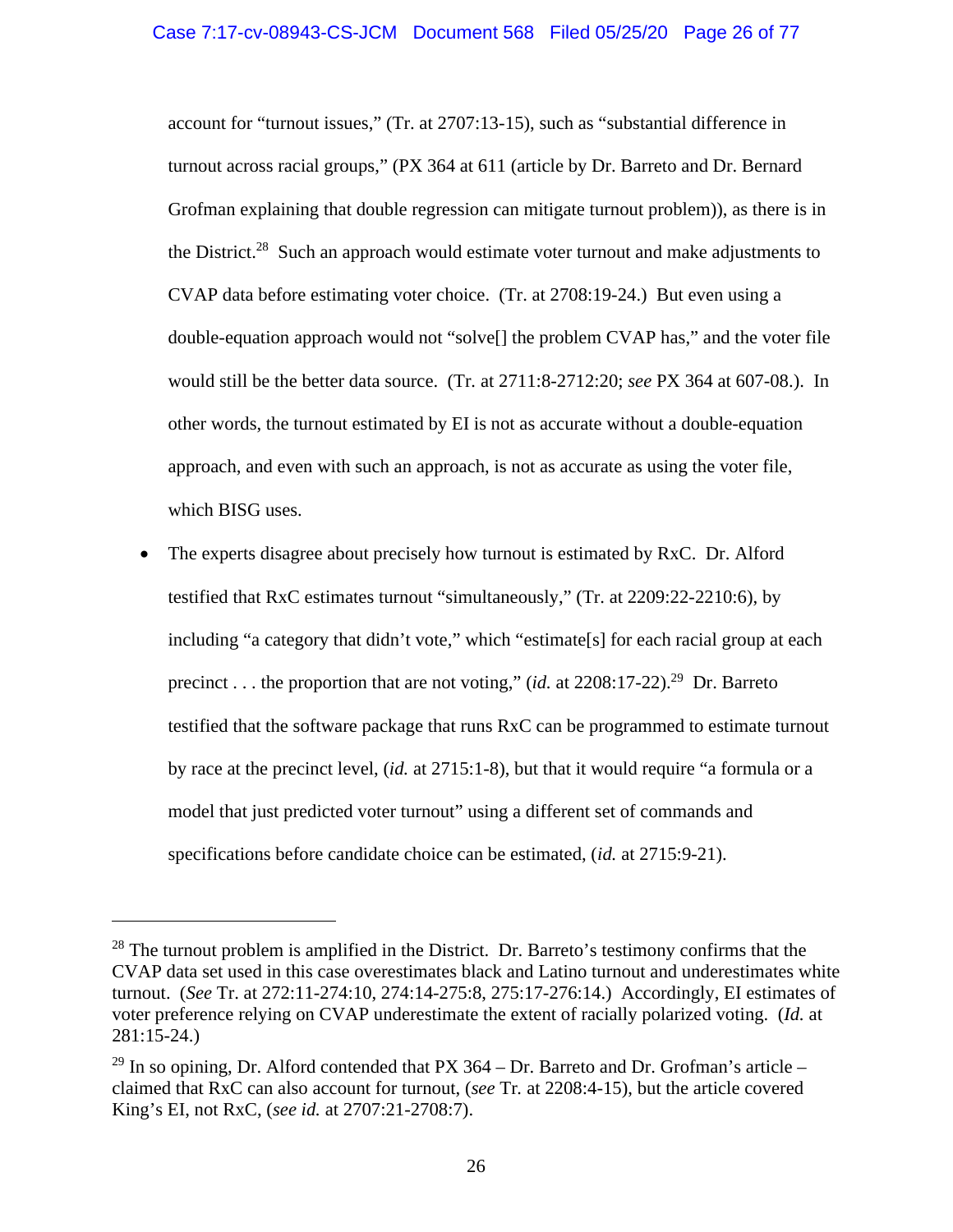account for "turnout issues," (Tr. at 2707:13-15), such as "substantial difference in turnout across racial groups," (PX 364 at 611 (article by Dr. Barreto and Dr. Bernard Grofman explaining that double regression can mitigate turnout problem)), as there is in the District.[28] Such an approach would estimate voter turnout and make adjustments to CVAP data before estimating voter choice. (Tr. at 2708:19-24.) But even using a double-equation approach would not "solve[] the problem CVAP has," and the voter file would still be the better data source. (Tr. at 2711:8-2712:20; *see* PX 364 at 607-08.). In other words, the turnout estimated by EI is not as accurate without a double-equation approach, and even with such an approach, is not as accurate as using the voter file, which BISG uses.

- The experts disagree about precisely how turnout is estimated by RxC. Dr. Alford testified that RxC estimates turnout "simultaneously," (Tr. at 2209:22-2210:6), by including "a category that didn't vote," which "estimate[s] for each racial group at each precinct . . . the proportion that are not voting," (*id.* at 2208:17-22).[29] Dr. Barreto testified that the software package that runs RxC can be programmed to estimate turnout by race at the precinct level, (*id.* at 2715:1-8), but that it would require "a formula or a model that just predicted voter turnout" using a different set of commands and specifications before candidate choice can be estimated, (*id.* at 2715:9-21).

---

[28] The turnout problem is amplified in the District. Dr. Barreto's testimony confirms that the CVAP data set used in this case overestimates black and Latino turnout and underestimates white turnout. (*See* Tr. at 272:11-274:10, 274:14-275:8, 275:17-276:14.) Accordingly, EI estimates of voter preference relying on CVAP underestimate the extent of racially polarized voting. (*Id.* at 281:15-24.)

[29] In so opining, Dr. Alford contended that PX 364 – Dr. Barreto and Dr. Grofman's article – claimed that RxC can also account for turnout, (*see* Tr. at 2208:4-15), but the article covered King's EI, not RxC, (*see id.* at 2707:21-2708:7).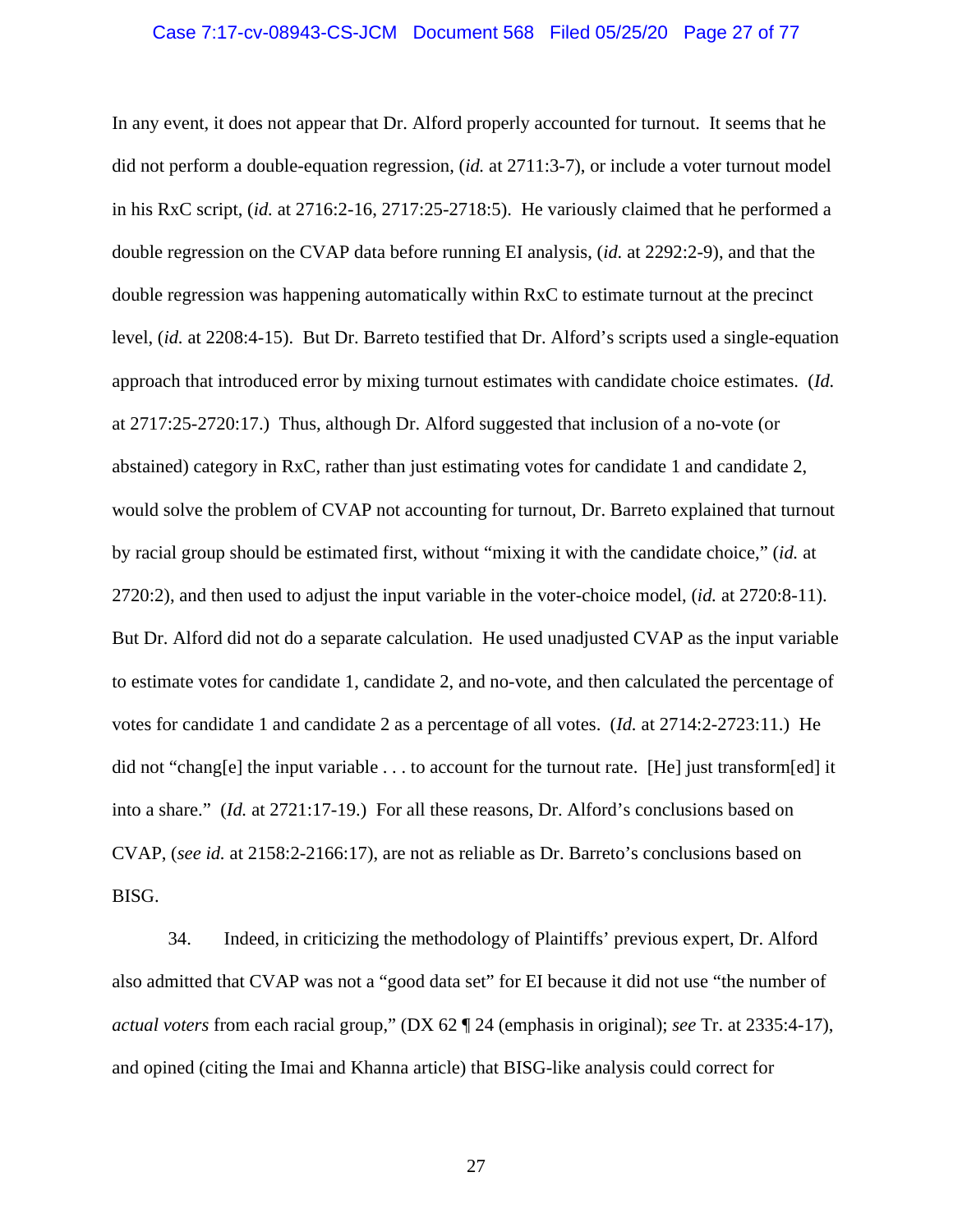In any event, it does not appear that Dr. Alford properly accounted for turnout. It seems that he did not perform a double-equation regression, (*id.* at 2711:3-7), or include a voter turnout model in his RxC script, (*id.* at 2716:2-16, 2717:25-2718:5). He variously claimed that he performed a double regression on the CVAP data before running EI analysis, (*id.* at 2292:2-9), and that the double regression was happening automatically within RxC to estimate turnout at the precinct level, (*id.* at 2208:4-15). But Dr. Barreto testified that Dr. Alford's scripts used a single-equation approach that introduced error by mixing turnout estimates with candidate choice estimates. (*Id.* at 2717:25-2720:17.) Thus, although Dr. Alford suggested that inclusion of a no-vote (or abstained) category in RxC, rather than just estimating votes for candidate 1 and candidate 2, would solve the problem of CVAP not accounting for turnout, Dr. Barreto explained that turnout by racial group should be estimated first, without "mixing it with the candidate choice," (*id.* at 2720:2), and then used to adjust the input variable in the voter-choice model, (*id.* at 2720:8-11). But Dr. Alford did not do a separate calculation. He used unadjusted CVAP as the input variable to estimate votes for candidate 1, candidate 2, and no-vote, and then calculated the percentage of votes for candidate 1 and candidate 2 as a percentage of all votes. (*Id.* at 2714:2-2723:11.) He did not "chang[e] the input variable . . . to account for the turnout rate. [He] just transform[ed] it into a share." (*Id.* at 2721:17-19.) For all these reasons, Dr. Alford's conclusions based on CVAP, (*see id.* at 2158:2-2166:17), are not as reliable as Dr. Barreto's conclusions based on BISG.

34. Indeed, in criticizing the methodology of Plaintiffs' previous expert, Dr. Alford also admitted that CVAP was not a "good data set" for EI because it did not use "the number of *actual voters* from each racial group," (DX 62 ¶ 24 (emphasis in original); *see* Tr. at 2335:4-17), and opined (citing the Imai and Khanna article) that BISG-like analysis could correct for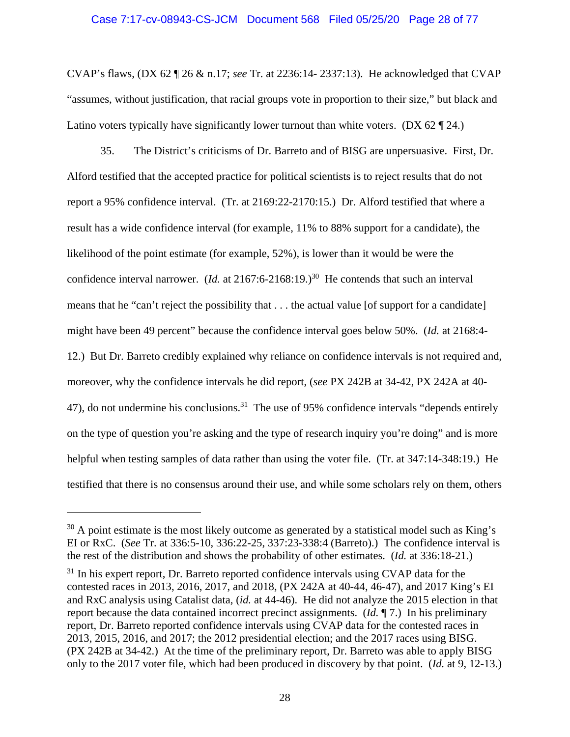CVAP's flaws, (DX 62 ¶ 26 & n.17; *see* Tr. at 2236:14- 2337:13). He acknowledged that CVAP "assumes, without justification, that racial groups vote in proportion to their size," but black and Latino voters typically have significantly lower turnout than white voters. (DX 62 ¶ 24.)

35. The District's criticisms of Dr. Barreto and of BISG are unpersuasive. First, Dr. Alford testified that the accepted practice for political scientists is to reject results that do not report a 95% confidence interval. (Tr. at 2169:22-2170:15.) Dr. Alford testified that where a result has a wide confidence interval (for example, 11% to 88% support for a candidate), the likelihood of the point estimate (for example, 52%), is lower than it would be were the confidence interval narrower. (*Id.* at 2167:6-2168:19.)[30] He contends that such an interval means that he "can't reject the possibility that . . . the actual value [of support for a candidate] might have been 49 percent" because the confidence interval goes below 50%. (*Id.* at 2168:4-12.) But Dr. Barreto credibly explained why reliance on confidence intervals is not required and, moreover, why the confidence intervals he did report, (*see* PX 242B at 34-42, PX 242A at 40-47), do not undermine his conclusions.[31] The use of 95% confidence intervals "depends entirely on the type of question you're asking and the type of research inquiry you're doing" and is more helpful when testing samples of data rather than using the voter file. (Tr. at 347:14-348:19.) He testified that there is no consensus around their use, and while some scholars rely on them, others

---

[30] A point estimate is the most likely outcome as generated by a statistical model such as King's EI or RxC. (*See* Tr. at 336:5-10, 336:22-25, 337:23-338:4 (Barreto).) The confidence interval is the rest of the distribution and shows the probability of other estimates. (*Id.* at 336:18-21.)

[31] In his expert report, Dr. Barreto reported confidence intervals using CVAP data for the contested races in 2013, 2016, 2017, and 2018, (PX 242A at 40-44, 46-47), and 2017 King's EI and RxC analysis using Catalist data, (*id.* at 44-46). He did not analyze the 2015 election in that report because the data contained incorrect precinct assignments. (*Id.* ¶ 7.) In his preliminary report, Dr. Barreto reported confidence intervals using CVAP data for the contested races in 2013, 2015, 2016, and 2017; the 2012 presidential election; and the 2017 races using BISG. (PX 242B at 34-42.) At the time of the preliminary report, Dr. Barreto was able to apply BISG only to the 2017 voter file, which had been produced in discovery by that point. (*Id.* at 9, 12-13.)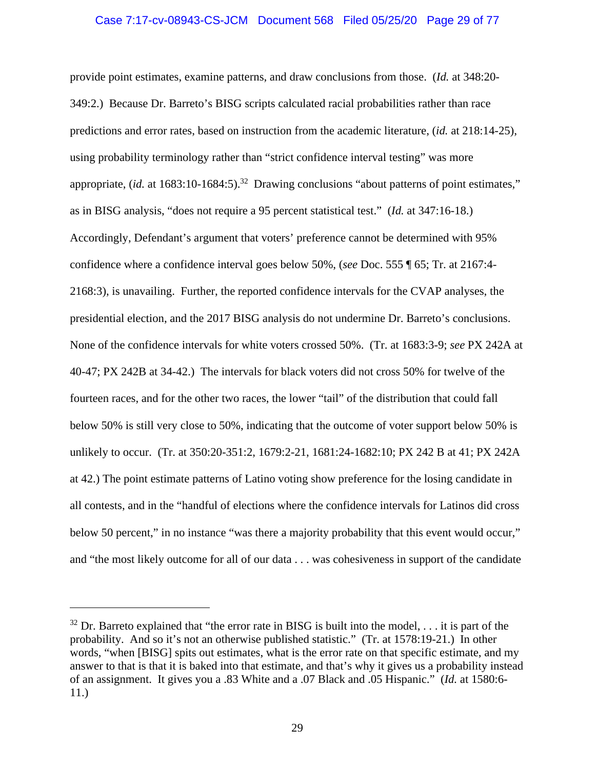provide point estimates, examine patterns, and draw conclusions from those. (*Id.* at 348:20-349:2.) Because Dr. Barreto's BISG scripts calculated racial probabilities rather than race predictions and error rates, based on instruction from the academic literature, (*id.* at 218:14-25), using probability terminology rather than "strict confidence interval testing" was more appropriate, (*id.* at 1683:10-1684:5).[32] Drawing conclusions "about patterns of point estimates," as in BISG analysis, "does not require a 95 percent statistical test." (*Id.* at 347:16-18.) Accordingly, Defendant's argument that voters' preference cannot be determined with 95% confidence where a confidence interval goes below 50%, (*see* Doc. 555 ¶ 65; Tr. at 2167:4-2168:3), is unavailing. Further, the reported confidence intervals for the CVAP analyses, the presidential election, and the 2017 BISG analysis do not undermine Dr. Barreto's conclusions. None of the confidence intervals for white voters crossed 50%. (Tr. at 1683:3-9; *see* PX 242A at 40-47; PX 242B at 34-42.) The intervals for black voters did not cross 50% for twelve of the fourteen races, and for the other two races, the lower "tail" of the distribution that could fall below 50% is still very close to 50%, indicating that the outcome of voter support below 50% is unlikely to occur. (Tr. at 350:20-351:2, 1679:2-21, 1681:24-1682:10; PX 242 B at 41; PX 242A at 42.) The point estimate patterns of Latino voting show preference for the losing candidate in all contests, and in the "handful of elections where the confidence intervals for Latinos did cross below 50 percent," in no instance "was there a majority probability that this event would occur," and "the most likely outcome for all of our data . . . was cohesiveness in support of the candidate

---

[32] Dr. Barreto explained that "the error rate in BISG is built into the model, . . . it is part of the probability. And so it's not an otherwise published statistic." (Tr. at 1578:19-21.) In other words, "when [BISG] spits out estimates, what is the error rate on that specific estimate, and my answer to that is that it is baked into that estimate, and that's why it gives us a probability instead of an assignment. It gives you a .83 White and a .07 Black and .05 Hispanic." (*Id.* at 1580:6-11.)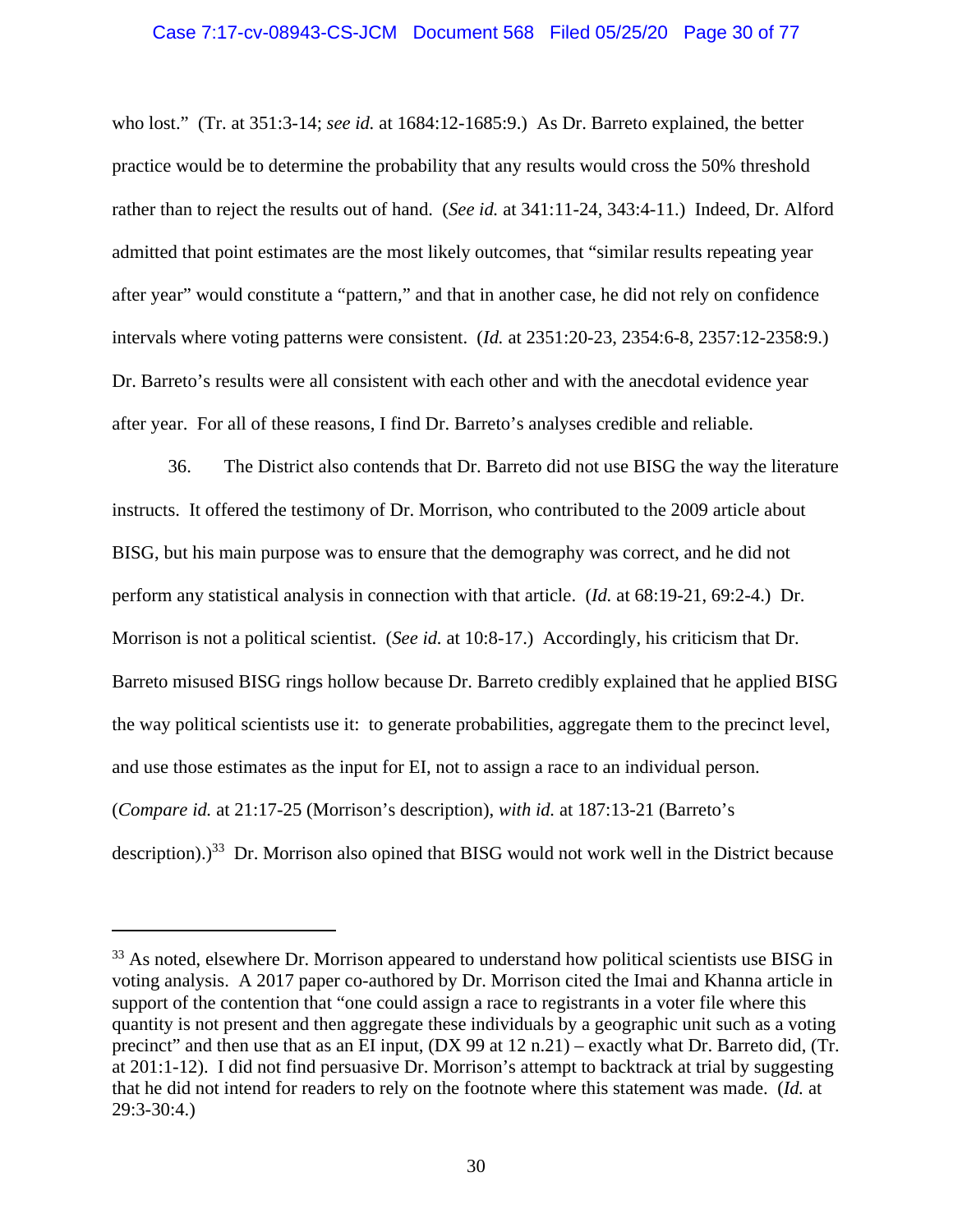who lost." (Tr. at 351:3-14; *see id.* at 1684:12-1685:9.) As Dr. Barreto explained, the better practice would be to determine the probability that any results would cross the 50% threshold rather than to reject the results out of hand. (*See id.* at 341:11-24, 343:4-11.) Indeed, Dr. Alford admitted that point estimates are the most likely outcomes, that "similar results repeating year after year" would constitute a "pattern," and that in another case, he did not rely on confidence intervals where voting patterns were consistent. (*Id.* at 2351:20-23, 2354:6-8, 2357:12-2358:9.) Dr. Barreto's results were all consistent with each other and with the anecdotal evidence year after year. For all of these reasons, I find Dr. Barreto's analyses credible and reliable.

36. The District also contends that Dr. Barreto did not use BISG the way the literature instructs. It offered the testimony of Dr. Morrison, who contributed to the 2009 article about BISG, but his main purpose was to ensure that the demography was correct, and he did not perform any statistical analysis in connection with that article. (*Id.* at 68:19-21, 69:2-4.) Dr. Morrison is not a political scientist. (*See id.* at 10:8-17.) Accordingly, his criticism that Dr. Barreto misused BISG rings hollow because Dr. Barreto credibly explained that he applied BISG the way political scientists use it: to generate probabilities, aggregate them to the precinct level, and use those estimates as the input for EI, not to assign a race to an individual person. (*Compare id.* at 21:17-25 (Morrison's description), *with id.* at 187:13-21 (Barreto's description).)[33] Dr. Morrison also opined that BISG would not work well in the District because

---

[33] As noted, elsewhere Dr. Morrison appeared to understand how political scientists use BISG in voting analysis. A 2017 paper co-authored by Dr. Morrison cited the Imai and Khanna article in support of the contention that "one could assign a race to registrants in a voter file where this quantity is not present and then aggregate these individuals by a geographic unit such as a voting precinct" and then use that as an EI input, (DX 99 at 12 n.21) – exactly what Dr. Barreto did, (Tr. at 201:1-12). I did not find persuasive Dr. Morrison's attempt to backtrack at trial by suggesting that he did not intend for readers to rely on the footnote where this statement was made. (*Id.* at 29:3-30:4.)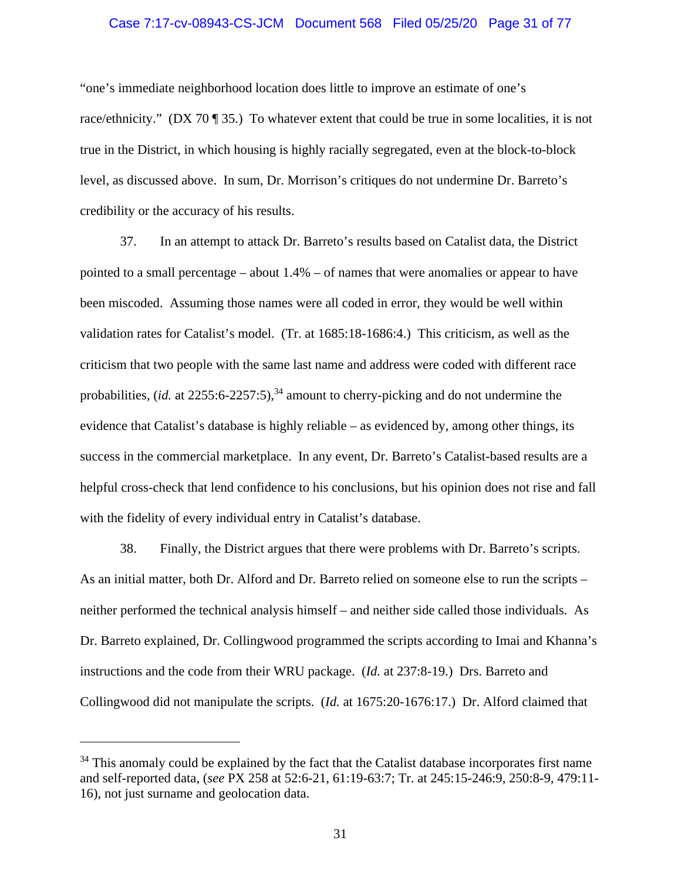"one's immediate neighborhood location does little to improve an estimate of one's race/ethnicity." (DX 70 ¶ 35.) To whatever extent that could be true in some localities, it is not true in the District, in which housing is highly racially segregated, even at the block-to-block level, as discussed above. In sum, Dr. Morrison's critiques do not undermine Dr. Barreto's credibility or the accuracy of his results.

37. In an attempt to attack Dr. Barreto's results based on Catalist data, the District pointed to a small percentage – about 1.4% – of names that were anomalies or appear to have been miscoded. Assuming those names were all coded in error, they would be well within validation rates for Catalist's model. (Tr. at 1685:18-1686:4.) This criticism, as well as the criticism that two people with the same last name and address were coded with different race probabilities, (*id.* at 2255:6-2257:5),[34] amount to cherry-picking and do not undermine the evidence that Catalist's database is highly reliable – as evidenced by, among other things, its success in the commercial marketplace. In any event, Dr. Barreto's Catalist-based results are a helpful cross-check that lend confidence to his conclusions, but his opinion does not rise and fall with the fidelity of every individual entry in Catalist's database.

38. Finally, the District argues that there were problems with Dr. Barreto's scripts. As an initial matter, both Dr. Alford and Dr. Barreto relied on someone else to run the scripts – neither performed the technical analysis himself – and neither side called those individuals. As Dr. Barreto explained, Dr. Collingwood programmed the scripts according to Imai and Khanna's instructions and the code from their WRU package. (*Id.* at 237:8-19.) Drs. Barreto and Collingwood did not manipulate the scripts. (*Id.* at 1675:20-1676:17.) Dr. Alford claimed that

---

[34] This anomaly could be explained by the fact that the Catalist database incorporates first name and self-reported data, (*see* PX 258 at 52:6-21, 61:19-63:7; Tr. at 245:15-246:9, 250:8-9, 479:11-16), not just surname and geolocation data.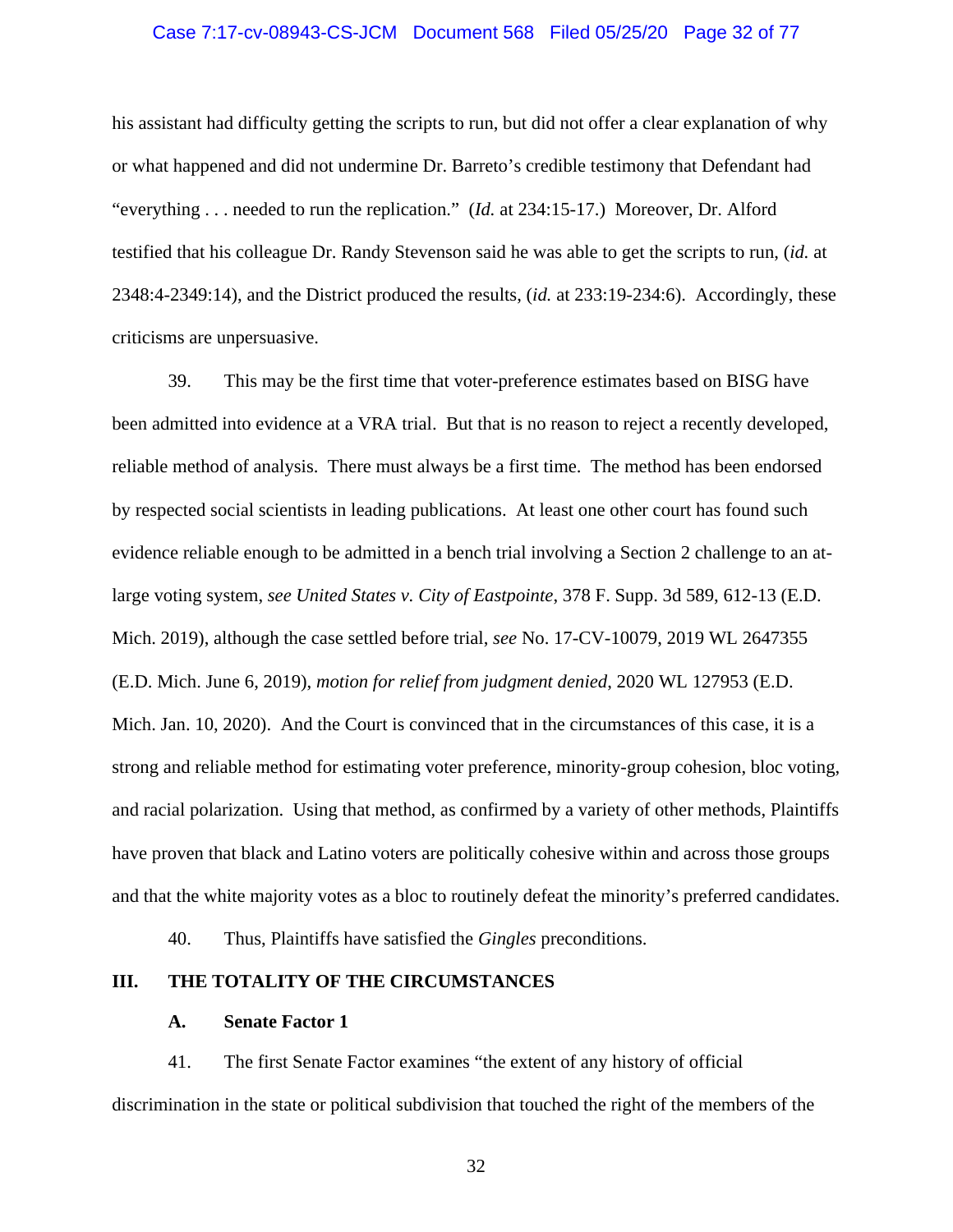his assistant had difficulty getting the scripts to run, but did not offer a clear explanation of why or what happened and did not undermine Dr. Barreto's credible testimony that Defendant had "everything . . . needed to run the replication." (*Id.* at 234:15-17.) Moreover, Dr. Alford testified that his colleague Dr. Randy Stevenson said he was able to get the scripts to run, (*id.* at 2348:4-2349:14), and the District produced the results, (*id.* at 233:19-234:6). Accordingly, these criticisms are unpersuasive.

39. This may be the first time that voter-preference estimates based on BISG have been admitted into evidence at a VRA trial. But that is no reason to reject a recently developed, reliable method of analysis. There must always be a first time. The method has been endorsed by respected social scientists in leading publications. At least one other court has found such evidence reliable enough to be admitted in a bench trial involving a Section 2 challenge to an at-large voting system, *see United States v. City of Eastpointe*, 378 F. Supp. 3d 589, 612-13 (E.D. Mich. 2019), although the case settled before trial, *see* No. 17-CV-10079, 2019 WL 2647355 (E.D. Mich. June 6, 2019), *motion for relief from judgment denied*, 2020 WL 127953 (E.D. Mich. Jan. 10, 2020). And the Court is convinced that in the circumstances of this case, it is a strong and reliable method for estimating voter preference, minority-group cohesion, bloc voting, and racial polarization. Using that method, as confirmed by a variety of other methods, Plaintiffs have proven that black and Latino voters are politically cohesive within and across those groups and that the white majority votes as a bloc to routinely defeat the minority's preferred candidates.

40. Thus, Plaintiffs have satisfied the *Gingles* preconditions.

## III. THE TOTALITY OF THE CIRCUMSTANCES

### A. Senate Factor 1

41. The first Senate Factor examines "the extent of any history of official discrimination in the state or political subdivision that touched the right of the members of the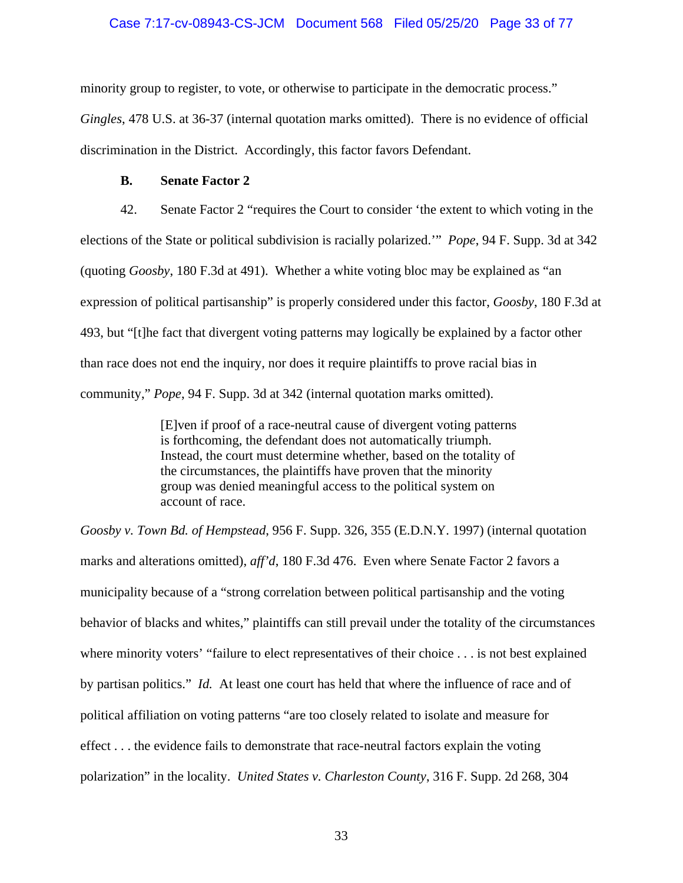minority group to register, to vote, or otherwise to participate in the democratic process." *Gingles*, 478 U.S. at 36-37 (internal quotation marks omitted). There is no evidence of official discrimination in the District. Accordingly, this factor favors Defendant.

### B. Senate Factor 2

42. Senate Factor 2 "requires the Court to consider 'the extent to which voting in the elections of the State or political subdivision is racially polarized.'" *Pope*, 94 F. Supp. 3d at 342 (quoting *Goosby*, 180 F.3d at 491). Whether a white voting bloc may be explained as "an expression of political partisanship" is properly considered under this factor, *Goosby*, 180 F.3d at 493, but "[t]he fact that divergent voting patterns may logically be explained by a factor other than race does not end the inquiry, nor does it require plaintiffs to prove racial bias in community," *Pope*, 94 F. Supp. 3d at 342 (internal quotation marks omitted).

> [E]ven if proof of a race-neutral cause of divergent voting patterns is forthcoming, the defendant does not automatically triumph. Instead, the court must determine whether, based on the totality of the circumstances, the plaintiffs have proven that the minority group was denied meaningful access to the political system on account of race.

*Goosby v. Town Bd. of Hempstead*, 956 F. Supp. 326, 355 (E.D.N.Y. 1997) (internal quotation marks and alterations omitted), *aff'd*, 180 F.3d 476. Even where Senate Factor 2 favors a municipality because of a "strong correlation between political partisanship and the voting behavior of blacks and whites," plaintiffs can still prevail under the totality of the circumstances where minority voters' "failure to elect representatives of their choice . . . is not best explained by partisan politics." *Id.* At least one court has held that where the influence of race and of political affiliation on voting patterns "are too closely related to isolate and measure for effect . . . the evidence fails to demonstrate that race-neutral factors explain the voting polarization" in the locality. *United States v. Charleston County*, 316 F. Supp. 2d 268, 304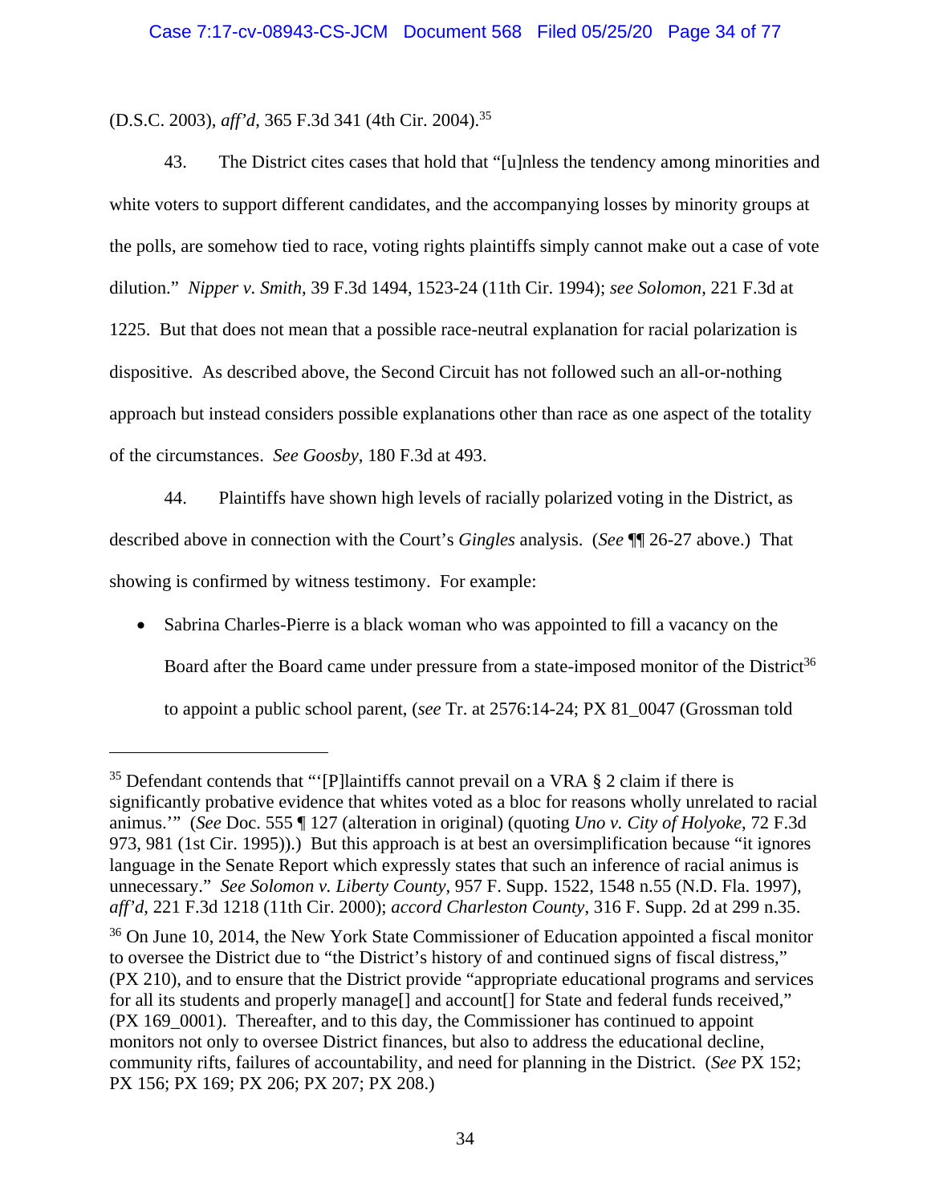(D.S.C. 2003), *aff'd*, 365 F.3d 341 (4th Cir. 2004).[35]

43. The District cites cases that hold that "[u]nless the tendency among minorities and white voters to support different candidates, and the accompanying losses by minority groups at the polls, are somehow tied to race, voting rights plaintiffs simply cannot make out a case of vote dilution." *Nipper v. Smith*, 39 F.3d 1494, 1523-24 (11th Cir. 1994); *see Solomon*, 221 F.3d at 1225. But that does not mean that a possible race-neutral explanation for racial polarization is dispositive. As described above, the Second Circuit has not followed such an all-or-nothing approach but instead considers possible explanations other than race as one aspect of the totality of the circumstances. *See Goosby*, 180 F.3d at 493.

44. Plaintiffs have shown high levels of racially polarized voting in the District, as described above in connection with the Court's *Gingles* analysis. (*See* ¶¶ 26-27 above.) That showing is confirmed by witness testimony. For example:

- Sabrina Charles-Pierre is a black woman who was appointed to fill a vacancy on the Board after the Board came under pressure from a state-imposed monitor of the District[36] to appoint a public school parent, (*see* Tr. at 2576:14-24; PX 81_0047 (Grossman told

---

[35] Defendant contends that "'[P]laintiffs cannot prevail on a VRA § 2 claim if there is significantly probative evidence that whites voted as a bloc for reasons wholly unrelated to racial animus.'" (*See* Doc. 555 ¶ 127 (alteration in original) (quoting *Uno v. City of Holyoke*, 72 F.3d 973, 981 (1st Cir. 1995)).) But this approach is at best an oversimplification because "it ignores language in the Senate Report which expressly states that such an inference of racial animus is unnecessary." *See Solomon v. Liberty County*, 957 F. Supp. 1522, 1548 n.55 (N.D. Fla. 1997), *aff'd*, 221 F.3d 1218 (11th Cir. 2000); *accord Charleston County*, 316 F. Supp. 2d at 299 n.35.

[36] On June 10, 2014, the New York State Commissioner of Education appointed a fiscal monitor to oversee the District due to "the District's history of and continued signs of fiscal distress," (PX 210), and to ensure that the District provide "appropriate educational programs and services for all its students and properly manage[] and account[] for State and federal funds received," (PX 169_0001). Thereafter, and to this day, the Commissioner has continued to appoint monitors not only to oversee District finances, but also to address the educational decline, community rifts, failures of accountability, and need for planning in the District. (*See* PX 152; PX 156; PX 169; PX 206; PX 207; PX 208.)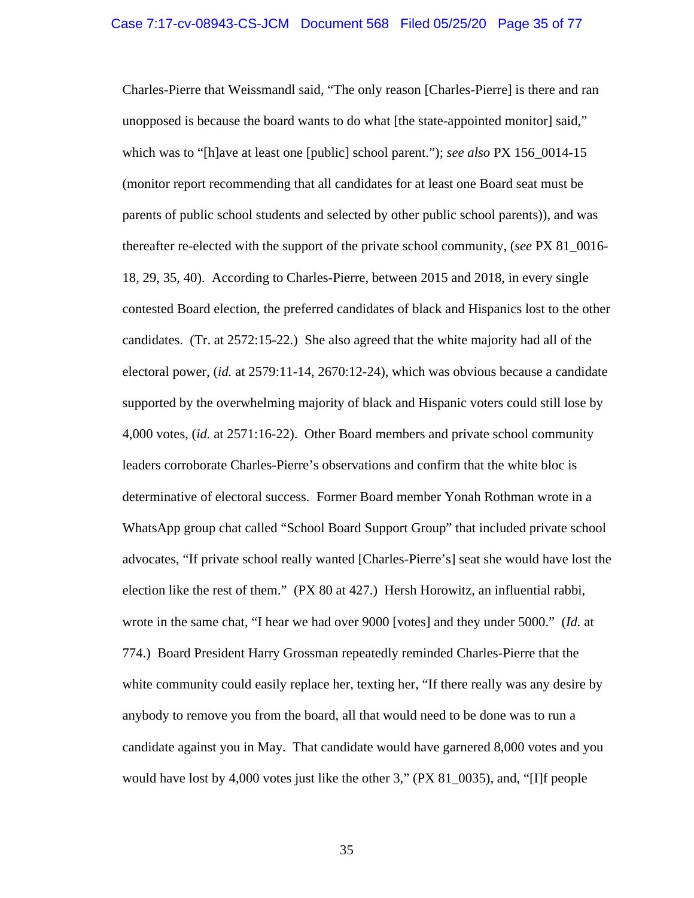Charles-Pierre that Weissmandl said, "The only reason [Charles-Pierre] is there and ran unopposed is because the board wants to do what [the state-appointed monitor] said," which was to "[h]ave at least one [public] school parent."); *see also* PX 156_0014-15 (monitor report recommending that all candidates for at least one Board seat must be parents of public school students and selected by other public school parents)), and was thereafter re-elected with the support of the private school community, (*see* PX 81_0016-18, 29, 35, 40). According to Charles-Pierre, between 2015 and 2018, in every single contested Board election, the preferred candidates of black and Hispanics lost to the other candidates. (Tr. at 2572:15-22.) She also agreed that the white majority had all of the electoral power, (*id.* at 2579:11-14, 2670:12-24), which was obvious because a candidate supported by the overwhelming majority of black and Hispanic voters could still lose by 4,000 votes, (*id.* at 2571:16-22). Other Board members and private school community leaders corroborate Charles-Pierre's observations and confirm that the white bloc is determinative of electoral success. Former Board member Yonah Rothman wrote in a WhatsApp group chat called "School Board Support Group" that included private school advocates, "If private school really wanted [Charles-Pierre's] seat she would have lost the election like the rest of them." (PX 80 at 427.) Hersh Horowitz, an influential rabbi, wrote in the same chat, "I hear we had over 9000 [votes] and they under 5000." (*Id.* at 774.) Board President Harry Grossman repeatedly reminded Charles-Pierre that the white community could easily replace her, texting her, "If there really was any desire by anybody to remove you from the board, all that would need to be done was to run a candidate against you in May. That candidate would have garnered 8,000 votes and you would have lost by 4,000 votes just like the other 3," (PX 81_0035), and, "[I]f people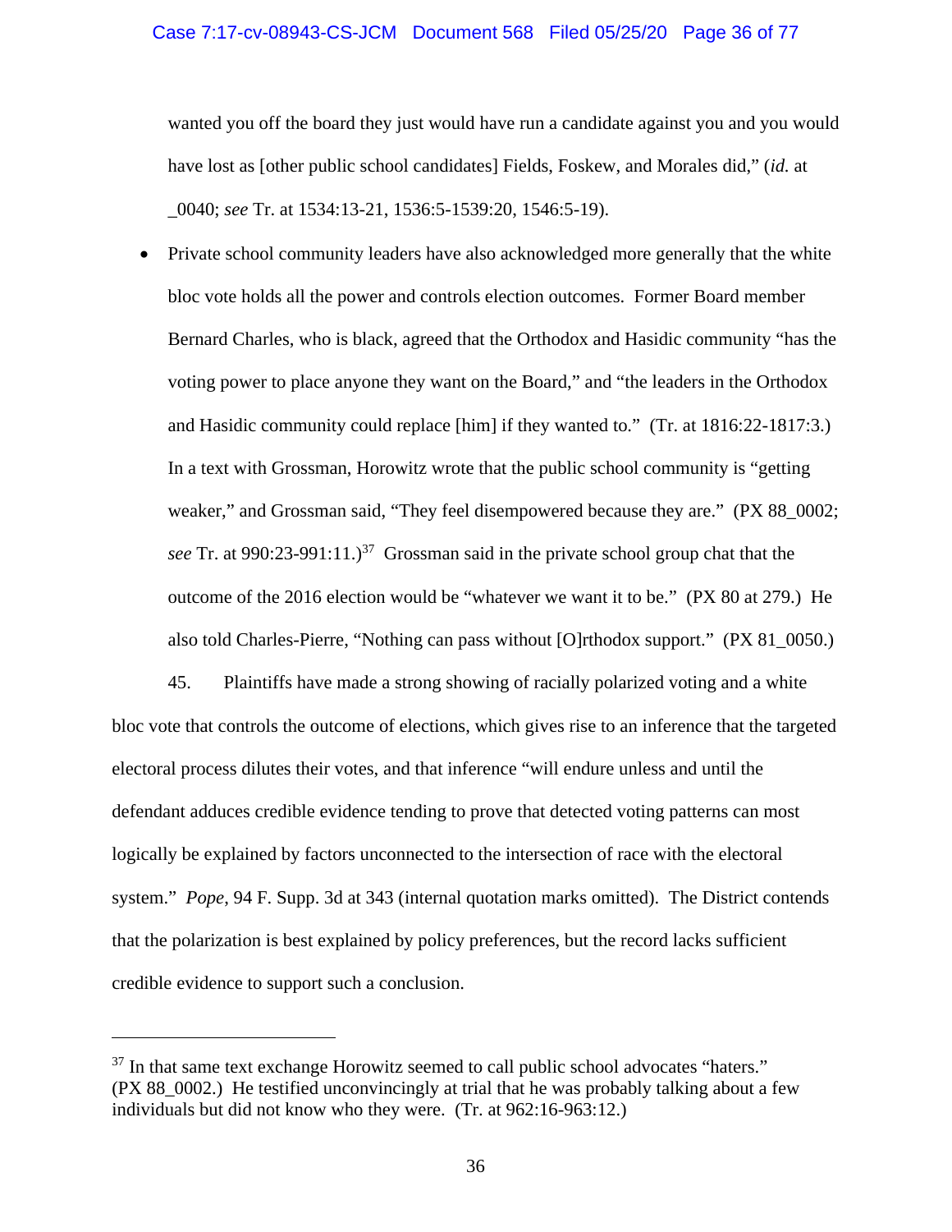wanted you off the board they just would have run a candidate against you and you would have lost as [other public school candidates] Fields, Foskew, and Morales did," (*id.* at _0040; *see* Tr. at 1534:13-21, 1536:5-1539:20, 1546:5-19).

- Private school community leaders have also acknowledged more generally that the white bloc vote holds all the power and controls election outcomes. Former Board member Bernard Charles, who is black, agreed that the Orthodox and Hasidic community "has the voting power to place anyone they want on the Board," and "the leaders in the Orthodox and Hasidic community could replace [him] if they wanted to." (Tr. at 1816:22-1817:3.) In a text with Grossman, Horowitz wrote that the public school community is "getting weaker," and Grossman said, "They feel disempowered because they are." (PX 88_0002; *see* Tr. at 990:23-991:11.)[37] Grossman said in the private school group chat that the outcome of the 2016 election would be "whatever we want it to be." (PX 80 at 279.) He also told Charles-Pierre, "Nothing can pass without [O]rthodox support." (PX 81_0050.)

45. Plaintiffs have made a strong showing of racially polarized voting and a white bloc vote that controls the outcome of elections, which gives rise to an inference that the targeted electoral process dilutes their votes, and that inference "will endure unless and until the defendant adduces credible evidence tending to prove that detected voting patterns can most logically be explained by factors unconnected to the intersection of race with the electoral system." *Pope*, 94 F. Supp. 3d at 343 (internal quotation marks omitted). The District contends that the polarization is best explained by policy preferences, but the record lacks sufficient credible evidence to support such a conclusion.

---

[37] In that same text exchange Horowitz seemed to call public school advocates "haters." (PX 88_0002.) He testified unconvincingly at trial that he was probably talking about a few individuals but did not know who they were. (Tr. at 962:16-963:12.)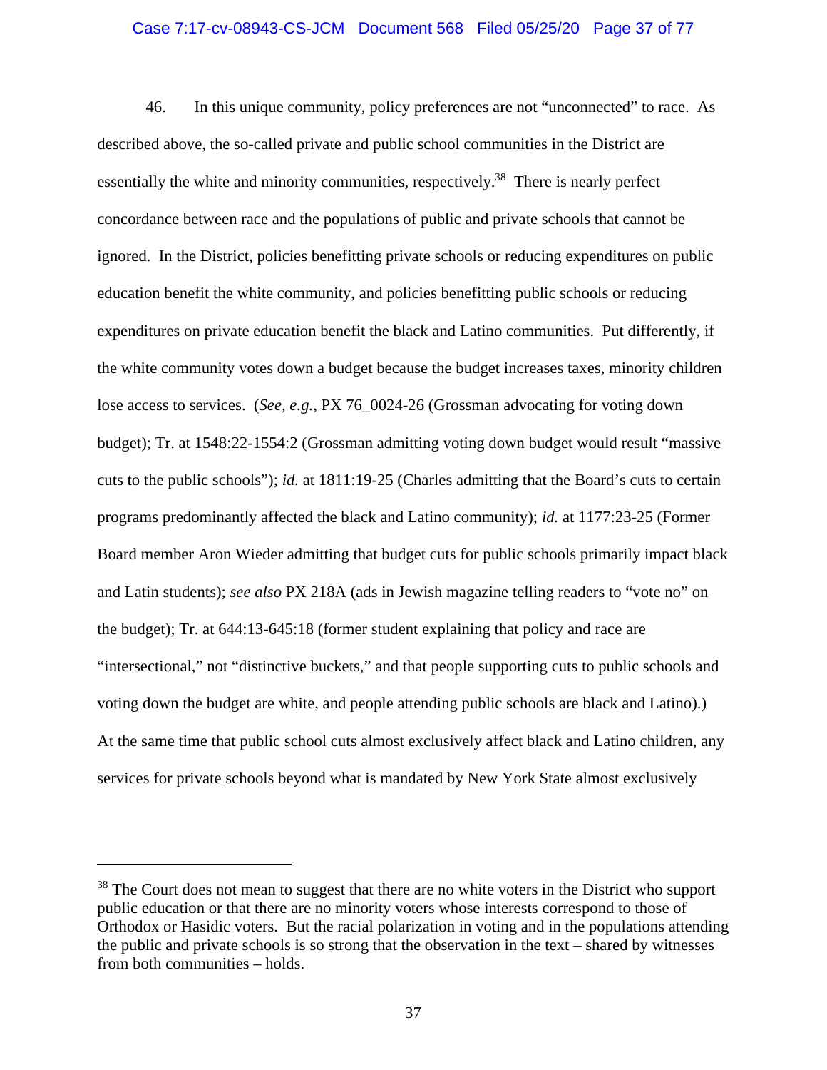46. In this unique community, policy preferences are not "unconnected" to race. As described above, the so-called private and public school communities in the District are essentially the white and minority communities, respectively.[38] There is nearly perfect concordance between race and the populations of public and private schools that cannot be ignored. In the District, policies benefitting private schools or reducing expenditures on public education benefit the white community, and policies benefitting public schools or reducing expenditures on private education benefit the black and Latino communities. Put differently, if the white community votes down a budget because the budget increases taxes, minority children lose access to services. (*See, e.g.*, PX 76_0024-26 (Grossman advocating for voting down budget); Tr. at 1548:22-1554:2 (Grossman admitting voting down budget would result "massive cuts to the public schools"); *id.* at 1811:19-25 (Charles admitting that the Board's cuts to certain programs predominantly affected the black and Latino community); *id.* at 1177:23-25 (Former Board member Aron Wieder admitting that budget cuts for public schools primarily impact black and Latin students); *see also* PX 218A (ads in Jewish magazine telling readers to "vote no" on the budget); Tr. at 644:13-645:18 (former student explaining that policy and race are "intersectional," not "distinctive buckets," and that people supporting cuts to public schools and voting down the budget are white, and people attending public schools are black and Latino).) At the same time that public school cuts almost exclusively affect black and Latino children, any services for private schools beyond what is mandated by New York State almost exclusively

---

[38] The Court does not mean to suggest that there are no white voters in the District who support public education or that there are no minority voters whose interests correspond to those of Orthodox or Hasidic voters. But the racial polarization in voting and in the populations attending the public and private schools is so strong that the observation in the text – shared by witnesses from both communities – holds.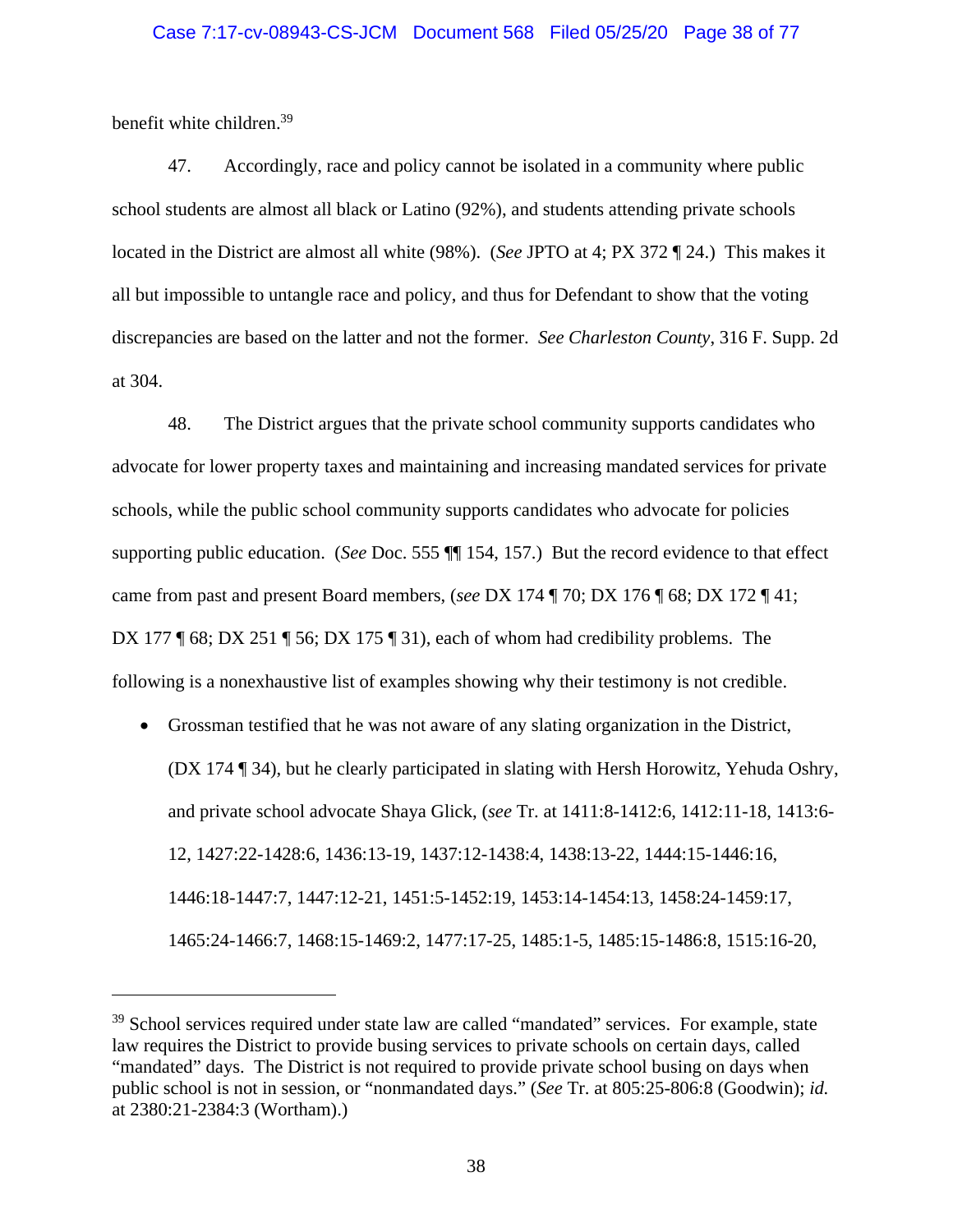benefit white children.[39]

47. Accordingly, race and policy cannot be isolated in a community where public school students are almost all black or Latino (92%), and students attending private schools located in the District are almost all white (98%). (*See* JPTO at 4; PX 372 ¶ 24.) This makes it all but impossible to untangle race and policy, and thus for Defendant to show that the voting discrepancies are based on the latter and not the former. *See Charleston County*, 316 F. Supp. 2d at 304.

48. The District argues that the private school community supports candidates who advocate for lower property taxes and maintaining and increasing mandated services for private schools, while the public school community supports candidates who advocate for policies supporting public education. (*See* Doc. 555 ¶¶ 154, 157.) But the record evidence to that effect came from past and present Board members, (*see* DX 174 ¶ 70; DX 176 ¶ 68; DX 172 ¶ 41; DX 177 ¶ 68; DX 251 ¶ 56; DX 175 ¶ 31), each of whom had credibility problems. The following is a nonexhaustive list of examples showing why their testimony is not credible.

- Grossman testified that he was not aware of any slating organization in the District, (DX 174 ¶ 34), but he clearly participated in slating with Hersh Horowitz, Yehuda Oshry, and private school advocate Shaya Glick, (*see* Tr. at 1411:8-1412:6, 1412:11-18, 1413:6-12, 1427:22-1428:6, 1436:13-19, 1437:12-1438:4, 1438:13-22, 1444:15-1446:16, 1446:18-1447:7, 1447:12-21, 1451:5-1452:19, 1453:14-1454:13, 1458:24-1459:17, 1465:24-1466:7, 1468:15-1469:2, 1477:17-25, 1485:1-5, 1485:15-1486:8, 1515:16-20,

[39] School services required under state law are called "mandated" services. For example, state law requires the District to provide busing services to private schools on certain days, called "mandated" days. The District is not required to provide private school busing on days when public school is not in session, or "nonmandated days." (*See* Tr. at 805:25-806:8 (Goodwin); *id.* at 2380:21-2384:3 (Wortham).)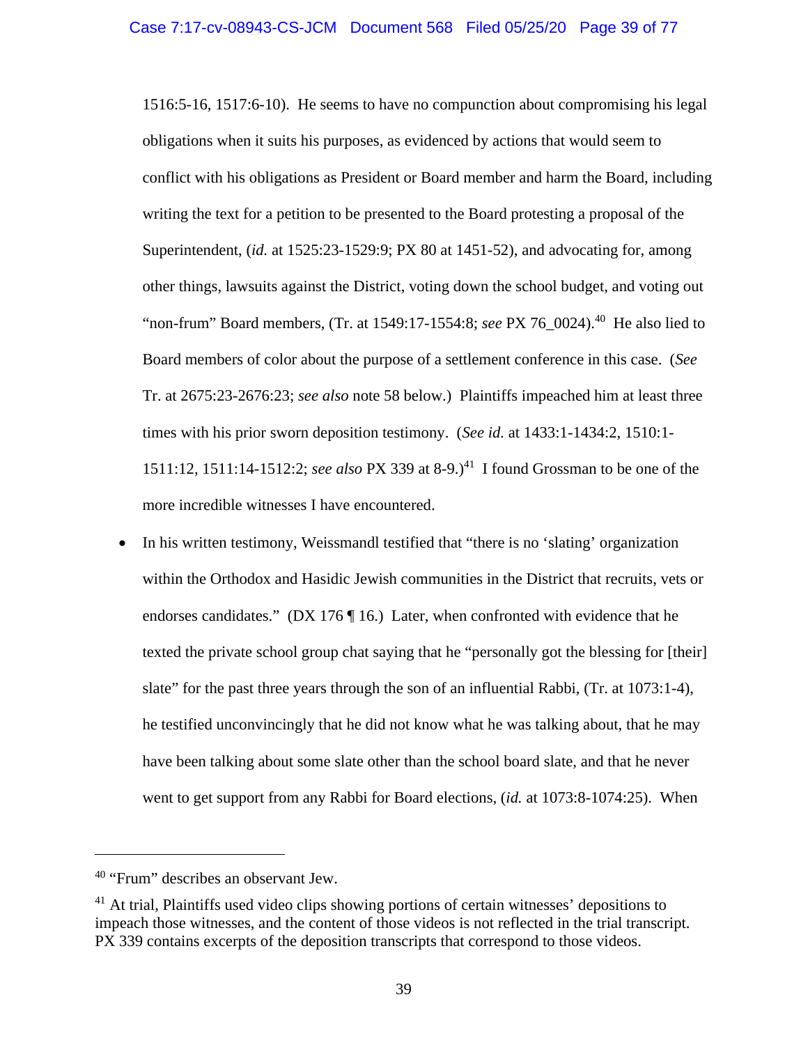1516:5-16, 1517:6-10). He seems to have no compunction about compromising his legal obligations when it suits his purposes, as evidenced by actions that would seem to conflict with his obligations as President or Board member and harm the Board, including writing the text for a petition to be presented to the Board protesting a proposal of the Superintendent, (*id.* at 1525:23-1529:9; PX 80 at 1451-52), and advocating for, among other things, lawsuits against the District, voting down the school budget, and voting out "non-frum" Board members, (Tr. at 1549:17-1554:8; *see* PX 76_0024).[40] He also lied to Board members of color about the purpose of a settlement conference in this case. (*See* Tr. at 2675:23-2676:23; *see also* note 58 below.) Plaintiffs impeached him at least three times with his prior sworn deposition testimony. (*See id.* at 1433:1-1434:2, 1510:1-1511:12, 1511:14-1512:2; *see also* PX 339 at 8-9.)[41] I found Grossman to be one of the more incredible witnesses I have encountered.

- In his written testimony, Weissmandl testified that "there is no 'slating' organization within the Orthodox and Hasidic Jewish communities in the District that recruits, vets or endorses candidates." (DX 176 ¶ 16.) Later, when confronted with evidence that he texted the private school group chat saying that he "personally got the blessing for [their] slate" for the past three years through the son of an influential Rabbi, (Tr. at 1073:1-4), he testified unconvincingly that he did not know what he was talking about, that he may have been talking about some slate other than the school board slate, and that he never went to get support from any Rabbi for Board elections, (*id.* at 1073:8-1074:25). When

---

[40] "Frum" describes an observant Jew.

[41] At trial, Plaintiffs used video clips showing portions of certain witnesses' depositions to impeach those witnesses, and the content of those videos is not reflected in the trial transcript. PX 339 contains excerpts of the deposition transcripts that correspond to those videos.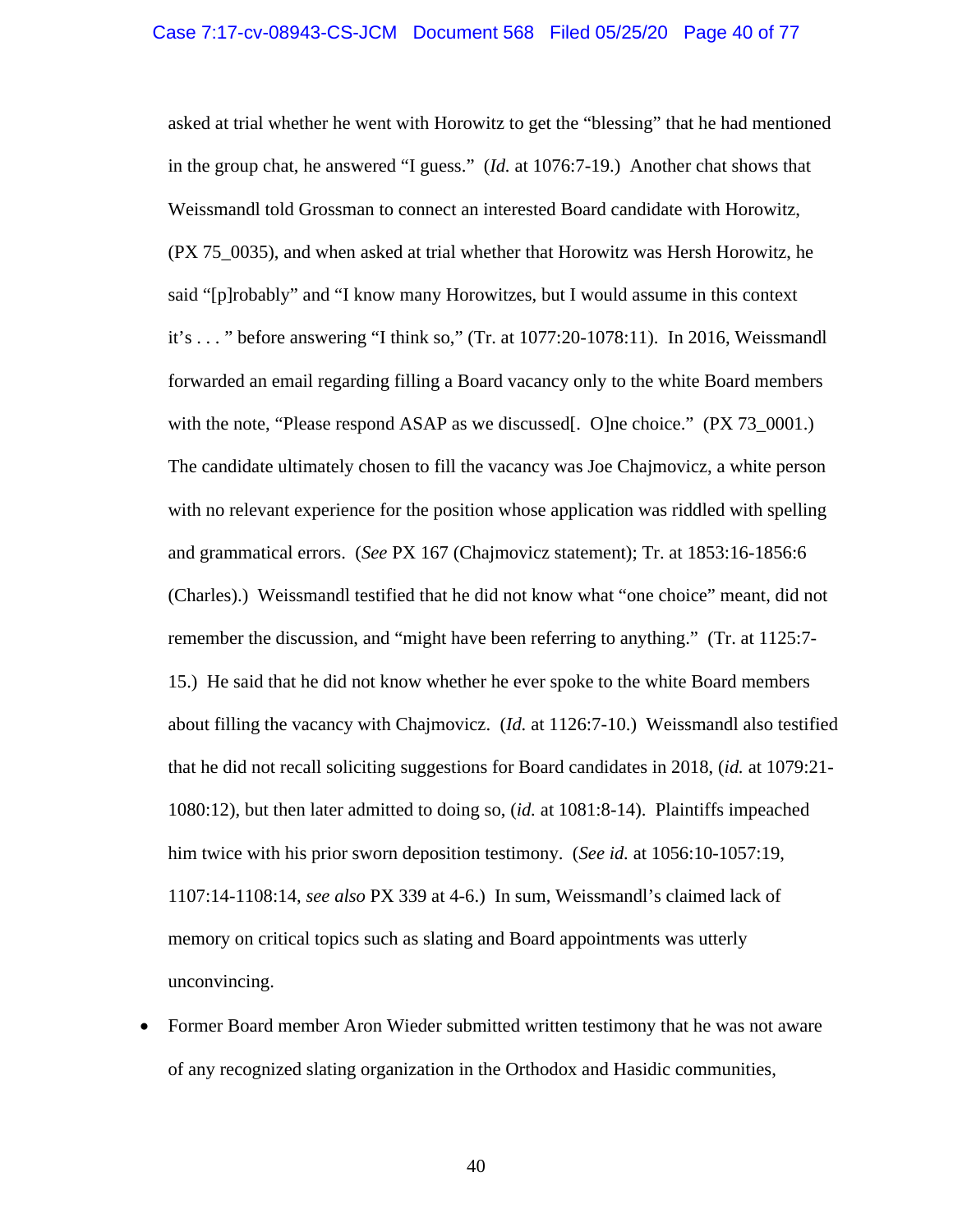asked at trial whether he went with Horowitz to get the "blessing" that he had mentioned in the group chat, he answered "I guess." (*Id.* at 1076:7-19.) Another chat shows that Weissmandl told Grossman to connect an interested Board candidate with Horowitz, (PX 75_0035), and when asked at trial whether that Horowitz was Hersh Horowitz, he said "[p]robably" and "I know many Horowitzes, but I would assume in this context it's . . . " before answering "I think so," (Tr. at 1077:20-1078:11). In 2016, Weissmandl forwarded an email regarding filling a Board vacancy only to the white Board members with the note, "Please respond ASAP as we discussed[. O]ne choice." (PX 73_0001.) The candidate ultimately chosen to fill the vacancy was Joe Chajmovicz, a white person with no relevant experience for the position whose application was riddled with spelling and grammatical errors. (*See* PX 167 (Chajmovicz statement); Tr. at 1853:16-1856:6 (Charles).) Weissmandl testified that he did not know what "one choice" meant, did not remember the discussion, and "might have been referring to anything." (Tr. at 1125:7-15.) He said that he did not know whether he ever spoke to the white Board members about filling the vacancy with Chajmovicz. (*Id.* at 1126:7-10.) Weissmandl also testified that he did not recall soliciting suggestions for Board candidates in 2018, (*id.* at 1079:21-1080:12), but then later admitted to doing so, (*id.* at 1081:8-14). Plaintiffs impeached him twice with his prior sworn deposition testimony. (*See id.* at 1056:10-1057:19, 1107:14-1108:14, *see also* PX 339 at 4-6.) In sum, Weissmandl's claimed lack of memory on critical topics such as slating and Board appointments was utterly unconvincing.

- Former Board member Aron Wieder submitted written testimony that he was not aware of any recognized slating organization in the Orthodox and Hasidic communities,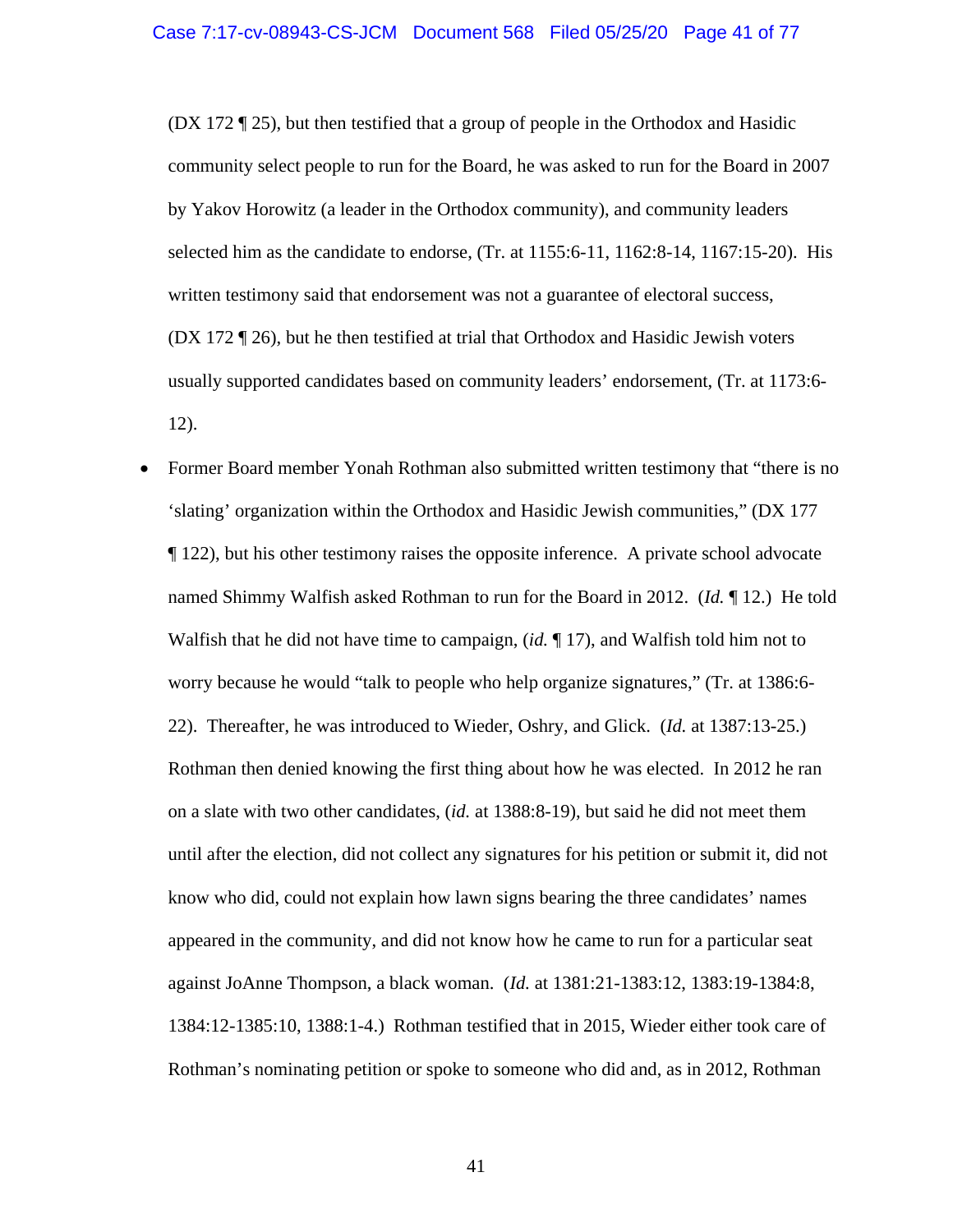(DX 172 ¶ 25), but then testified that a group of people in the Orthodox and Hasidic community select people to run for the Board, he was asked to run for the Board in 2007 by Yakov Horowitz (a leader in the Orthodox community), and community leaders selected him as the candidate to endorse, (Tr. at 1155:6-11, 1162:8-14, 1167:15-20). His written testimony said that endorsement was not a guarantee of electoral success, (DX 172 ¶ 26), but he then testified at trial that Orthodox and Hasidic Jewish voters usually supported candidates based on community leaders' endorsement, (Tr. at 1173:6-12).

- Former Board member Yonah Rothman also submitted written testimony that "there is no 'slating' organization within the Orthodox and Hasidic Jewish communities," (DX 177 ¶ 122), but his other testimony raises the opposite inference. A private school advocate named Shimmy Walfish asked Rothman to run for the Board in 2012. (*Id.* ¶ 12.) He told Walfish that he did not have time to campaign, (*id.* ¶ 17), and Walfish told him not to worry because he would "talk to people who help organize signatures," (Tr. at 1386:6-22). Thereafter, he was introduced to Wieder, Oshry, and Glick. (*Id.* at 1387:13-25.) Rothman then denied knowing the first thing about how he was elected. In 2012 he ran on a slate with two other candidates, (*id.* at 1388:8-19), but said he did not meet them until after the election, did not collect any signatures for his petition or submit it, did not know who did, could not explain how lawn signs bearing the three candidates' names appeared in the community, and did not know how he came to run for a particular seat against JoAnne Thompson, a black woman. (*Id.* at 1381:21-1383:12, 1383:19-1384:8, 1384:12-1385:10, 1388:1-4.) Rothman testified that in 2015, Wieder either took care of Rothman's nominating petition or spoke to someone who did and, as in 2012, Rothman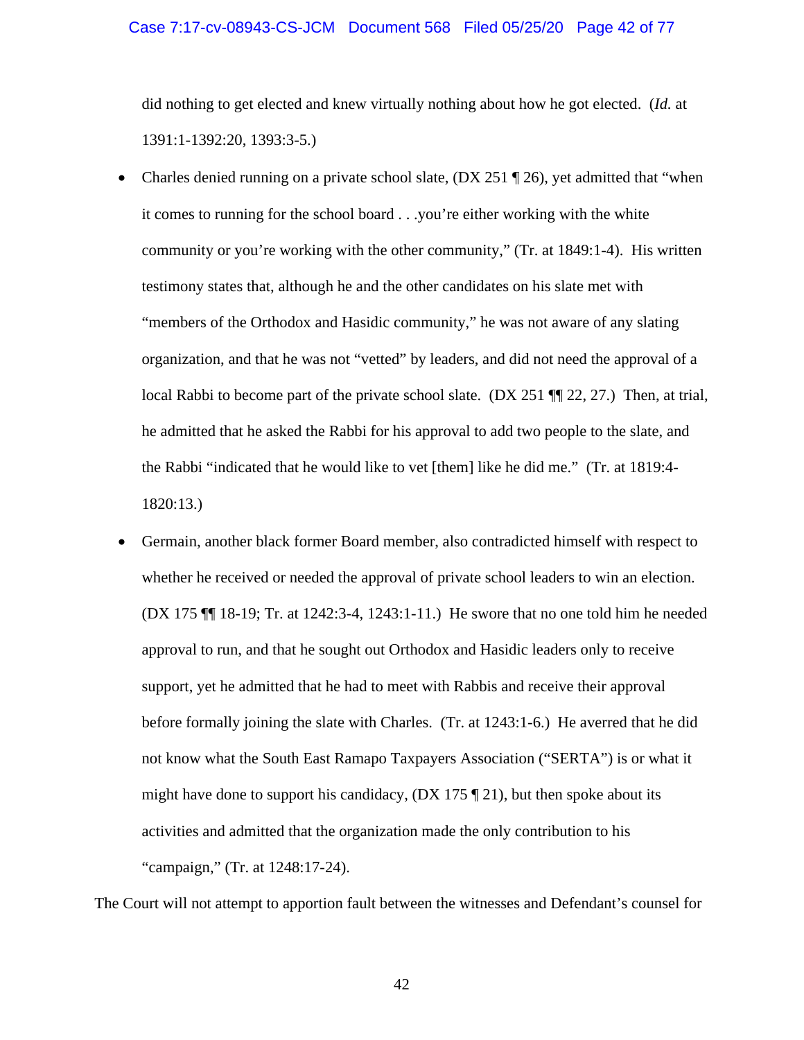did nothing to get elected and knew virtually nothing about how he got elected. (*Id.* at 1391:1-1392:20, 1393:3-5.)

- Charles denied running on a private school slate, (DX 251 ¶ 26), yet admitted that "when it comes to running for the school board . . .you're either working with the white community or you're working with the other community," (Tr. at 1849:1-4). His written testimony states that, although he and the other candidates on his slate met with "members of the Orthodox and Hasidic community," he was not aware of any slating organization, and that he was not "vetted" by leaders, and did not need the approval of a local Rabbi to become part of the private school slate. (DX 251 ¶¶ 22, 27.) Then, at trial, he admitted that he asked the Rabbi for his approval to add two people to the slate, and the Rabbi "indicated that he would like to vet [them] like he did me." (Tr. at 1819:4-1820:13.)
- Germain, another black former Board member, also contradicted himself with respect to whether he received or needed the approval of private school leaders to win an election. (DX 175 ¶¶ 18-19; Tr. at 1242:3-4, 1243:1-11.) He swore that no one told him he needed approval to run, and that he sought out Orthodox and Hasidic leaders only to receive support, yet he admitted that he had to meet with Rabbis and receive their approval before formally joining the slate with Charles. (Tr. at 1243:1-6.) He averred that he did not know what the South East Ramapo Taxpayers Association ("SERTA") is or what it might have done to support his candidacy, (DX 175 ¶ 21), but then spoke about its activities and admitted that the organization made the only contribution to his "campaign," (Tr. at 1248:17-24).

The Court will not attempt to apportion fault between the witnesses and Defendant's counsel for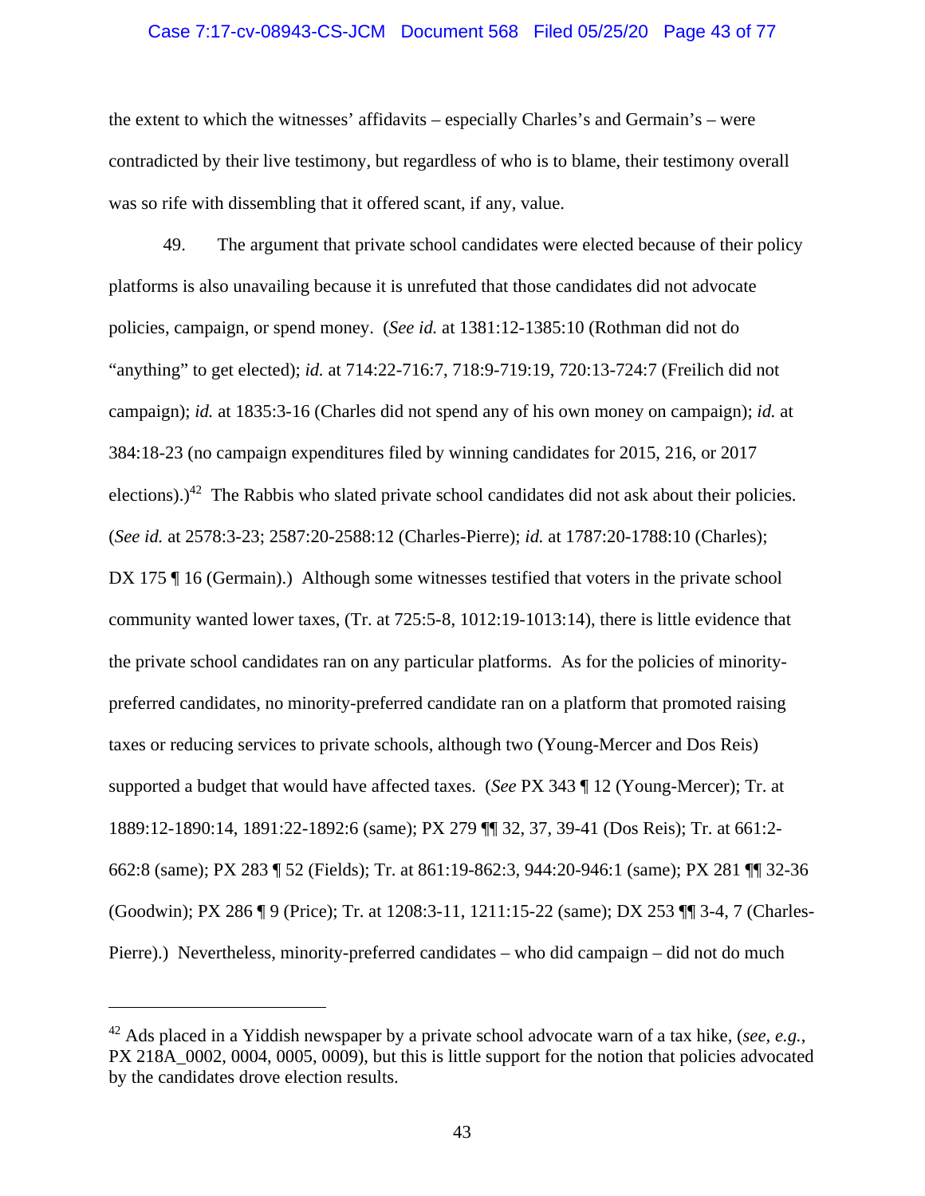the extent to which the witnesses' affidavits – especially Charles's and Germain's – were contradicted by their live testimony, but regardless of who is to blame, their testimony overall was so rife with dissembling that it offered scant, if any, value.

49. The argument that private school candidates were elected because of their policy platforms is also unavailing because it is unrefuted that those candidates did not advocate policies, campaign, or spend money. (*See id.* at 1381:12-1385:10 (Rothman did not do "anything" to get elected); *id.* at 714:22-716:7, 718:9-719:19, 720:13-724:7 (Freilich did not campaign); *id.* at 1835:3-16 (Charles did not spend any of his own money on campaign); *id.* at 384:18-23 (no campaign expenditures filed by winning candidates for 2015, 216, or 2017 elections).)[42] The Rabbis who slated private school candidates did not ask about their policies. (*See id.* at 2578:3-23; 2587:20-2588:12 (Charles-Pierre); *id.* at 1787:20-1788:10 (Charles); DX 175 ¶ 16 (Germain).) Although some witnesses testified that voters in the private school community wanted lower taxes, (Tr. at 725:5-8, 1012:19-1013:14), there is little evidence that the private school candidates ran on any particular platforms. As for the policies of minority-preferred candidates, no minority-preferred candidate ran on a platform that promoted raising taxes or reducing services to private schools, although two (Young-Mercer and Dos Reis) supported a budget that would have affected taxes. (*See* PX 343 ¶ 12 (Young-Mercer); Tr. at 1889:12-1890:14, 1891:22-1892:6 (same); PX 279 ¶¶ 32, 37, 39-41 (Dos Reis); Tr. at 661:2-662:8 (same); PX 283 ¶ 52 (Fields); Tr. at 861:19-862:3, 944:20-946:1 (same); PX 281 ¶¶ 32-36 (Goodwin); PX 286 ¶ 9 (Price); Tr. at 1208:3-11, 1211:15-22 (same); DX 253 ¶¶ 3-4, 7 (Charles-Pierre).) Nevertheless, minority-preferred candidates – who did campaign – did not do much

---

[42] Ads placed in a Yiddish newspaper by a private school advocate warn of a tax hike, (*see, e.g.*, PX 218A_0002, 0004, 0005, 0009), but this is little support for the notion that policies advocated by the candidates drove election results.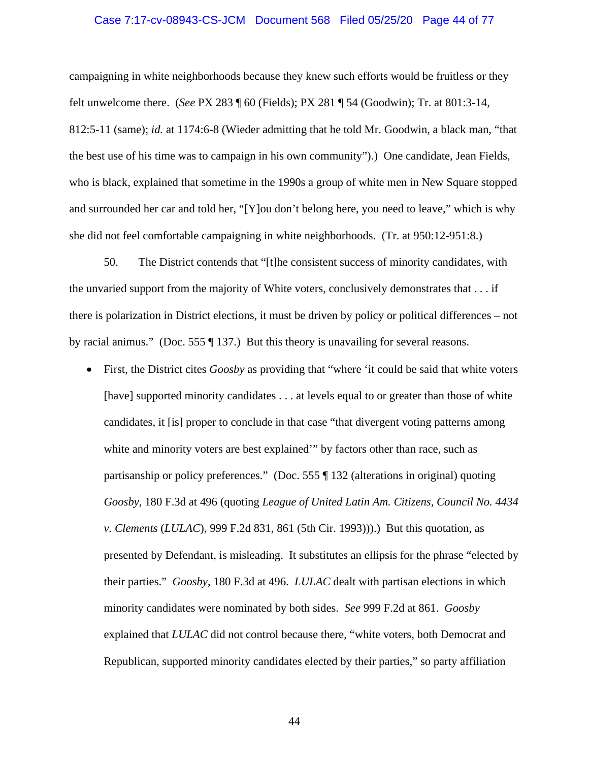campaigning in white neighborhoods because they knew such efforts would be fruitless or they felt unwelcome there. (*See* PX 283 ¶ 60 (Fields); PX 281 ¶ 54 (Goodwin); Tr. at 801:3-14, 812:5-11 (same); *id.* at 1174:6-8 (Wieder admitting that he told Mr. Goodwin, a black man, "that the best use of his time was to campaign in his own community").) One candidate, Jean Fields, who is black, explained that sometime in the 1990s a group of white men in New Square stopped and surrounded her car and told her, "[Y]ou don't belong here, you need to leave," which is why she did not feel comfortable campaigning in white neighborhoods. (Tr. at 950:12-951:8.)

50. The District contends that "[t]he consistent success of minority candidates, with the unvaried support from the majority of White voters, conclusively demonstrates that . . . if there is polarization in District elections, it must be driven by policy or political differences – not by racial animus." (Doc. 555 ¶ 137.) But this theory is unavailing for several reasons.

- First, the District cites *Goosby* as providing that "where 'it could be said that white voters [have] supported minority candidates . . . at levels equal to or greater than those of white candidates, it [is] proper to conclude in that case "that divergent voting patterns among white and minority voters are best explained'" by factors other than race, such as partisanship or policy preferences." (Doc. 555 ¶ 132 (alterations in original) quoting *Goosby*, 180 F.3d at 496 (quoting *League of United Latin Am. Citizens, Council No. 4434 v. Clements* (*LULAC*), 999 F.2d 831, 861 (5th Cir. 1993))).) But this quotation, as presented by Defendant, is misleading. It substitutes an ellipsis for the phrase "elected by their parties." *Goosby*, 180 F.3d at 496. *LULAC* dealt with partisan elections in which minority candidates were nominated by both sides. *See* 999 F.2d at 861. *Goosby* explained that *LULAC* did not control because there, "white voters, both Democrat and Republican, supported minority candidates elected by their parties," so party affiliation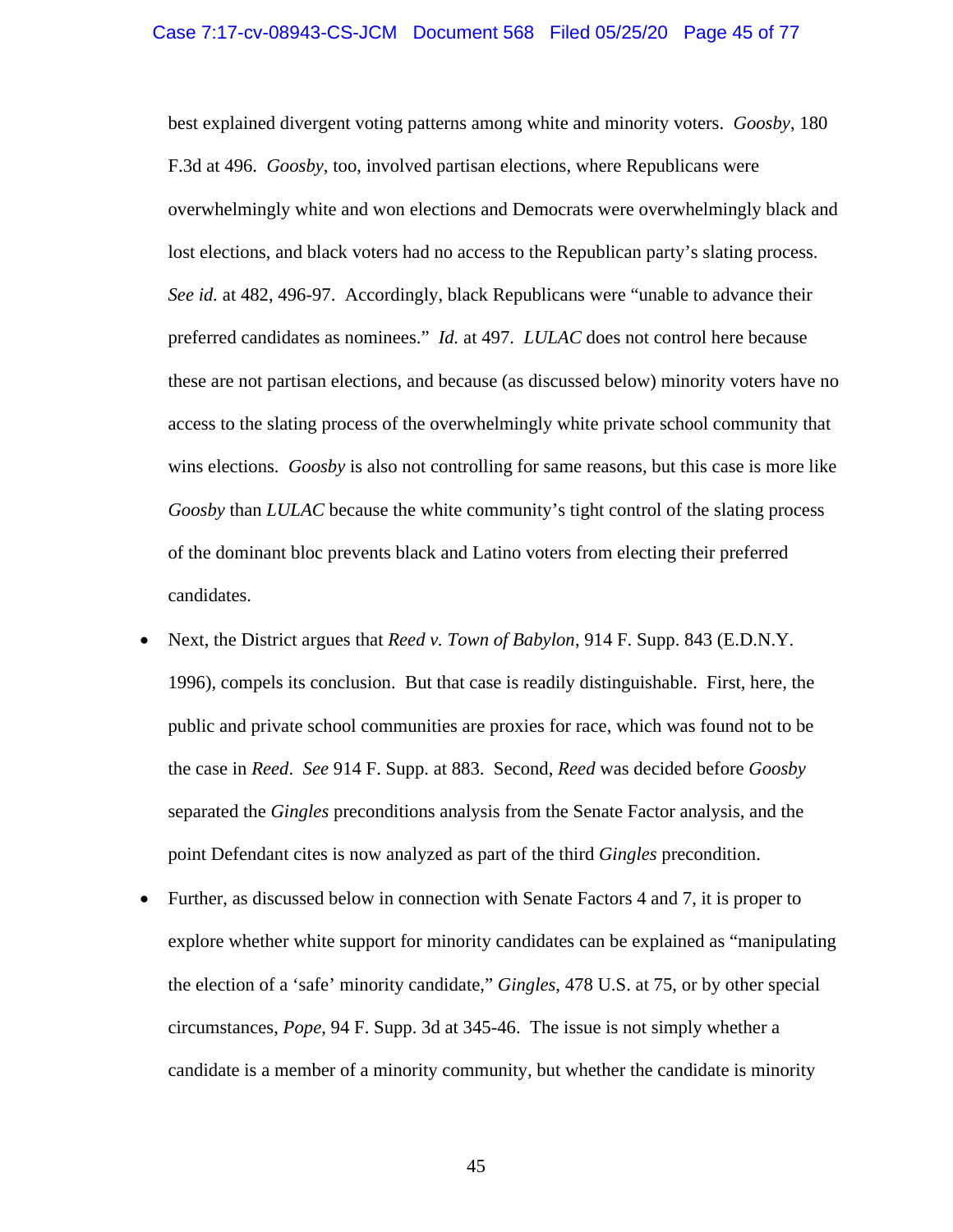best explained divergent voting patterns among white and minority voters. *Goosby*, 180 F.3d at 496. *Goosby*, too, involved partisan elections, where Republicans were overwhelmingly white and won elections and Democrats were overwhelmingly black and lost elections, and black voters had no access to the Republican party's slating process. *See id.* at 482, 496-97. Accordingly, black Republicans were "unable to advance their preferred candidates as nominees." *Id.* at 497. *LULAC* does not control here because these are not partisan elections, and because (as discussed below) minority voters have no access to the slating process of the overwhelmingly white private school community that wins elections. *Goosby* is also not controlling for same reasons, but this case is more like *Goosby* than *LULAC* because the white community's tight control of the slating process of the dominant bloc prevents black and Latino voters from electing their preferred candidates.

- Next, the District argues that *Reed v. Town of Babylon*, 914 F. Supp. 843 (E.D.N.Y. 1996), compels its conclusion. But that case is readily distinguishable. First, here, the public and private school communities are proxies for race, which was found not to be the case in *Reed*. *See* 914 F. Supp. at 883. Second, *Reed* was decided before *Goosby* separated the *Gingles* preconditions analysis from the Senate Factor analysis, and the point Defendant cites is now analyzed as part of the third *Gingles* precondition.
- Further, as discussed below in connection with Senate Factors 4 and 7, it is proper to explore whether white support for minority candidates can be explained as "manipulating the election of a 'safe' minority candidate," *Gingles*, 478 U.S. at 75, or by other special circumstances, *Pope*, 94 F. Supp. 3d at 345-46. The issue is not simply whether a candidate is a member of a minority community, but whether the candidate is minority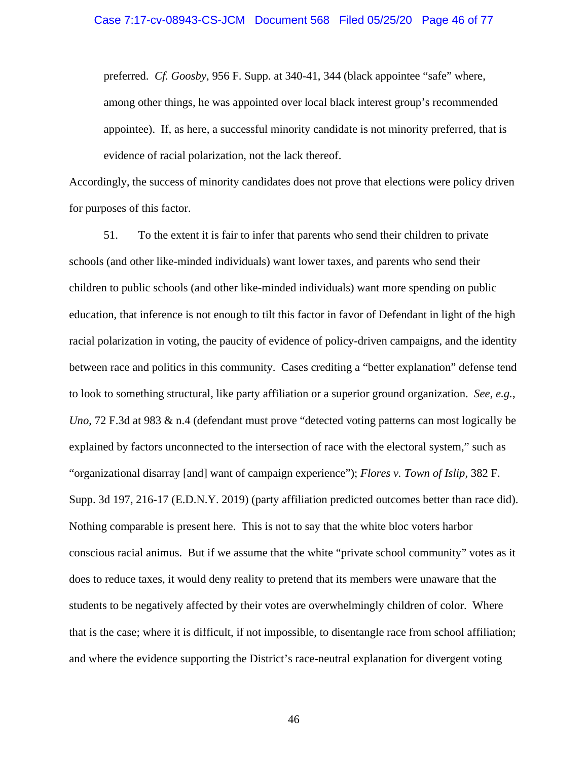preferred. *Cf. Goosby*, 956 F. Supp. at 340-41, 344 (black appointee "safe" where, among other things, he was appointed over local black interest group's recommended appointee). If, as here, a successful minority candidate is not minority preferred, that is evidence of racial polarization, not the lack thereof.

Accordingly, the success of minority candidates does not prove that elections were policy driven for purposes of this factor.

51. To the extent it is fair to infer that parents who send their children to private schools (and other like-minded individuals) want lower taxes, and parents who send their children to public schools (and other like-minded individuals) want more spending on public education, that inference is not enough to tilt this factor in favor of Defendant in light of the high racial polarization in voting, the paucity of evidence of policy-driven campaigns, and the identity between race and politics in this community. Cases crediting a "better explanation" defense tend to look to something structural, like party affiliation or a superior ground organization. *See, e.g.*, *Uno*, 72 F.3d at 983 & n.4 (defendant must prove "detected voting patterns can most logically be explained by factors unconnected to the intersection of race with the electoral system," such as "organizational disarray [and] want of campaign experience"); *Flores v. Town of Islip*, 382 F. Supp. 3d 197, 216-17 (E.D.N.Y. 2019) (party affiliation predicted outcomes better than race did). Nothing comparable is present here. This is not to say that the white bloc voters harbor conscious racial animus. But if we assume that the white "private school community" votes as it does to reduce taxes, it would deny reality to pretend that its members were unaware that the students to be negatively affected by their votes are overwhelmingly children of color. Where that is the case; where it is difficult, if not impossible, to disentangle race from school affiliation; and where the evidence supporting the District's race-neutral explanation for divergent voting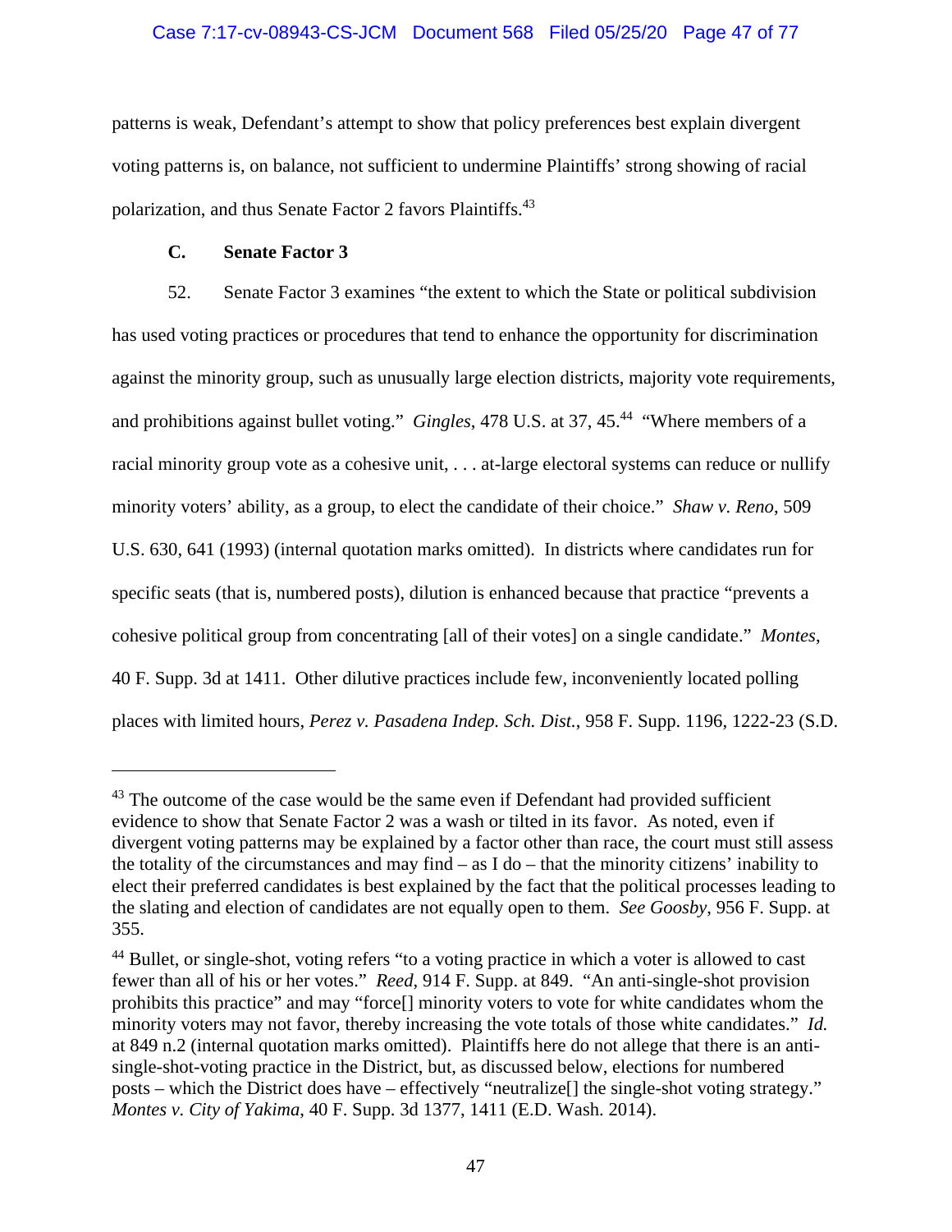patterns is weak, Defendant's attempt to show that policy preferences best explain divergent voting patterns is, on balance, not sufficient to undermine Plaintiffs' strong showing of racial polarization, and thus Senate Factor 2 favors Plaintiffs.[43]

### C. Senate Factor 3

52. Senate Factor 3 examines "the extent to which the State or political subdivision has used voting practices or procedures that tend to enhance the opportunity for discrimination against the minority group, such as unusually large election districts, majority vote requirements, and prohibitions against bullet voting." *Gingles*, 478 U.S. at 37, 45.[44] "Where members of a racial minority group vote as a cohesive unit, . . . at-large electoral systems can reduce or nullify minority voters' ability, as a group, to elect the candidate of their choice." *Shaw v. Reno*, 509 U.S. 630, 641 (1993) (internal quotation marks omitted). In districts where candidates run for specific seats (that is, numbered posts), dilution is enhanced because that practice "prevents a cohesive political group from concentrating [all of their votes] on a single candidate." *Montes*, 40 F. Supp. 3d at 1411. Other dilutive practices include few, inconveniently located polling places with limited hours, *Perez v. Pasadena Indep. Sch. Dist.*, 958 F. Supp. 1196, 1222-23 (S.D.

---

[43] The outcome of the case would be the same even if Defendant had provided sufficient evidence to show that Senate Factor 2 was a wash or tilted in its favor. As noted, even if divergent voting patterns may be explained by a factor other than race, the court must still assess the totality of the circumstances and may find – as I do – that the minority citizens' inability to elect their preferred candidates is best explained by the fact that the political processes leading to the slating and election of candidates are not equally open to them. *See Goosby*, 956 F. Supp. at 355.

[44] Bullet, or single-shot, voting refers "to a voting practice in which a voter is allowed to cast fewer than all of his or her votes." *Reed*, 914 F. Supp. at 849. "An anti-single-shot provision prohibits this practice" and may "force[] minority voters to vote for white candidates whom the minority voters may not favor, thereby increasing the vote totals of those white candidates." *Id.* at 849 n.2 (internal quotation marks omitted). Plaintiffs here do not allege that there is an anti-single-shot-voting practice in the District, but, as discussed below, elections for numbered posts – which the District does have – effectively "neutralize[] the single-shot voting strategy." *Montes v. City of Yakima*, 40 F. Supp. 3d 1377, 1411 (E.D. Wash. 2014).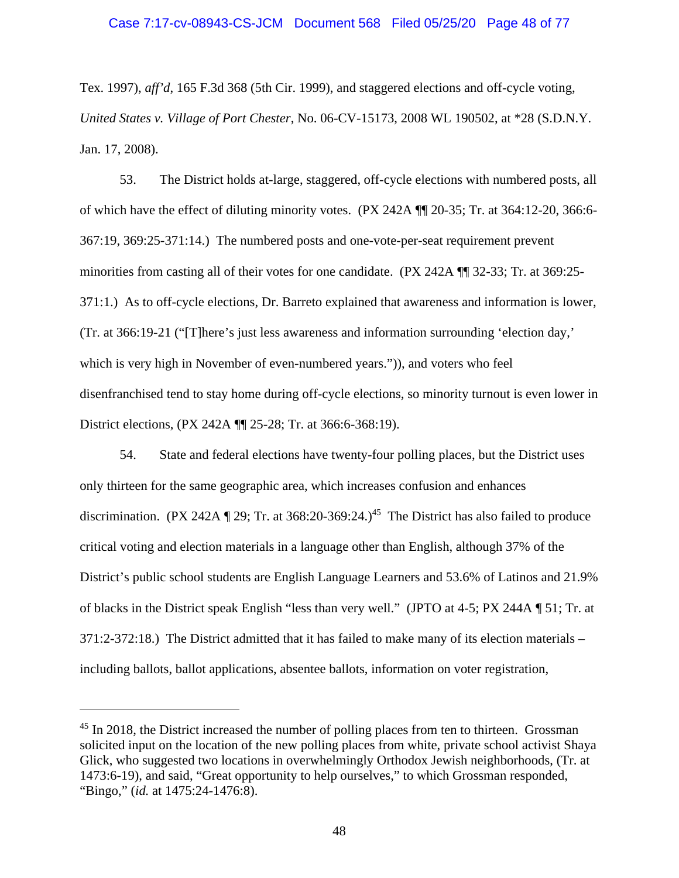Tex. 1997), *aff'd*, 165 F.3d 368 (5th Cir. 1999), and staggered elections and off-cycle voting, *United States v. Village of Port Chester*, No. 06-CV-15173, 2008 WL 190502, at *28 (S.D.N.Y. Jan. 17, 2008).

53. The District holds at-large, staggered, off-cycle elections with numbered posts, all of which have the effect of diluting minority votes. (PX 242A ¶¶ 20-35; Tr. at 364:12-20, 366:6-367:19, 369:25-371:14.) The numbered posts and one-vote-per-seat requirement prevent minorities from casting all of their votes for one candidate. (PX 242A ¶¶ 32-33; Tr. at 369:25-371:1.) As to off-cycle elections, Dr. Barreto explained that awareness and information is lower, (Tr. at 366:19-21 ("[T]here's just less awareness and information surrounding 'election day,' which is very high in November of even-numbered years.")), and voters who feel disenfranchised tend to stay home during off-cycle elections, so minority turnout is even lower in District elections, (PX 242A ¶¶ 25-28; Tr. at 366:6-368:19).

54. State and federal elections have twenty-four polling places, but the District uses only thirteen for the same geographic area, which increases confusion and enhances discrimination. (PX 242A ¶ 29; Tr. at 368:20-369:24.)[45] The District has also failed to produce critical voting and election materials in a language other than English, although 37% of the District's public school students are English Language Learners and 53.6% of Latinos and 21.9% of blacks in the District speak English "less than very well." (JPTO at 4-5; PX 244A ¶ 51; Tr. at 371:2-372:18.) The District admitted that it has failed to make many of its election materials – including ballots, ballot applications, absentee ballots, information on voter registration,

---

[45] In 2018, the District increased the number of polling places from ten to thirteen. Grossman solicited input on the location of the new polling places from white, private school activist Shaya Glick, who suggested two locations in overwhelmingly Orthodox Jewish neighborhoods, (Tr. at 1473:6-19), and said, "Great opportunity to help ourselves," to which Grossman responded, "Bingo," (*id.* at 1475:24-1476:8).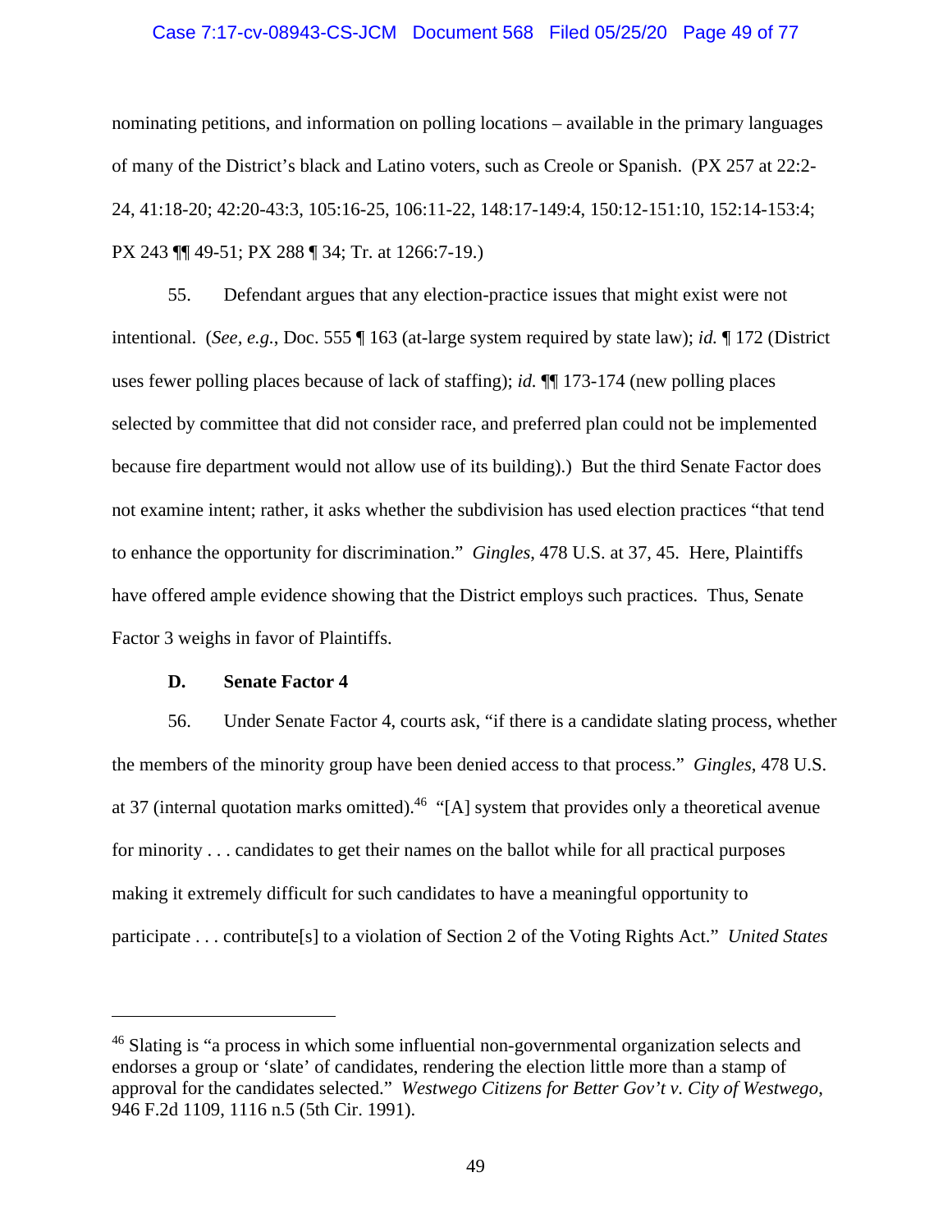nominating petitions, and information on polling locations – available in the primary languages of many of the District's black and Latino voters, such as Creole or Spanish. (PX 257 at 22:2-24, 41:18-20; 42:20-43:3, 105:16-25, 106:11-22, 148:17-149:4, 150:12-151:10, 152:14-153:4; PX 243 ¶¶ 49-51; PX 288 ¶ 34; Tr. at 1266:7-19.)

55. Defendant argues that any election-practice issues that might exist were not intentional. (*See, e.g.*, Doc. 555 ¶ 163 (at-large system required by state law); *id.* ¶ 172 (District uses fewer polling places because of lack of staffing); *id.* ¶¶ 173-174 (new polling places selected by committee that did not consider race, and preferred plan could not be implemented because fire department would not allow use of its building).) But the third Senate Factor does not examine intent; rather, it asks whether the subdivision has used election practices "that tend to enhance the opportunity for discrimination." *Gingles*, 478 U.S. at 37, 45. Here, Plaintiffs have offered ample evidence showing that the District employs such practices. Thus, Senate Factor 3 weighs in favor of Plaintiffs.

### D. Senate Factor 4

56. Under Senate Factor 4, courts ask, "if there is a candidate slating process, whether the members of the minority group have been denied access to that process." *Gingles*, 478 U.S. at 37 (internal quotation marks omitted).[46] "[A] system that provides only a theoretical avenue for minority . . . candidates to get their names on the ballot while for all practical purposes making it extremely difficult for such candidates to have a meaningful opportunity to participate . . . contribute[s] to a violation of Section 2 of the Voting Rights Act." *United States*

---

[46] Slating is "a process in which some influential non-governmental organization selects and endorses a group or 'slate' of candidates, rendering the election little more than a stamp of approval for the candidates selected." *Westwego Citizens for Better Gov't v. City of Westwego*, 946 F.2d 1109, 1116 n.5 (5th Cir. 1991).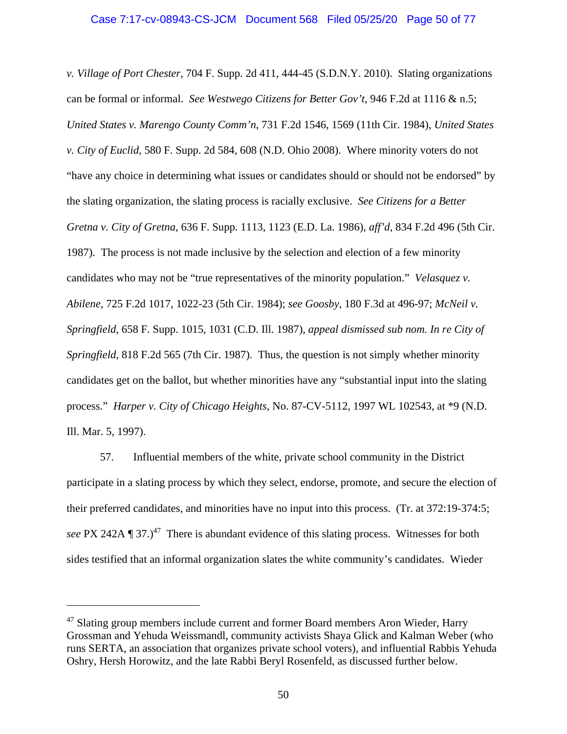*v. Village of Port Chester*, 704 F. Supp. 2d 411, 444-45 (S.D.N.Y. 2010). Slating organizations can be formal or informal. *See Westwego Citizens for Better Gov't*, 946 F.2d at 1116 & n.5; *United States v. Marengo County Comm'n*, 731 F.2d 1546, 1569 (11th Cir. 1984), *United States v. City of Euclid*, 580 F. Supp. 2d 584, 608 (N.D. Ohio 2008). Where minority voters do not "have any choice in determining what issues or candidates should or should not be endorsed" by the slating organization, the slating process is racially exclusive. *See Citizens for a Better Gretna v. City of Gretna*, 636 F. Supp. 1113, 1123 (E.D. La. 1986), *aff'd*, 834 F.2d 496 (5th Cir. 1987). The process is not made inclusive by the selection and election of a few minority candidates who may not be "true representatives of the minority population." *Velasquez v. Abilene*, 725 F.2d 1017, 1022-23 (5th Cir. 1984); *see Goosby*, 180 F.3d at 496-97; *McNeil v. Springfield*, 658 F. Supp. 1015, 1031 (C.D. Ill. 1987), *appeal dismissed sub nom. In re City of Springfield*, 818 F.2d 565 (7th Cir. 1987). Thus, the question is not simply whether minority candidates get on the ballot, but whether minorities have any "substantial input into the slating process." *Harper v. City of Chicago Heights*, No. 87-CV-5112, 1997 WL 102543, at *9 (N.D. Ill. Mar. 5, 1997).

57. Influential members of the white, private school community in the District participate in a slating process by which they select, endorse, promote, and secure the election of their preferred candidates, and minorities have no input into this process. (Tr. at 372:19-374:5; *see* PX 242A ¶ 37.)[47] There is abundant evidence of this slating process. Witnesses for both sides testified that an informal organization slates the white community's candidates. Wieder

---

[47] Slating group members include current and former Board members Aron Wieder, Harry Grossman and Yehuda Weissmandl, community activists Shaya Glick and Kalman Weber (who runs SERTA, an association that organizes private school voters), and influential Rabbis Yehuda Oshry, Hersh Horowitz, and the late Rabbi Beryl Rosenfeld, as discussed further below.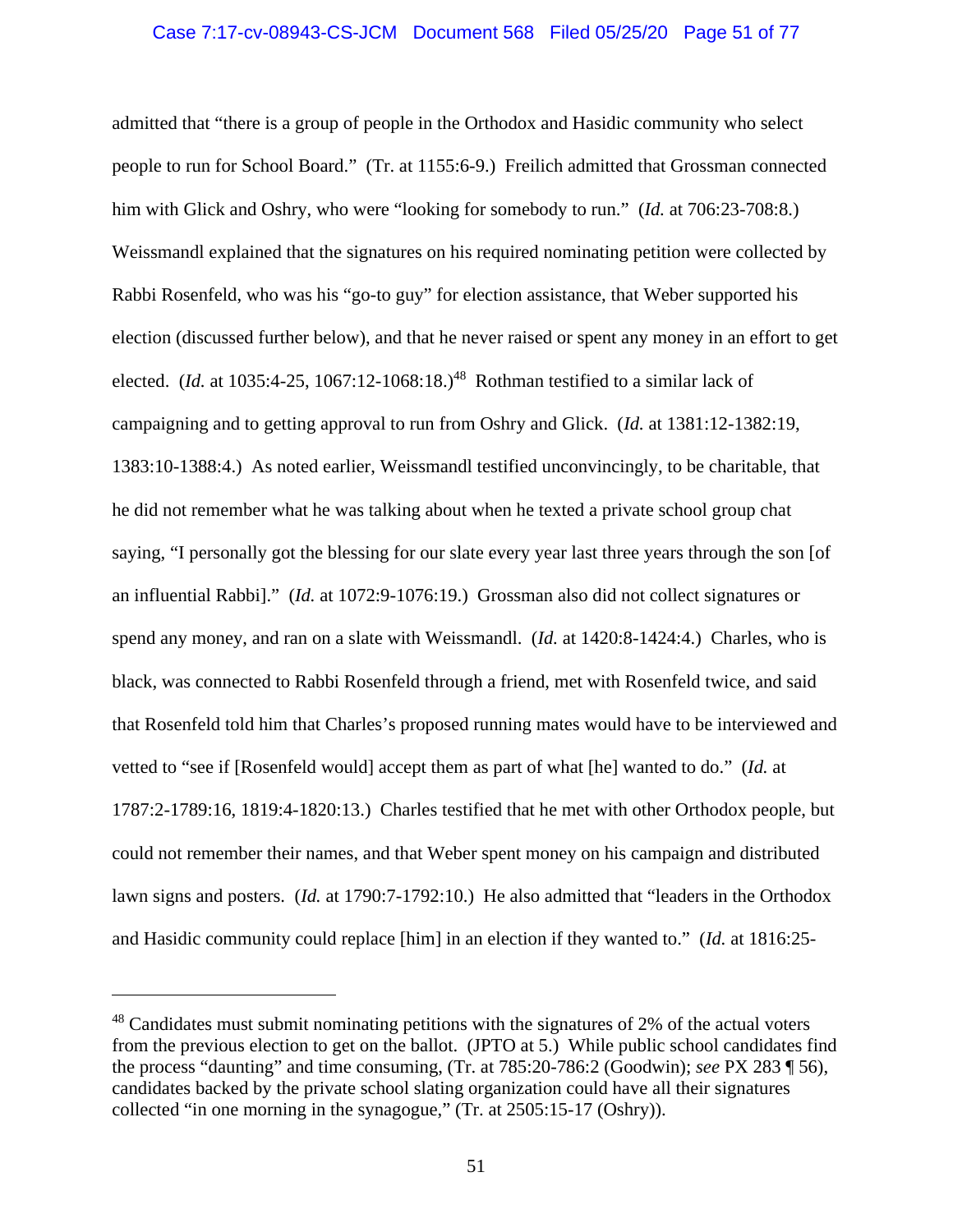admitted that "there is a group of people in the Orthodox and Hasidic community who select people to run for School Board." (Tr. at 1155:6-9.) Freilich admitted that Grossman connected him with Glick and Oshry, who were "looking for somebody to run." (*Id.* at 706:23-708:8.) Weissmandl explained that the signatures on his required nominating petition were collected by Rabbi Rosenfeld, who was his "go-to guy" for election assistance, that Weber supported his election (discussed further below), and that he never raised or spent any money in an effort to get elected. (*Id.* at 1035:4-25, 1067:12-1068:18.)[48] Rothman testified to a similar lack of campaigning and to getting approval to run from Oshry and Glick. (*Id.* at 1381:12-1382:19, 1383:10-1388:4.) As noted earlier, Weissmandl testified unconvincingly, to be charitable, that he did not remember what he was talking about when he texted a private school group chat saying, "I personally got the blessing for our slate every year last three years through the son [of an influential Rabbi]." (*Id.* at 1072:9-1076:19.) Grossman also did not collect signatures or spend any money, and ran on a slate with Weissmandl. (*Id.* at 1420:8-1424:4.) Charles, who is black, was connected to Rabbi Rosenfeld through a friend, met with Rosenfeld twice, and said that Rosenfeld told him that Charles's proposed running mates would have to be interviewed and vetted to "see if [Rosenfeld would] accept them as part of what [he] wanted to do." (*Id.* at 1787:2-1789:16, 1819:4-1820:13.) Charles testified that he met with other Orthodox people, but could not remember their names, and that Weber spent money on his campaign and distributed lawn signs and posters. (*Id.* at 1790:7-1792:10.) He also admitted that "leaders in the Orthodox and Hasidic community could replace [him] in an election if they wanted to." (*Id.* at 1816:25-

---

[48] Candidates must submit nominating petitions with the signatures of 2% of the actual voters from the previous election to get on the ballot. (JPTO at 5.) While public school candidates find the process "daunting" and time consuming, (Tr. at 785:20-786:2 (Goodwin); *see* PX 283 ¶ 56), candidates backed by the private school slating organization could have all their signatures collected "in one morning in the synagogue," (Tr. at 2505:15-17 (Oshry)).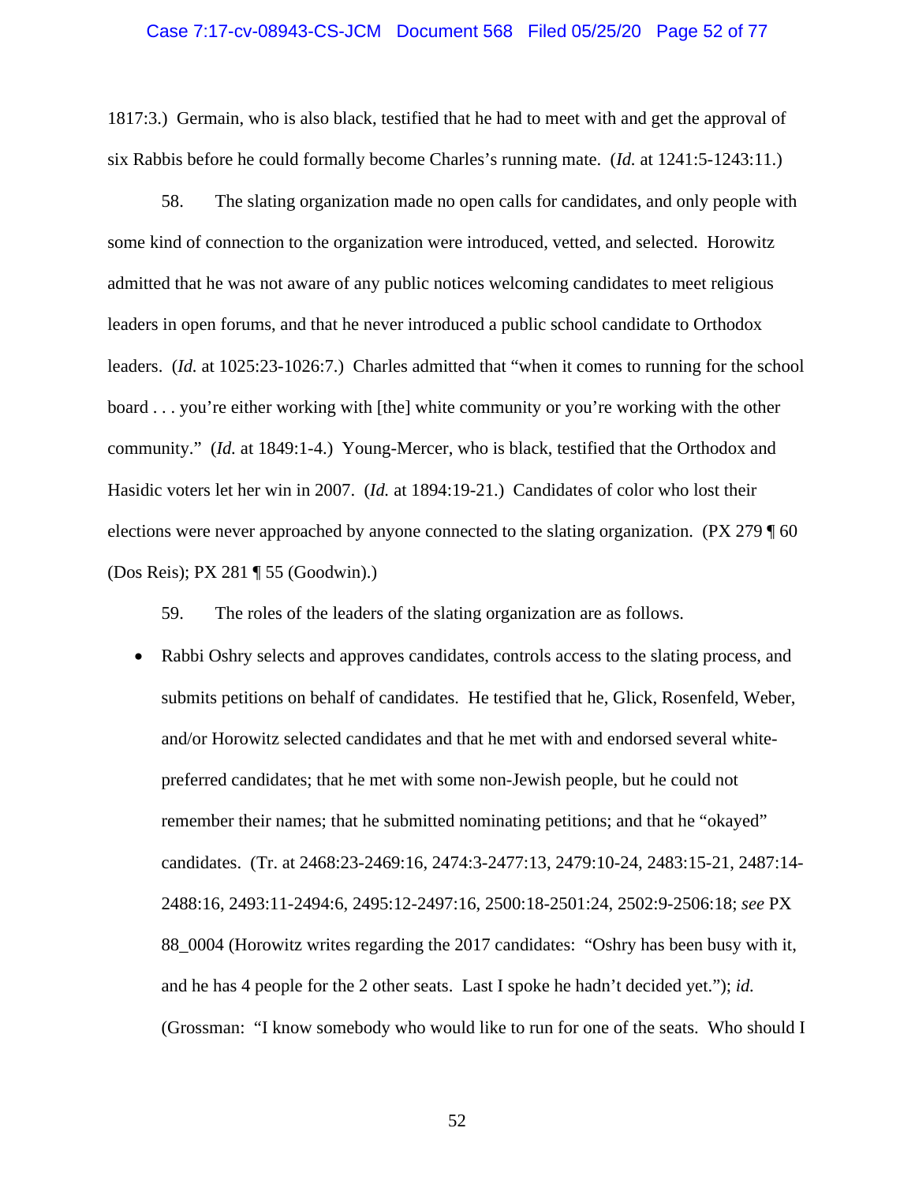1817:3.) Germain, who is also black, testified that he had to meet with and get the approval of six Rabbis before he could formally become Charles's running mate. (*Id.* at 1241:5-1243:11.)

58. The slating organization made no open calls for candidates, and only people with some kind of connection to the organization were introduced, vetted, and selected. Horowitz admitted that he was not aware of any public notices welcoming candidates to meet religious leaders in open forums, and that he never introduced a public school candidate to Orthodox leaders. (*Id.* at 1025:23-1026:7.) Charles admitted that "when it comes to running for the school board . . . you're either working with [the] white community or you're working with the other community." (*Id.* at 1849:1-4.) Young-Mercer, who is black, testified that the Orthodox and Hasidic voters let her win in 2007. (*Id.* at 1894:19-21.) Candidates of color who lost their elections were never approached by anyone connected to the slating organization. (PX 279 ¶ 60 (Dos Reis); PX 281 ¶ 55 (Goodwin).)

59. The roles of the leaders of the slating organization are as follows.

- Rabbi Oshry selects and approves candidates, controls access to the slating process, and submits petitions on behalf of candidates. He testified that he, Glick, Rosenfeld, Weber, and/or Horowitz selected candidates and that he met with and endorsed several white-preferred candidates; that he met with some non-Jewish people, but he could not remember their names; that he submitted nominating petitions; and that he "okayed" candidates. (Tr. at 2468:23-2469:16, 2474:3-2477:13, 2479:10-24, 2483:15-21, 2487:14-2488:16, 2493:11-2494:6, 2495:12-2497:16, 2500:18-2501:24, 2502:9-2506:18; *see* PX 88_0004 (Horowitz writes regarding the 2017 candidates: "Oshry has been busy with it, and he has 4 people for the 2 other seats. Last I spoke he hadn't decided yet."); *id.* (Grossman: "I know somebody who would like to run for one of the seats. Who should I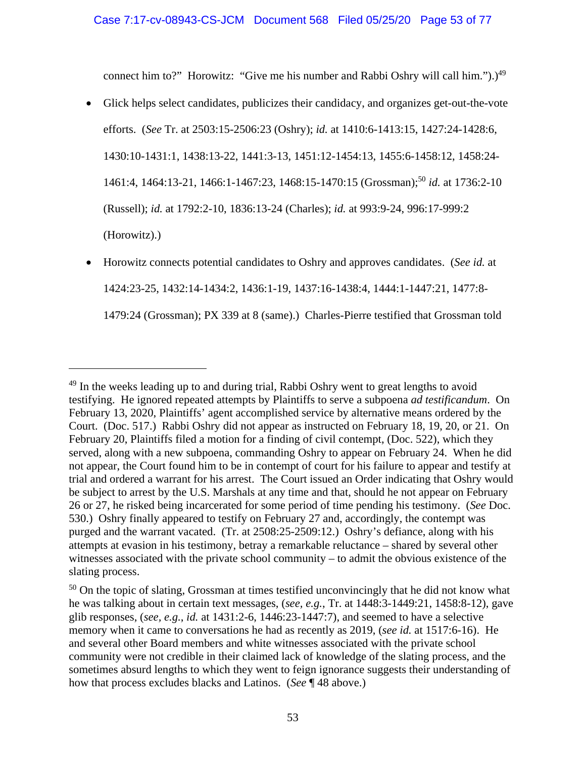connect him to?" Horowitz: "Give me his number and Rabbi Oshry will call him.").)[49]

- Glick helps select candidates, publicizes their candidacy, and organizes get-out-the-vote efforts. (*See* Tr. at 2503:15-2506:23 (Oshry); *id.* at 1410:6-1413:15, 1427:24-1428:6, 1430:10-1431:1, 1438:13-22, 1441:3-13, 1451:12-1454:13, 1455:6-1458:12, 1458:24-1461:4, 1464:13-21, 1466:1-1467:23, 1468:15-1470:15 (Grossman);[50] *id.* at 1736:2-10 (Russell); *id.* at 1792:2-10, 1836:13-24 (Charles); *id.* at 993:9-24, 996:17-999:2 (Horowitz).)

- Horowitz connects potential candidates to Oshry and approves candidates. (*See id.* at 1424:23-25, 1432:14-1434:2, 1436:1-19, 1437:16-1438:4, 1444:1-1447:21, 1477:8-1479:24 (Grossman); PX 339 at 8 (same).) Charles-Pierre testified that Grossman told

---

[49] In the weeks leading up to and during trial, Rabbi Oshry went to great lengths to avoid testifying. He ignored repeated attempts by Plaintiffs to serve a subpoena *ad testificandum*. On February 13, 2020, Plaintiffs' agent accomplished service by alternative means ordered by the Court. (Doc. 517.) Rabbi Oshry did not appear as instructed on February 18, 19, 20, or 21. On February 20, Plaintiffs filed a motion for a finding of civil contempt, (Doc. 522), which they served, along with a new subpoena, commanding Oshry to appear on February 24. When he did not appear, the Court found him to be in contempt of court for his failure to appear and testify at trial and ordered a warrant for his arrest. The Court issued an Order indicating that Oshry would be subject to arrest by the U.S. Marshals at any time and that, should he not appear on February 26 or 27, he risked being incarcerated for some period of time pending his testimony. (*See* Doc. 530.) Oshry finally appeared to testify on February 27 and, accordingly, the contempt was purged and the warrant vacated. (Tr. at 2508:25-2509:12.) Oshry's defiance, along with his attempts at evasion in his testimony, betray a remarkable reluctance – shared by several other witnesses associated with the private school community – to admit the obvious existence of the slating process.

[50] On the topic of slating, Grossman at times testified unconvincingly that he did not know what he was talking about in certain text messages, (*see, e.g.*, Tr. at 1448:3-1449:21, 1458:8-12), gave glib responses, (*see, e.g.*, *id.* at 1431:2-6, 1446:23-1447:7), and seemed to have a selective memory when it came to conversations he had as recently as 2019, (*see id.* at 1517:6-16). He and several other Board members and white witnesses associated with the private school community were not credible in their claimed lack of knowledge of the slating process, and the sometimes absurd lengths to which they went to feign ignorance suggests their understanding of how that process excludes blacks and Latinos. (*See* ¶ 48 above.)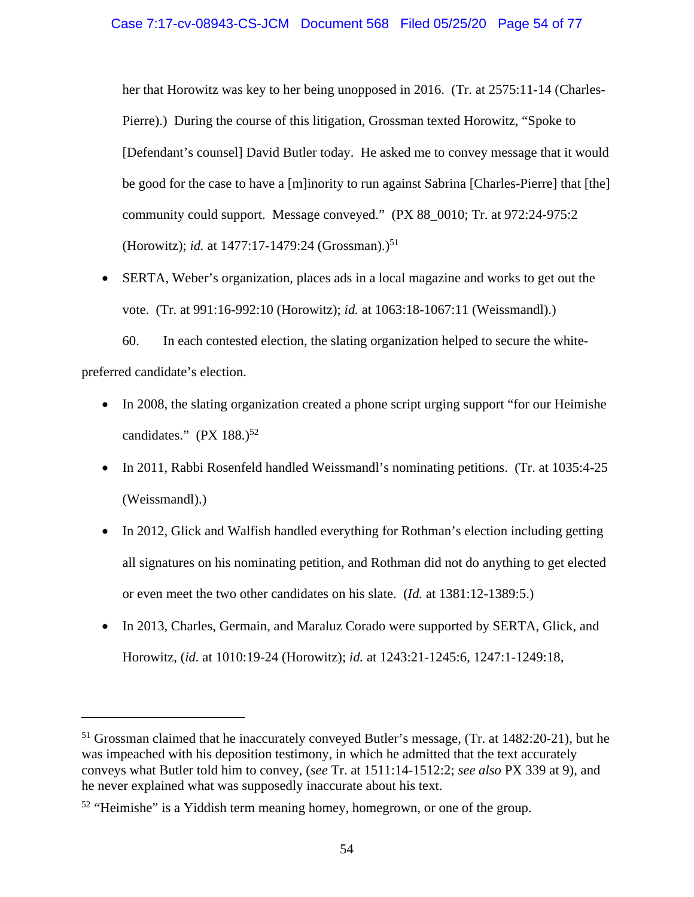her that Horowitz was key to her being unopposed in 2016. (Tr. at 2575:11-14 (Charles-Pierre).) During the course of this litigation, Grossman texted Horowitz, "Spoke to [Defendant's counsel] David Butler today. He asked me to convey message that it would be good for the case to have a [m]inority to run against Sabrina [Charles-Pierre] that [the] community could support. Message conveyed." (PX 88_0010; Tr. at 972:24-975:2 (Horowitz); *id.* at 1477:17-1479:24 (Grossman).)[51]

- SERTA, Weber's organization, places ads in a local magazine and works to get out the vote. (Tr. at 991:16-992:10 (Horowitz); *id.* at 1063:18-1067:11 (Weissmandl).)

60. In each contested election, the slating organization helped to secure the white-preferred candidate's election.

- In 2008, the slating organization created a phone script urging support "for our Heimishe candidates." (PX 188.)[52]
- In 2011, Rabbi Rosenfeld handled Weissmandl's nominating petitions. (Tr. at 1035:4-25 (Weissmandl).)
- In 2012, Glick and Walfish handled everything for Rothman's election including getting all signatures on his nominating petition, and Rothman did not do anything to get elected or even meet the two other candidates on his slate. (*Id.* at 1381:12-1389:5.)
- In 2013, Charles, Germain, and Maraluz Corado were supported by SERTA, Glick, and Horowitz, (*id.* at 1010:19-24 (Horowitz); *id.* at 1243:21-1245:6, 1247:1-1249:18,

---

[51] Grossman claimed that he inaccurately conveyed Butler's message, (Tr. at 1482:20-21), but he was impeached with his deposition testimony, in which he admitted that the text accurately conveys what Butler told him to convey, (*see* Tr. at 1511:14-1512:2; *see also* PX 339 at 9), and he never explained what was supposedly inaccurate about his text.

[52] "Heimishe" is a Yiddish term meaning homey, homegrown, or one of the group.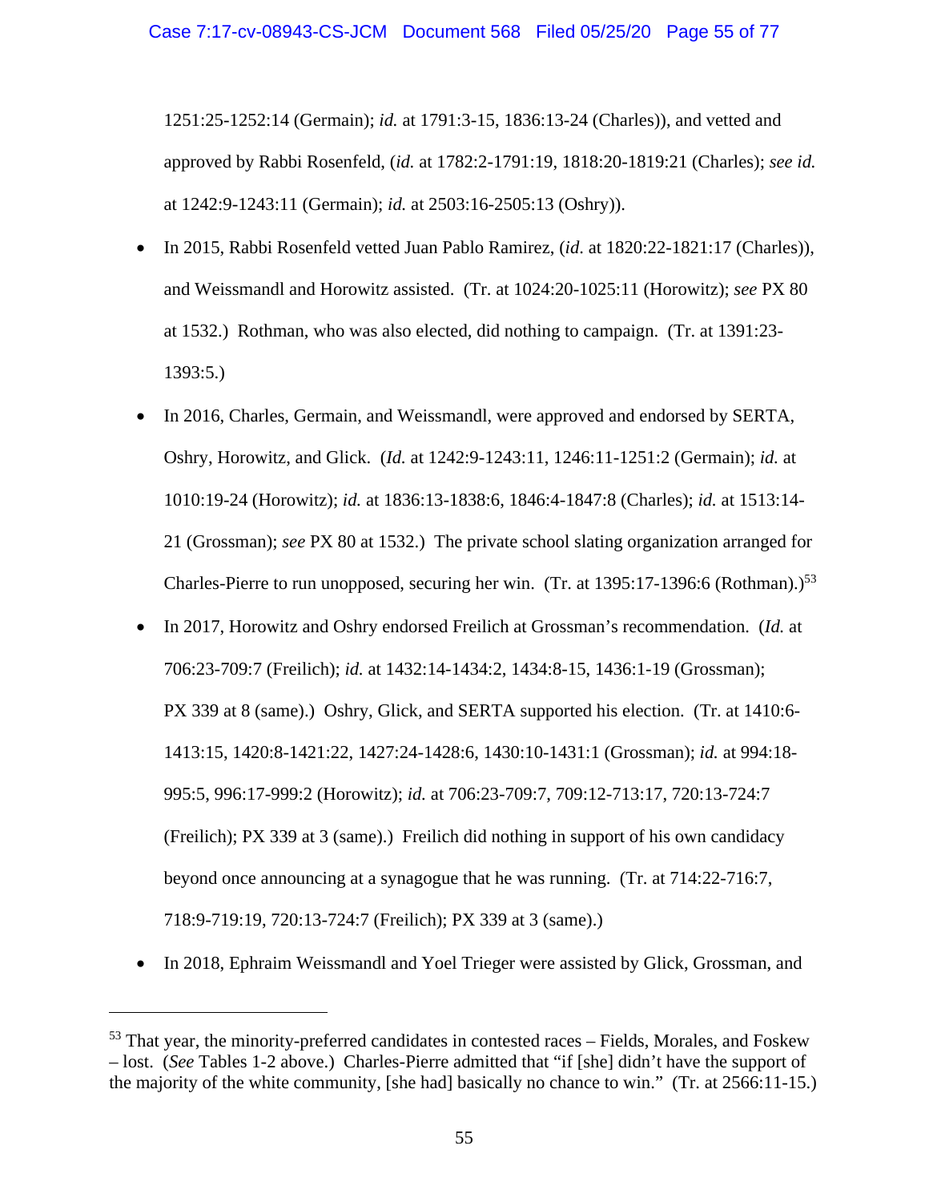1251:25-1252:14 (Germain); *id.* at 1791:3-15, 1836:13-24 (Charles)), and vetted and approved by Rabbi Rosenfeld, (*id.* at 1782:2-1791:19, 1818:20-1819:21 (Charles); *see id.* at 1242:9-1243:11 (Germain); *id.* at 2503:16-2505:13 (Oshry)).

- In 2015, Rabbi Rosenfeld vetted Juan Pablo Ramirez, (*id*. at 1820:22-1821:17 (Charles)), and Weissmandl and Horowitz assisted. (Tr. at 1024:20-1025:11 (Horowitz); *see* PX 80 at 1532.) Rothman, who was also elected, did nothing to campaign. (Tr. at 1391:23-1393:5.)

- In 2016, Charles, Germain, and Weissmandl, were approved and endorsed by SERTA, Oshry, Horowitz, and Glick. (*Id.* at 1242:9-1243:11, 1246:11-1251:2 (Germain); *id.* at 1010:19-24 (Horowitz); *id.* at 1836:13-1838:6, 1846:4-1847:8 (Charles); *id.* at 1513:14-21 (Grossman); *see* PX 80 at 1532.) The private school slating organization arranged for Charles-Pierre to run unopposed, securing her win. (Tr. at 1395:17-1396:6 (Rothman).)[53]

- In 2017, Horowitz and Oshry endorsed Freilich at Grossman's recommendation. (*Id.* at 706:23-709:7 (Freilich); *id.* at 1432:14-1434:2, 1434:8-15, 1436:1-19 (Grossman); PX 339 at 8 (same).) Oshry, Glick, and SERTA supported his election. (Tr. at 1410:6-1413:15, 1420:8-1421:22, 1427:24-1428:6, 1430:10-1431:1 (Grossman); *id.* at 994:18-995:5, 996:17-999:2 (Horowitz); *id.* at 706:23-709:7, 709:12-713:17, 720:13-724:7 (Freilich); PX 339 at 3 (same).) Freilich did nothing in support of his own candidacy beyond once announcing at a synagogue that he was running. (Tr. at 714:22-716:7, 718:9-719:19, 720:13-724:7 (Freilich); PX 339 at 3 (same).)

- In 2018, Ephraim Weissmandl and Yoel Trieger were assisted by Glick, Grossman, and

---

[53] That year, the minority-preferred candidates in contested races – Fields, Morales, and Foskew – lost. (*See* Tables 1-2 above.) Charles-Pierre admitted that "if [she] didn't have the support of the majority of the white community, [she had] basically no chance to win." (Tr. at 2566:11-15.)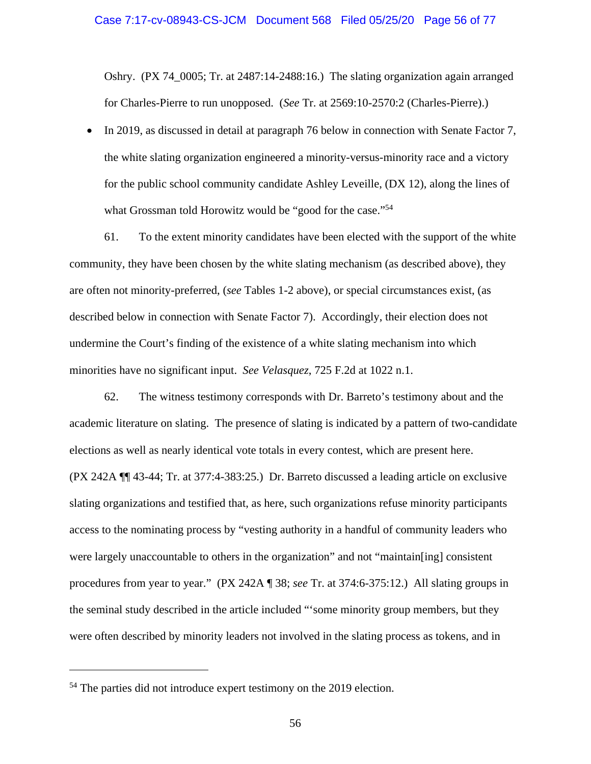Oshry. (PX 74_0005; Tr. at 2487:14-2488:16.) The slating organization again arranged for Charles-Pierre to run unopposed. (*See* Tr. at 2569:10-2570:2 (Charles-Pierre).)

- In 2019, as discussed in detail at paragraph 76 below in connection with Senate Factor 7, the white slating organization engineered a minority-versus-minority race and a victory for the public school community candidate Ashley Leveille, (DX 12), along the lines of what Grossman told Horowitz would be "good for the case."[54]

61. To the extent minority candidates have been elected with the support of the white community, they have been chosen by the white slating mechanism (as described above), they are often not minority-preferred, (*see* Tables 1-2 above), or special circumstances exist, (as described below in connection with Senate Factor 7). Accordingly, their election does not undermine the Court's finding of the existence of a white slating mechanism into which minorities have no significant input. *See Velasquez*, 725 F.2d at 1022 n.1.

62. The witness testimony corresponds with Dr. Barreto's testimony about and the academic literature on slating. The presence of slating is indicated by a pattern of two-candidate elections as well as nearly identical vote totals in every contest, which are present here. (PX 242A ¶¶ 43-44; Tr. at 377:4-383:25.) Dr. Barreto discussed a leading article on exclusive slating organizations and testified that, as here, such organizations refuse minority participants access to the nominating process by "vesting authority in a handful of community leaders who were largely unaccountable to others in the organization" and not "maintain[ing] consistent procedures from year to year." (PX 242A ¶ 38; *see* Tr. at 374:6-375:12.) All slating groups in the seminal study described in the article included "'some minority group members, but they were often described by minority leaders not involved in the slating process as tokens, and in

---

[54] The parties did not introduce expert testimony on the 2019 election.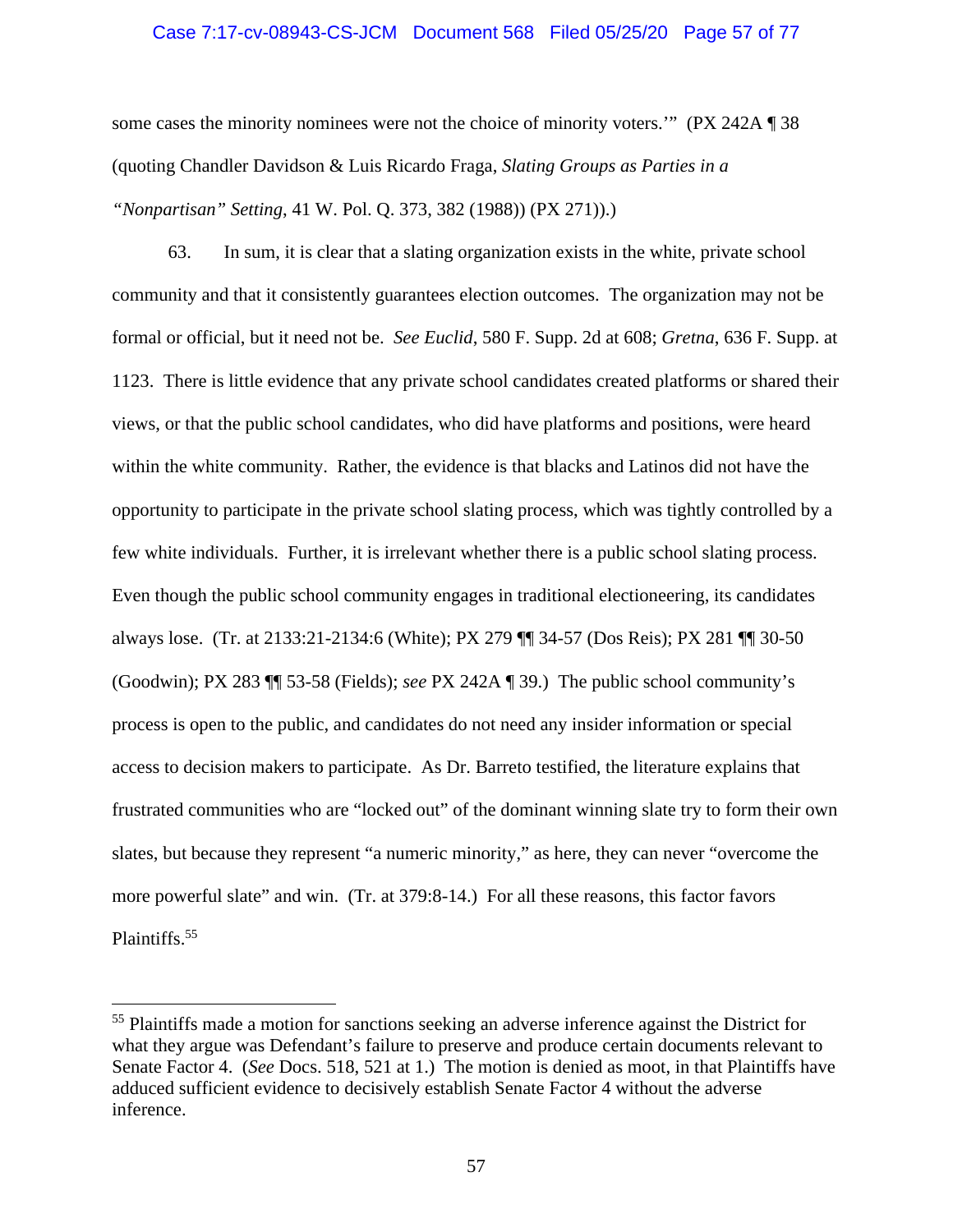some cases the minority nominees were not the choice of minority voters.'" (PX 242A ¶ 38 (quoting Chandler Davidson & Luis Ricardo Fraga, *Slating Groups as Parties in a "Nonpartisan" Setting*, 41 W. Pol. Q. 373, 382 (1988)) (PX 271)).)

63. In sum, it is clear that a slating organization exists in the white, private school community and that it consistently guarantees election outcomes. The organization may not be formal or official, but it need not be. *See Euclid*, 580 F. Supp. 2d at 608; *Gretna*, 636 F. Supp. at 1123. There is little evidence that any private school candidates created platforms or shared their views, or that the public school candidates, who did have platforms and positions, were heard within the white community. Rather, the evidence is that blacks and Latinos did not have the opportunity to participate in the private school slating process, which was tightly controlled by a few white individuals. Further, it is irrelevant whether there is a public school slating process. Even though the public school community engages in traditional electioneering, its candidates always lose. (Tr. at 2133:21-2134:6 (White); PX 279 ¶¶ 34-57 (Dos Reis); PX 281 ¶¶ 30-50 (Goodwin); PX 283 ¶¶ 53-58 (Fields); *see* PX 242A ¶ 39.) The public school community's process is open to the public, and candidates do not need any insider information or special access to decision makers to participate. As Dr. Barreto testified, the literature explains that frustrated communities who are "locked out" of the dominant winning slate try to form their own slates, but because they represent "a numeric minority," as here, they can never "overcome the more powerful slate" and win. (Tr. at 379:8-14.) For all these reasons, this factor favors Plaintiffs.[55]

---

[55] Plaintiffs made a motion for sanctions seeking an adverse inference against the District for what they argue was Defendant's failure to preserve and produce certain documents relevant to Senate Factor 4. (*See* Docs. 518, 521 at 1.) The motion is denied as moot, in that Plaintiffs have adduced sufficient evidence to decisively establish Senate Factor 4 without the adverse inference.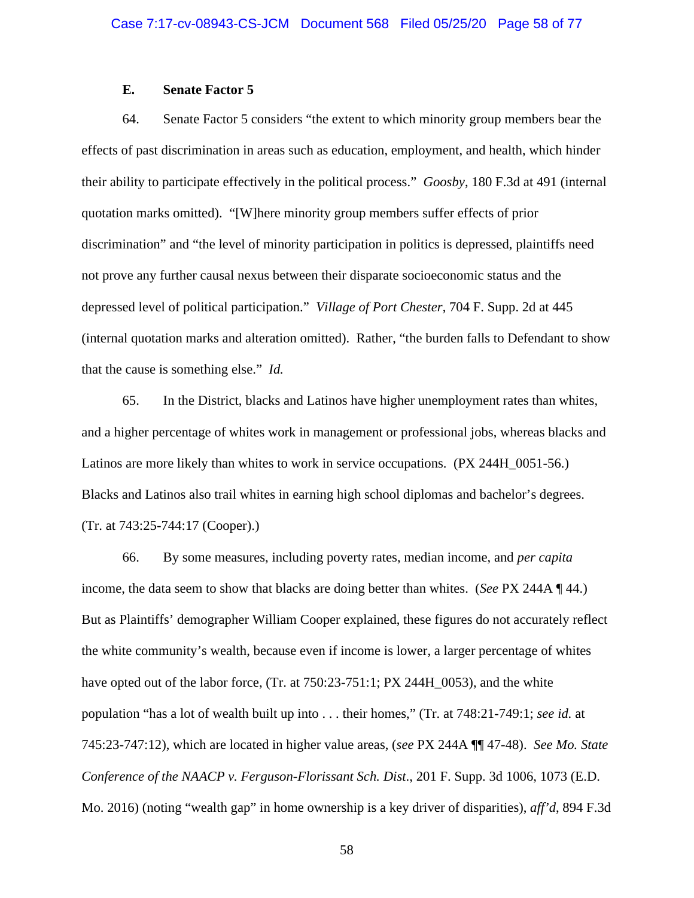### E. Senate Factor 5

64. Senate Factor 5 considers "the extent to which minority group members bear the effects of past discrimination in areas such as education, employment, and health, which hinder their ability to participate effectively in the political process." *Goosby*, 180 F.3d at 491 (internal quotation marks omitted). "[W]here minority group members suffer effects of prior discrimination" and "the level of minority participation in politics is depressed, plaintiffs need not prove any further causal nexus between their disparate socioeconomic status and the depressed level of political participation." *Village of Port Chester*, 704 F. Supp. 2d at 445 (internal quotation marks and alteration omitted). Rather, "the burden falls to Defendant to show that the cause is something else." *Id.*

65. In the District, blacks and Latinos have higher unemployment rates than whites, and a higher percentage of whites work in management or professional jobs, whereas blacks and Latinos are more likely than whites to work in service occupations. (PX 244H_0051-56.) Blacks and Latinos also trail whites in earning high school diplomas and bachelor's degrees. (Tr. at 743:25-744:17 (Cooper).)

66. By some measures, including poverty rates, median income, and *per capita* income, the data seem to show that blacks are doing better than whites. (*See* PX 244A ¶ 44.) But as Plaintiffs' demographer William Cooper explained, these figures do not accurately reflect the white community's wealth, because even if income is lower, a larger percentage of whites have opted out of the labor force, (Tr. at 750:23-751:1; PX 244H_0053), and the white population "has a lot of wealth built up into . . . their homes," (Tr. at 748:21-749:1; *see id.* at 745:23-747:12), which are located in higher value areas, (*see* PX 244A ¶¶ 47-48). *See Mo. State Conference of the NAACP v. Ferguson-Florissant Sch. Dist.*, 201 F. Supp. 3d 1006, 1073 (E.D. Mo. 2016) (noting "wealth gap" in home ownership is a key driver of disparities), *aff'd*, 894 F.3d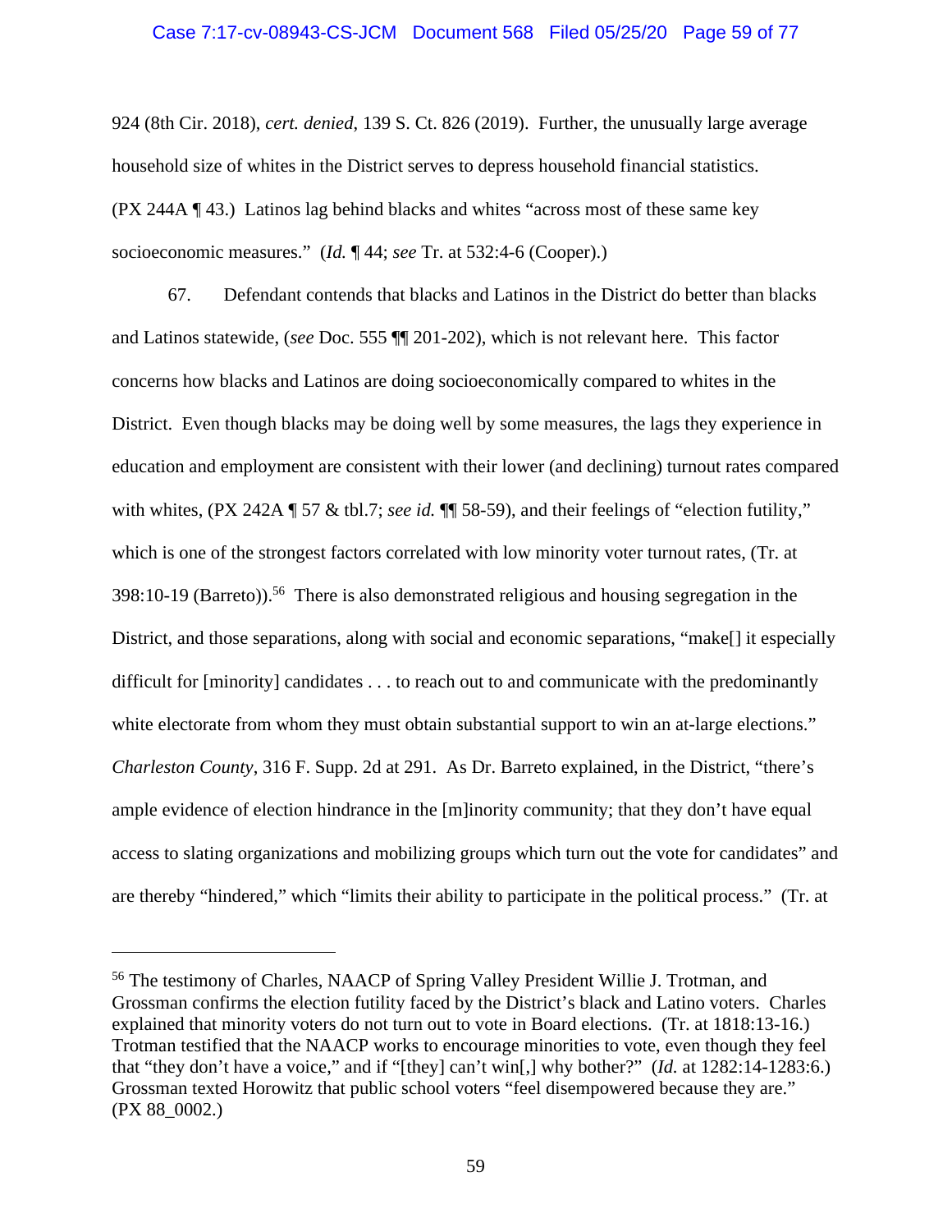924 (8th Cir. 2018), *cert. denied*, 139 S. Ct. 826 (2019). Further, the unusually large average household size of whites in the District serves to depress household financial statistics. (PX 244A ¶ 43.) Latinos lag behind blacks and whites "across most of these same key socioeconomic measures." (*Id.* ¶ 44; *see* Tr. at 532:4-6 (Cooper).)

67. Defendant contends that blacks and Latinos in the District do better than blacks and Latinos statewide, (*see* Doc. 555 ¶¶ 201-202), which is not relevant here. This factor concerns how blacks and Latinos are doing socioeconomically compared to whites in the District. Even though blacks may be doing well by some measures, the lags they experience in education and employment are consistent with their lower (and declining) turnout rates compared with whites, (PX 242A ¶ 57 & tbl.7; *see id.* ¶¶ 58-59), and their feelings of "election futility," which is one of the strongest factors correlated with low minority voter turnout rates, (Tr. at 398:10-19 (Barreto)).[56] There is also demonstrated religious and housing segregation in the District, and those separations, along with social and economic separations, "make[] it especially difficult for [minority] candidates . . . to reach out to and communicate with the predominantly white electorate from whom they must obtain substantial support to win an at-large elections." *Charleston County*, 316 F. Supp. 2d at 291. As Dr. Barreto explained, in the District, "there's ample evidence of election hindrance in the [m]inority community; that they don't have equal access to slating organizations and mobilizing groups which turn out the vote for candidates" and are thereby "hindered," which "limits their ability to participate in the political process." (Tr. at

---

[56] The testimony of Charles, NAACP of Spring Valley President Willie J. Trotman, and Grossman confirms the election futility faced by the District's black and Latino voters. Charles explained that minority voters do not turn out to vote in Board elections. (Tr. at 1818:13-16.) Trotman testified that the NAACP works to encourage minorities to vote, even though they feel that "they don't have a voice," and if "[they] can't win[,] why bother?" (*Id.* at 1282:14-1283:6.) Grossman texted Horowitz that public school voters "feel disempowered because they are." (PX 88_0002.)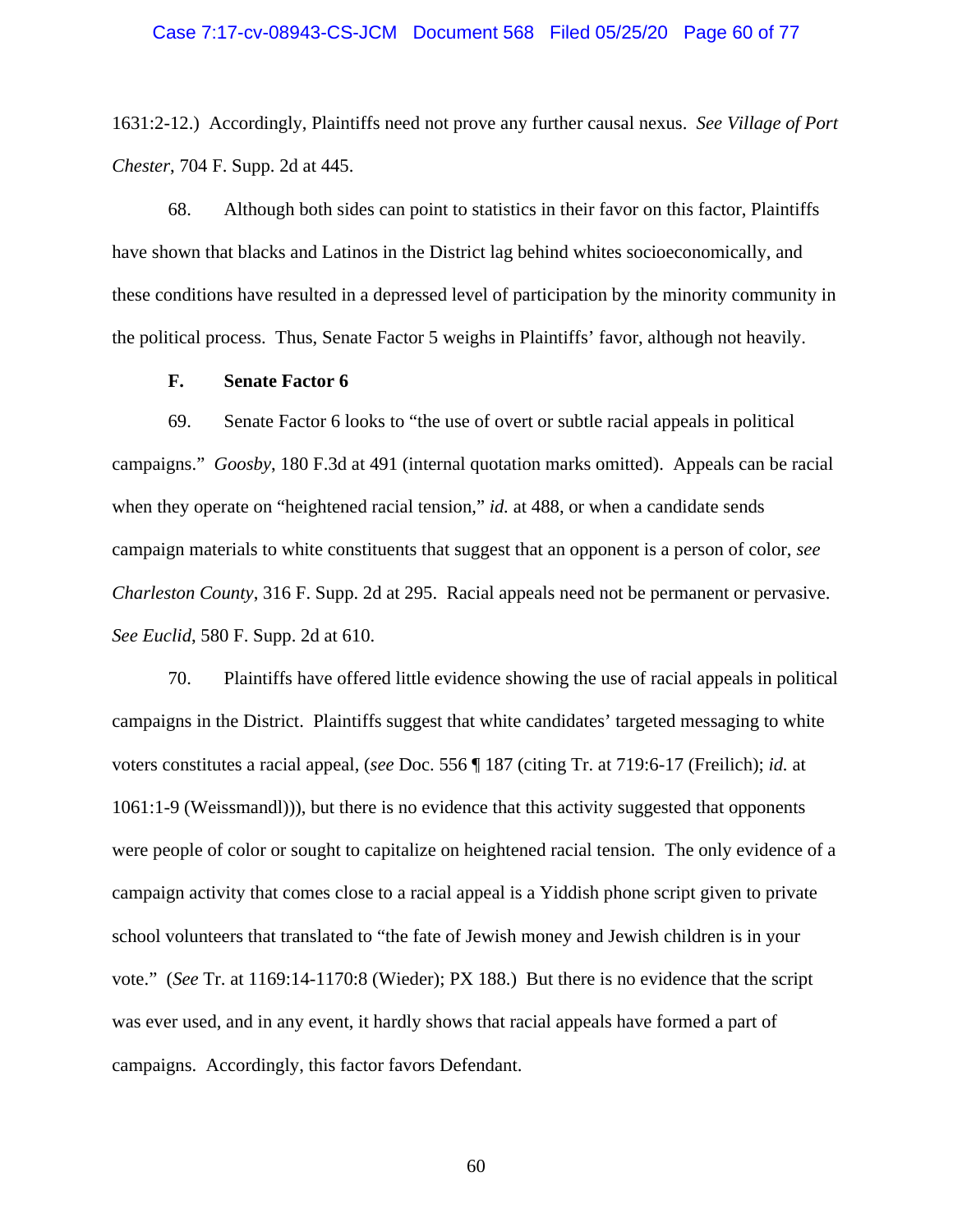1631:2-12.) Accordingly, Plaintiffs need not prove any further causal nexus. *See Village of Port Chester*, 704 F. Supp. 2d at 445.

68. Although both sides can point to statistics in their favor on this factor, Plaintiffs have shown that blacks and Latinos in the District lag behind whites socioeconomically, and these conditions have resulted in a depressed level of participation by the minority community in the political process. Thus, Senate Factor 5 weighs in Plaintiffs' favor, although not heavily.

### F. Senate Factor 6

69. Senate Factor 6 looks to "the use of overt or subtle racial appeals in political campaigns." *Goosby*, 180 F.3d at 491 (internal quotation marks omitted). Appeals can be racial when they operate on "heightened racial tension," *id.* at 488, or when a candidate sends campaign materials to white constituents that suggest that an opponent is a person of color, *see Charleston County*, 316 F. Supp. 2d at 295. Racial appeals need not be permanent or pervasive. *See Euclid*, 580 F. Supp. 2d at 610.

70. Plaintiffs have offered little evidence showing the use of racial appeals in political campaigns in the District. Plaintiffs suggest that white candidates' targeted messaging to white voters constitutes a racial appeal, (*see* Doc. 556 ¶ 187 (citing Tr. at 719:6-17 (Freilich); *id.* at 1061:1-9 (Weissmandl))), but there is no evidence that this activity suggested that opponents were people of color or sought to capitalize on heightened racial tension. The only evidence of a campaign activity that comes close to a racial appeal is a Yiddish phone script given to private school volunteers that translated to "the fate of Jewish money and Jewish children is in your vote." (*See* Tr. at 1169:14-1170:8 (Wieder); PX 188.) But there is no evidence that the script was ever used, and in any event, it hardly shows that racial appeals have formed a part of campaigns. Accordingly, this factor favors Defendant.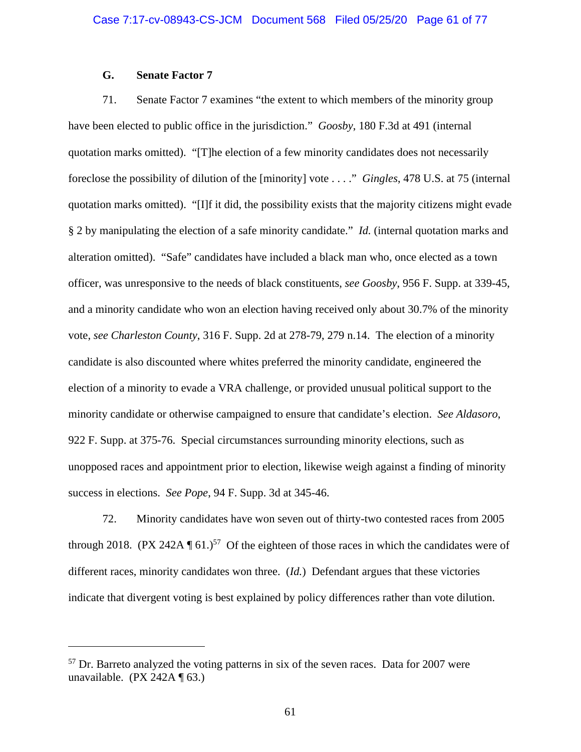### G. Senate Factor 7

71. Senate Factor 7 examines "the extent to which members of the minority group have been elected to public office in the jurisdiction." *Goosby*, 180 F.3d at 491 (internal quotation marks omitted). "[T]he election of a few minority candidates does not necessarily foreclose the possibility of dilution of the [minority] vote . . . ." *Gingles*, 478 U.S. at 75 (internal quotation marks omitted). "[I]f it did, the possibility exists that the majority citizens might evade § 2 by manipulating the election of a safe minority candidate." *Id.* (internal quotation marks and alteration omitted). "Safe" candidates have included a black man who, once elected as a town officer, was unresponsive to the needs of black constituents, *see Goosby*, 956 F. Supp. at 339-45, and a minority candidate who won an election having received only about 30.7% of the minority vote, *see Charleston County*, 316 F. Supp. 2d at 278-79, 279 n.14. The election of a minority candidate is also discounted where whites preferred the minority candidate, engineered the election of a minority to evade a VRA challenge, or provided unusual political support to the minority candidate or otherwise campaigned to ensure that candidate's election. *See Aldasoro*, 922 F. Supp. at 375-76. Special circumstances surrounding minority elections, such as unopposed races and appointment prior to election, likewise weigh against a finding of minority success in elections. *See Pope*, 94 F. Supp. 3d at 345-46.

72. Minority candidates have won seven out of thirty-two contested races from 2005 through 2018. (PX 242A ¶ 61.)[57] Of the eighteen of those races in which the candidates were of different races, minority candidates won three. (*Id.*) Defendant argues that these victories indicate that divergent voting is best explained by policy differences rather than vote dilution.

---

[57] Dr. Barreto analyzed the voting patterns in six of the seven races. Data for 2007 were unavailable. (PX 242A ¶ 63.)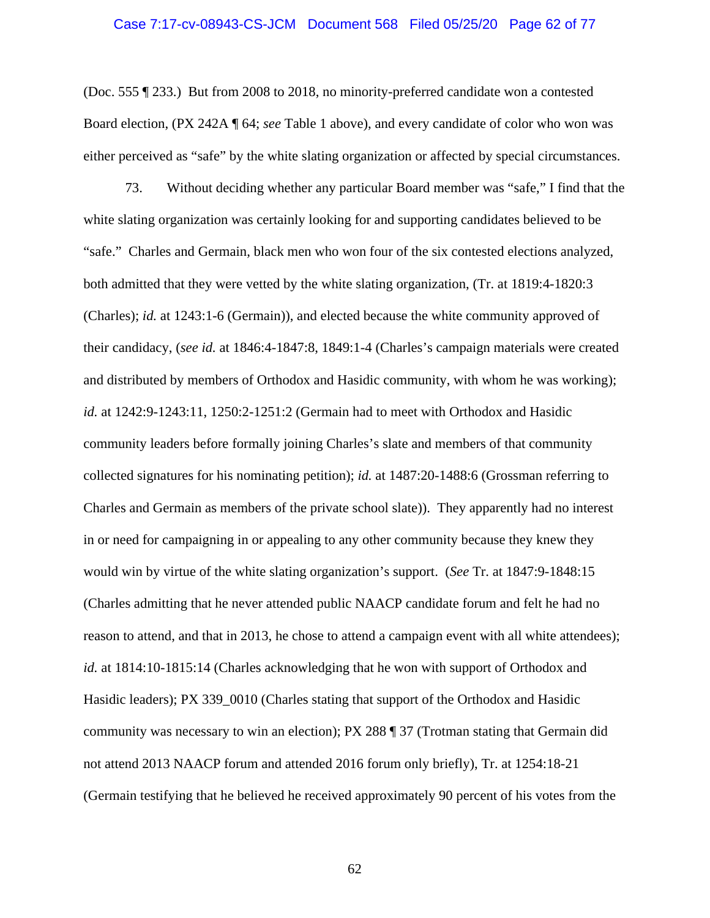(Doc. 555 ¶ 233.) But from 2008 to 2018, no minority-preferred candidate won a contested Board election, (PX 242A ¶ 64; *see* Table 1 above), and every candidate of color who won was either perceived as "safe" by the white slating organization or affected by special circumstances.

73. Without deciding whether any particular Board member was "safe," I find that the white slating organization was certainly looking for and supporting candidates believed to be "safe." Charles and Germain, black men who won four of the six contested elections analyzed, both admitted that they were vetted by the white slating organization, (Tr. at 1819:4-1820:3 (Charles); *id.* at 1243:1-6 (Germain)), and elected because the white community approved of their candidacy, (*see id.* at 1846:4-1847:8, 1849:1-4 (Charles's campaign materials were created and distributed by members of Orthodox and Hasidic community, with whom he was working); *id.* at 1242:9-1243:11, 1250:2-1251:2 (Germain had to meet with Orthodox and Hasidic community leaders before formally joining Charles's slate and members of that community collected signatures for his nominating petition); *id.* at 1487:20-1488:6 (Grossman referring to Charles and Germain as members of the private school slate)). They apparently had no interest in or need for campaigning in or appealing to any other community because they knew they would win by virtue of the white slating organization's support. (*See* Tr. at 1847:9-1848:15 (Charles admitting that he never attended public NAACP candidate forum and felt he had no reason to attend, and that in 2013, he chose to attend a campaign event with all white attendees); *id.* at 1814:10-1815:14 (Charles acknowledging that he won with support of Orthodox and Hasidic leaders); PX 339_0010 (Charles stating that support of the Orthodox and Hasidic community was necessary to win an election); PX 288 ¶ 37 (Trotman stating that Germain did not attend 2013 NAACP forum and attended 2016 forum only briefly), Tr. at 1254:18-21 (Germain testifying that he believed he received approximately 90 percent of his votes from the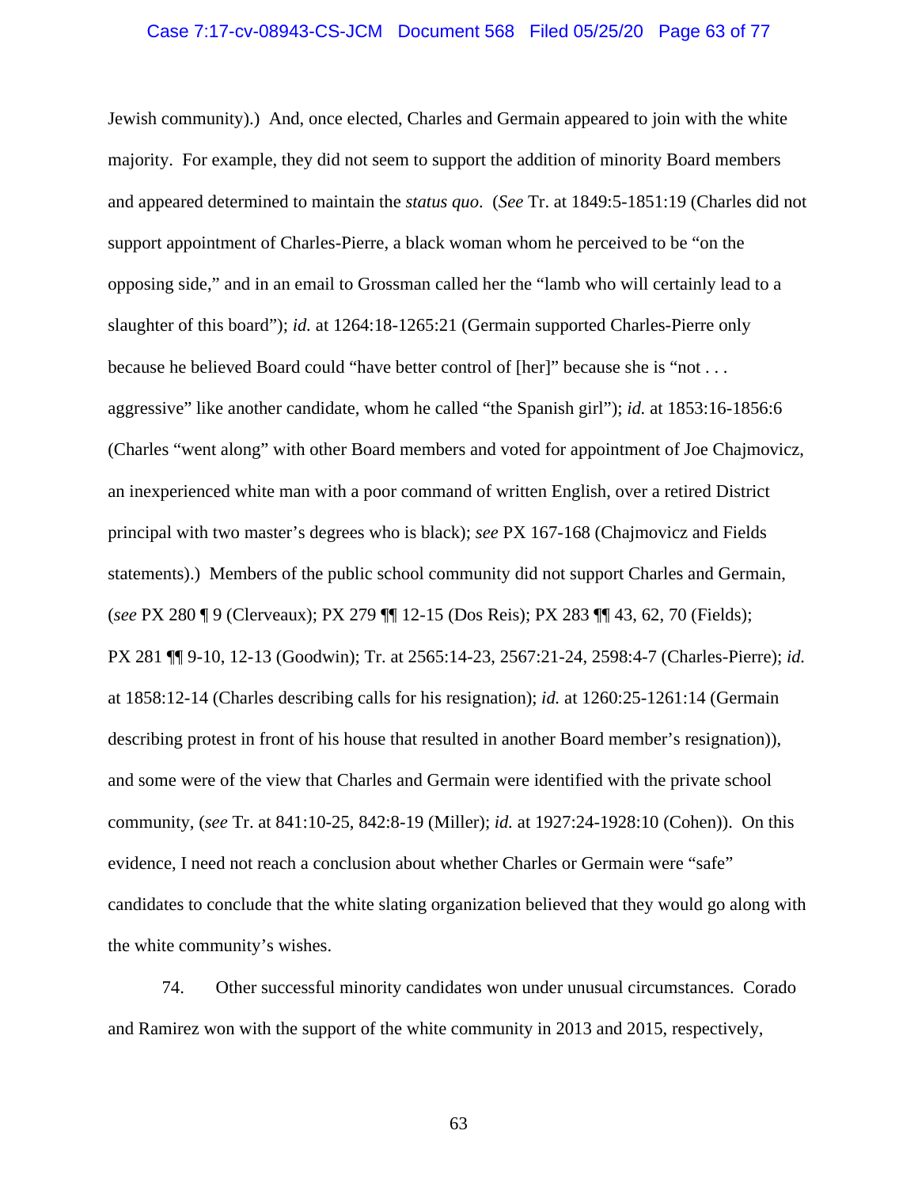Jewish community).) And, once elected, Charles and Germain appeared to join with the white majority. For example, they did not seem to support the addition of minority Board members and appeared determined to maintain the *status quo*. (*See* Tr. at 1849:5-1851:19 (Charles did not support appointment of Charles-Pierre, a black woman whom he perceived to be "on the opposing side," and in an email to Grossman called her the "lamb who will certainly lead to a slaughter of this board"); *id.* at 1264:18-1265:21 (Germain supported Charles-Pierre only because he believed Board could "have better control of [her]" because she is "not . . . aggressive" like another candidate, whom he called "the Spanish girl"); *id.* at 1853:16-1856:6 (Charles "went along" with other Board members and voted for appointment of Joe Chajmovicz, an inexperienced white man with a poor command of written English, over a retired District principal with two master's degrees who is black); *see* PX 167-168 (Chajmovicz and Fields statements).) Members of the public school community did not support Charles and Germain, (*see* PX 280 ¶ 9 (Clerveaux); PX 279 ¶¶ 12-15 (Dos Reis); PX 283 ¶¶ 43, 62, 70 (Fields); PX 281 ¶¶ 9-10, 12-13 (Goodwin); Tr. at 2565:14-23, 2567:21-24, 2598:4-7 (Charles-Pierre); *id.* at 1858:12-14 (Charles describing calls for his resignation); *id.* at 1260:25-1261:14 (Germain describing protest in front of his house that resulted in another Board member's resignation)), and some were of the view that Charles and Germain were identified with the private school community, (*see* Tr. at 841:10-25, 842:8-19 (Miller); *id.* at 1927:24-1928:10 (Cohen)). On this evidence, I need not reach a conclusion about whether Charles or Germain were "safe" candidates to conclude that the white slating organization believed that they would go along with the white community's wishes.

74. Other successful minority candidates won under unusual circumstances. Corado and Ramirez won with the support of the white community in 2013 and 2015, respectively,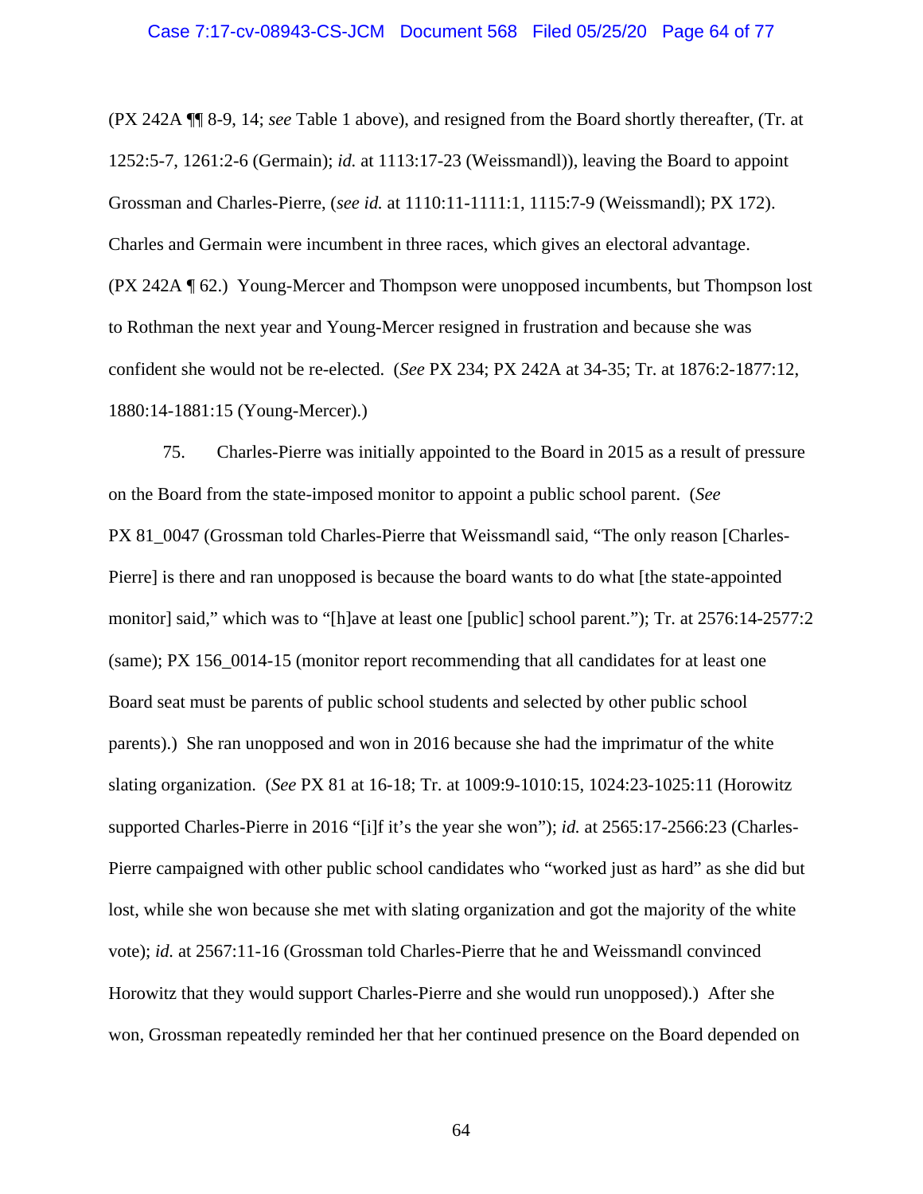(PX 242A ¶¶ 8-9, 14; *see* Table 1 above), and resigned from the Board shortly thereafter, (Tr. at 1252:5-7, 1261:2-6 (Germain); *id.* at 1113:17-23 (Weissmandl)), leaving the Board to appoint Grossman and Charles-Pierre, (*see id.* at 1110:11-1111:1, 1115:7-9 (Weissmandl); PX 172). Charles and Germain were incumbent in three races, which gives an electoral advantage. (PX 242A ¶ 62.) Young-Mercer and Thompson were unopposed incumbents, but Thompson lost to Rothman the next year and Young-Mercer resigned in frustration and because she was confident she would not be re-elected. (*See* PX 234; PX 242A at 34-35; Tr. at 1876:2-1877:12, 1880:14-1881:15 (Young-Mercer).)

75. Charles-Pierre was initially appointed to the Board in 2015 as a result of pressure on the Board from the state-imposed monitor to appoint a public school parent. (*See* PX 81_0047 (Grossman told Charles-Pierre that Weissmandl said, "The only reason [Charles-Pierre] is there and ran unopposed is because the board wants to do what [the state-appointed monitor] said," which was to "[h]ave at least one [public] school parent."); Tr. at 2576:14-2577:2 (same); PX 156_0014-15 (monitor report recommending that all candidates for at least one Board seat must be parents of public school students and selected by other public school parents).) She ran unopposed and won in 2016 because she had the imprimatur of the white slating organization. (*See* PX 81 at 16-18; Tr. at 1009:9-1010:15, 1024:23-1025:11 (Horowitz supported Charles-Pierre in 2016 "[i]f it's the year she won"); *id.* at 2565:17-2566:23 (Charles-Pierre campaigned with other public school candidates who "worked just as hard" as she did but lost, while she won because she met with slating organization and got the majority of the white vote); *id.* at 2567:11-16 (Grossman told Charles-Pierre that he and Weissmandl convinced Horowitz that they would support Charles-Pierre and she would run unopposed).) After she won, Grossman repeatedly reminded her that her continued presence on the Board depended on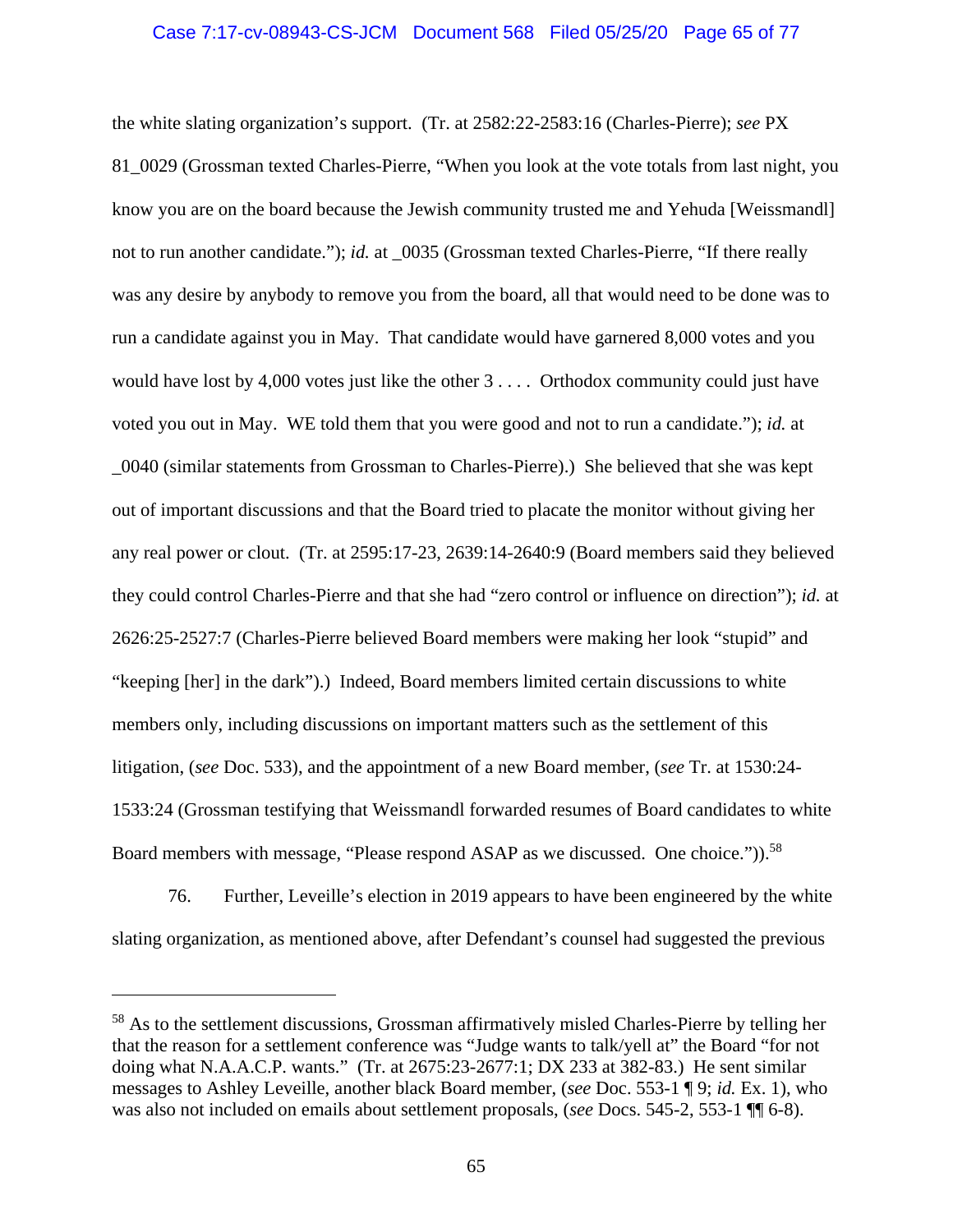the white slating organization's support. (Tr. at 2582:22-2583:16 (Charles-Pierre); *see* PX 81_0029 (Grossman texted Charles-Pierre, "When you look at the vote totals from last night, you know you are on the board because the Jewish community trusted me and Yehuda [Weissmandl] not to run another candidate."); *id.* at _0035 (Grossman texted Charles-Pierre, "If there really was any desire by anybody to remove you from the board, all that would need to be done was to run a candidate against you in May. That candidate would have garnered 8,000 votes and you would have lost by 4,000 votes just like the other 3 . . . . Orthodox community could just have voted you out in May. WE told them that you were good and not to run a candidate."); *id.* at _0040 (similar statements from Grossman to Charles-Pierre).) She believed that she was kept out of important discussions and that the Board tried to placate the monitor without giving her any real power or clout. (Tr. at 2595:17-23, 2639:14-2640:9 (Board members said they believed they could control Charles-Pierre and that she had "zero control or influence on direction"); *id.* at 2626:25-2527:7 (Charles-Pierre believed Board members were making her look "stupid" and "keeping [her] in the dark").) Indeed, Board members limited certain discussions to white members only, including discussions on important matters such as the settlement of this litigation, (*see* Doc. 533), and the appointment of a new Board member, (*see* Tr. at 1530:24-1533:24 (Grossman testifying that Weissmandl forwarded resumes of Board candidates to white Board members with message, "Please respond ASAP as we discussed. One choice.")).[58]

76. Further, Leveille's election in 2019 appears to have been engineered by the white slating organization, as mentioned above, after Defendant's counsel had suggested the previous

[58] As to the settlement discussions, Grossman affirmatively misled Charles-Pierre by telling her that the reason for a settlement conference was "Judge wants to talk/yell at" the Board "for not doing what N.A.A.C.P. wants." (Tr. at 2675:23-2677:1; DX 233 at 382-83.) He sent similar messages to Ashley Leveille, another black Board member, (*see* Doc. 553-1 ¶ 9; *id.* Ex. 1), who was also not included on emails about settlement proposals, (*see* Docs. 545-2, 553-1 ¶¶ 6-8).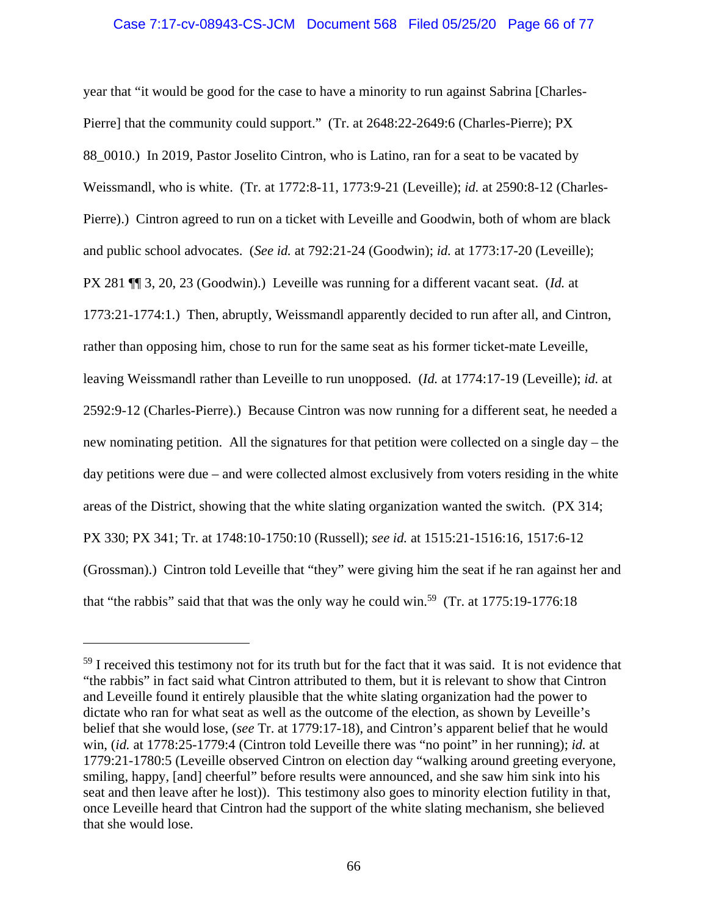year that "it would be good for the case to have a minority to run against Sabrina [Charles-Pierre] that the community could support." (Tr. at 2648:22-2649:6 (Charles-Pierre); PX 88_0010.) In 2019, Pastor Joselito Cintron, who is Latino, ran for a seat to be vacated by Weissmandl, who is white. (Tr. at 1772:8-11, 1773:9-21 (Leveille); *id.* at 2590:8-12 (Charles-Pierre).) Cintron agreed to run on a ticket with Leveille and Goodwin, both of whom are black and public school advocates. (*See id.* at 792:21-24 (Goodwin); *id.* at 1773:17-20 (Leveille); PX 281 ¶¶ 3, 20, 23 (Goodwin).) Leveille was running for a different vacant seat. (*Id.* at 1773:21-1774:1.) Then, abruptly, Weissmandl apparently decided to run after all, and Cintron, rather than opposing him, chose to run for the same seat as his former ticket-mate Leveille, leaving Weissmandl rather than Leveille to run unopposed. (*Id.* at 1774:17-19 (Leveille); *id.* at 2592:9-12 (Charles-Pierre).) Because Cintron was now running for a different seat, he needed a new nominating petition. All the signatures for that petition were collected on a single day – the day petitions were due – and were collected almost exclusively from voters residing in the white areas of the District, showing that the white slating organization wanted the switch. (PX 314; PX 330; PX 341; Tr. at 1748:10-1750:10 (Russell); *see id.* at 1515:21-1516:16, 1517:6-12 (Grossman).) Cintron told Leveille that "they" were giving him the seat if he ran against her and that "the rabbis" said that that was the only way he could win.[59] (Tr. at 1775:19-1776:18

---

[59] I received this testimony not for its truth but for the fact that it was said. It is not evidence that "the rabbis" in fact said what Cintron attributed to them, but it is relevant to show that Cintron and Leveille found it entirely plausible that the white slating organization had the power to dictate who ran for what seat as well as the outcome of the election, as shown by Leveille's belief that she would lose, (*see* Tr. at 1779:17-18), and Cintron's apparent belief that he would win, (*id.* at 1778:25-1779:4 (Cintron told Leveille there was "no point" in her running); *id.* at 1779:21-1780:5 (Leveille observed Cintron on election day "walking around greeting everyone, smiling, happy, [and] cheerful" before results were announced, and she saw him sink into his seat and then leave after he lost)). This testimony also goes to minority election futility in that, once Leveille heard that Cintron had the support of the white slating mechanism, she believed that she would lose.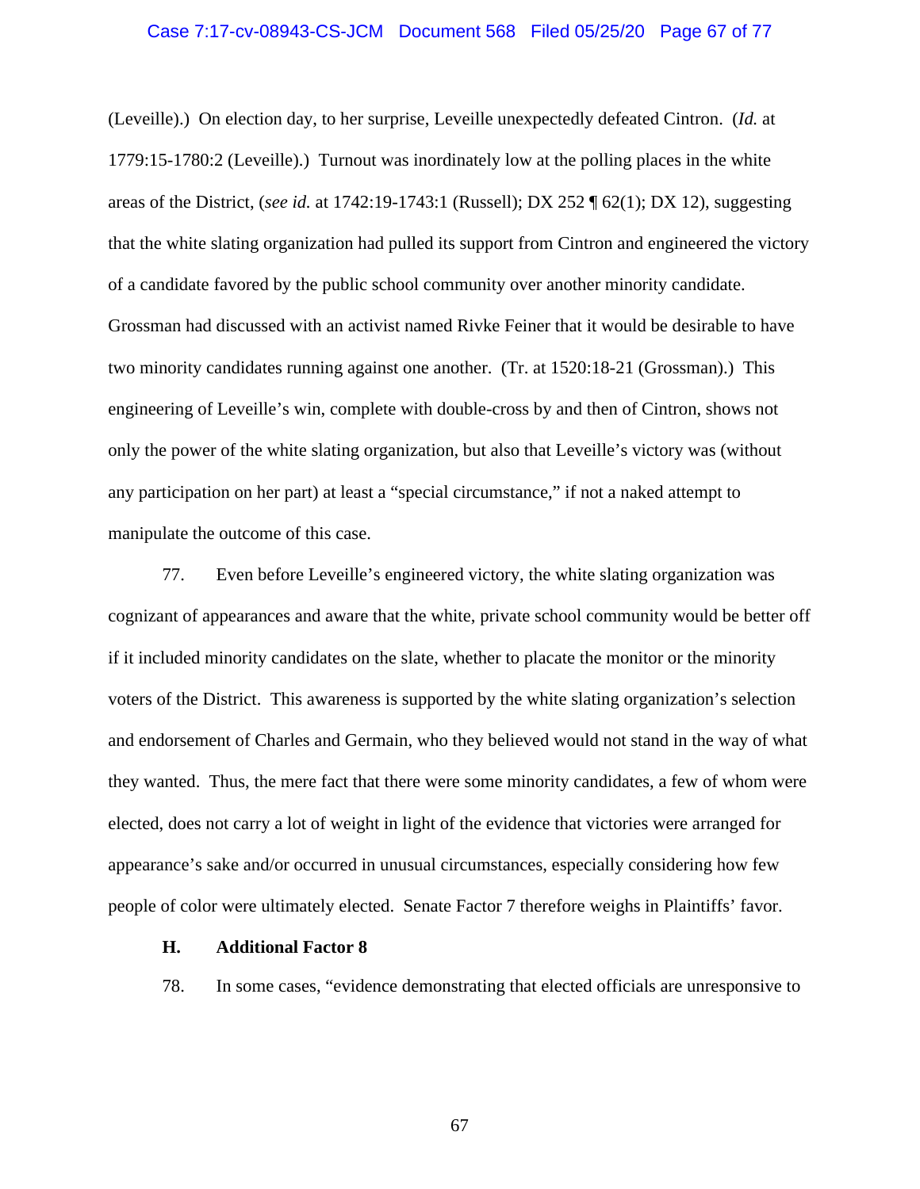(Leveille).) On election day, to her surprise, Leveille unexpectedly defeated Cintron. (*Id.* at 1779:15-1780:2 (Leveille).) Turnout was inordinately low at the polling places in the white areas of the District, (*see id.* at 1742:19-1743:1 (Russell); DX 252 ¶ 62(1); DX 12), suggesting that the white slating organization had pulled its support from Cintron and engineered the victory of a candidate favored by the public school community over another minority candidate. Grossman had discussed with an activist named Rivke Feiner that it would be desirable to have two minority candidates running against one another. (Tr. at 1520:18-21 (Grossman).) This engineering of Leveille's win, complete with double-cross by and then of Cintron, shows not only the power of the white slating organization, but also that Leveille's victory was (without any participation on her part) at least a "special circumstance," if not a naked attempt to manipulate the outcome of this case.

77. Even before Leveille's engineered victory, the white slating organization was cognizant of appearances and aware that the white, private school community would be better off if it included minority candidates on the slate, whether to placate the monitor or the minority voters of the District. This awareness is supported by the white slating organization's selection and endorsement of Charles and Germain, who they believed would not stand in the way of what they wanted. Thus, the mere fact that there were some minority candidates, a few of whom were elected, does not carry a lot of weight in light of the evidence that victories were arranged for appearance's sake and/or occurred in unusual circumstances, especially considering how few people of color were ultimately elected. Senate Factor 7 therefore weighs in Plaintiffs' favor.

### H. Additional Factor 8

78. In some cases, "evidence demonstrating that elected officials are unresponsive to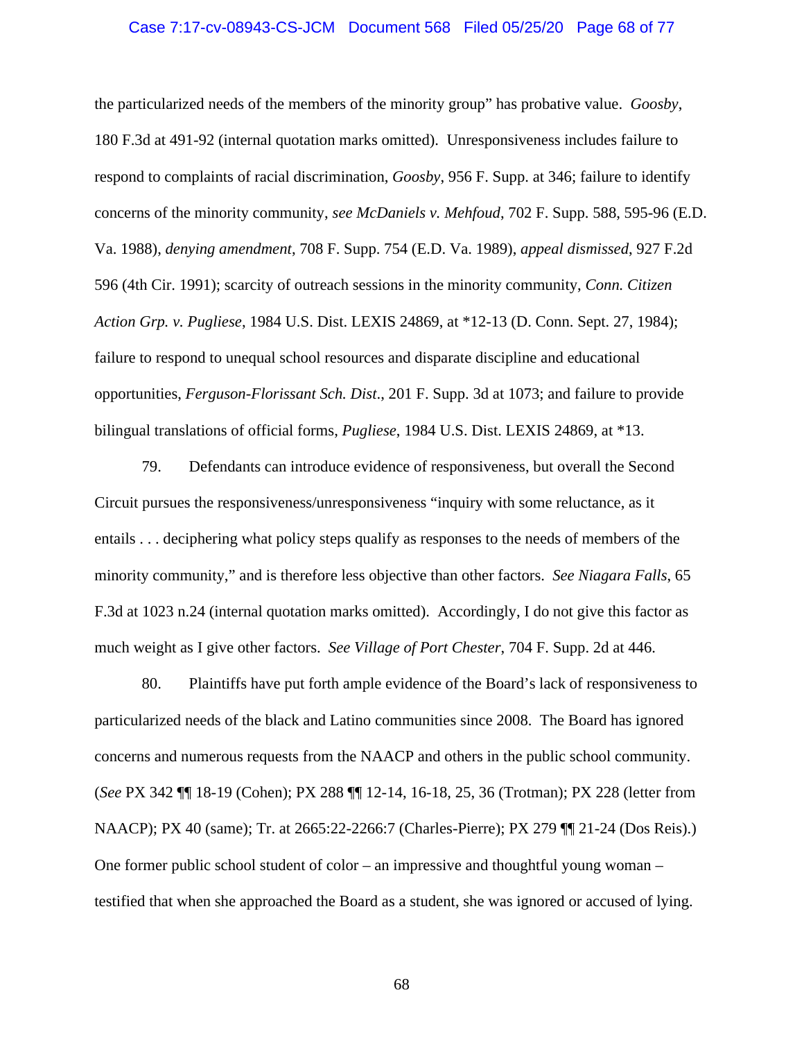the particularized needs of the members of the minority group" has probative value. *Goosby*, 180 F.3d at 491-92 (internal quotation marks omitted). Unresponsiveness includes failure to respond to complaints of racial discrimination, *Goosby*, 956 F. Supp. at 346; failure to identify concerns of the minority community, *see McDaniels v. Mehfoud*, 702 F. Supp. 588, 595-96 (E.D. Va. 1988), *denying amendment*, 708 F. Supp. 754 (E.D. Va. 1989), *appeal dismissed*, 927 F.2d 596 (4th Cir. 1991); scarcity of outreach sessions in the minority community, *Conn. Citizen Action Grp. v. Pugliese*, 1984 U.S. Dist. LEXIS 24869, at *12-13 (D. Conn. Sept. 27, 1984); failure to respond to unequal school resources and disparate discipline and educational opportunities, *Ferguson-Florissant Sch. Dist.*, 201 F. Supp. 3d at 1073; and failure to provide bilingual translations of official forms, *Pugliese*, 1984 U.S. Dist. LEXIS 24869, at *13.

79. Defendants can introduce evidence of responsiveness, but overall the Second Circuit pursues the responsiveness/unresponsiveness "inquiry with some reluctance, as it entails . . . deciphering what policy steps qualify as responses to the needs of members of the minority community," and is therefore less objective than other factors. *See Niagara Falls*, 65 F.3d at 1023 n.24 (internal quotation marks omitted). Accordingly, I do not give this factor as much weight as I give other factors. *See Village of Port Chester*, 704 F. Supp. 2d at 446.

80. Plaintiffs have put forth ample evidence of the Board's lack of responsiveness to particularized needs of the black and Latino communities since 2008. The Board has ignored concerns and numerous requests from the NAACP and others in the public school community. (*See* PX 342 ¶¶ 18-19 (Cohen); PX 288 ¶¶ 12-14, 16-18, 25, 36 (Trotman); PX 228 (letter from NAACP); PX 40 (same); Tr. at 2665:22-2266:7 (Charles-Pierre); PX 279 ¶¶ 21-24 (Dos Reis).) One former public school student of color – an impressive and thoughtful young woman – testified that when she approached the Board as a student, she was ignored or accused of lying.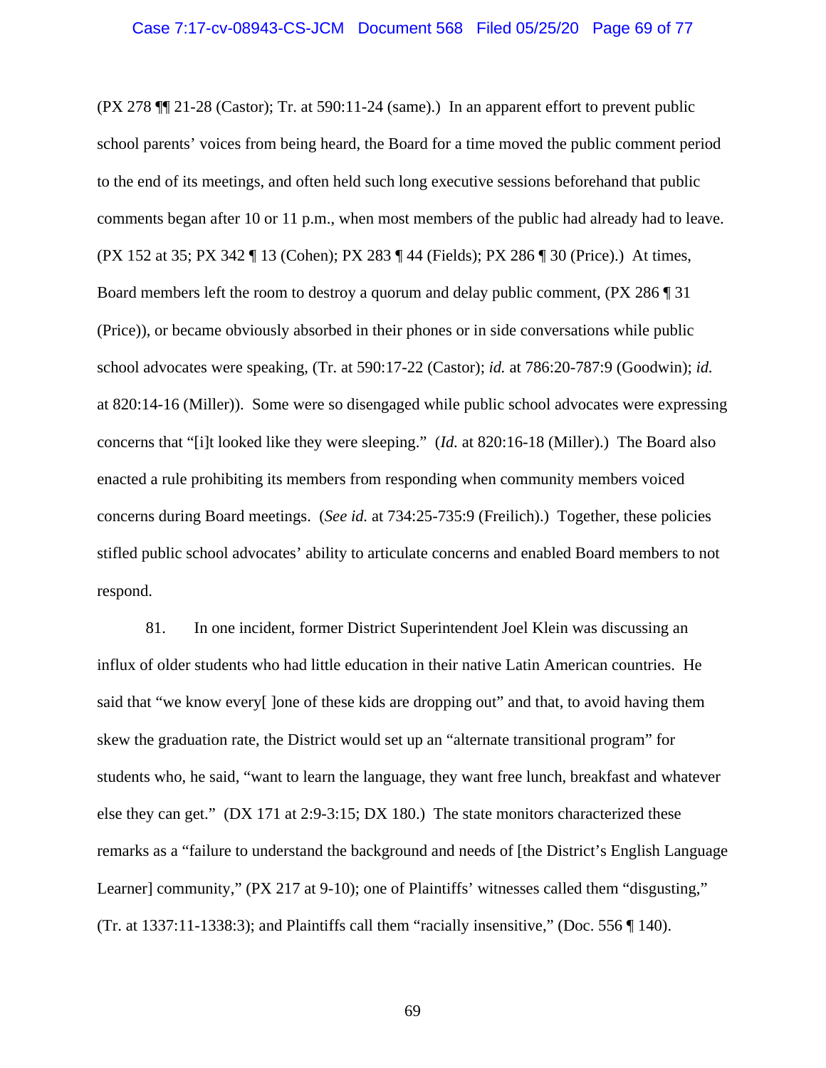(PX 278 ¶¶ 21-28 (Castor); Tr. at 590:11-24 (same).) In an apparent effort to prevent public school parents' voices from being heard, the Board for a time moved the public comment period to the end of its meetings, and often held such long executive sessions beforehand that public comments began after 10 or 11 p.m., when most members of the public had already had to leave. (PX 152 at 35; PX 342 ¶ 13 (Cohen); PX 283 ¶ 44 (Fields); PX 286 ¶ 30 (Price).) At times, Board members left the room to destroy a quorum and delay public comment, (PX 286 ¶ 31 (Price)), or became obviously absorbed in their phones or in side conversations while public school advocates were speaking, (Tr. at 590:17-22 (Castor); *id.* at 786:20-787:9 (Goodwin); *id.* at 820:14-16 (Miller)). Some were so disengaged while public school advocates were expressing concerns that "[i]t looked like they were sleeping." (*Id.* at 820:16-18 (Miller).) The Board also enacted a rule prohibiting its members from responding when community members voiced concerns during Board meetings. (*See id.* at 734:25-735:9 (Freilich).) Together, these policies stifled public school advocates' ability to articulate concerns and enabled Board members to not respond.

81. In one incident, former District Superintendent Joel Klein was discussing an influx of older students who had little education in their native Latin American countries. He said that "we know every[ ]one of these kids are dropping out" and that, to avoid having them skew the graduation rate, the District would set up an "alternate transitional program" for students who, he said, "want to learn the language, they want free lunch, breakfast and whatever else they can get." (DX 171 at 2:9-3:15; DX 180.) The state monitors characterized these remarks as a "failure to understand the background and needs of [the District's English Language Learner] community," (PX 217 at 9-10); one of Plaintiffs' witnesses called them "disgusting," (Tr. at 1337:11-1338:3); and Plaintiffs call them "racially insensitive," (Doc. 556 ¶ 140).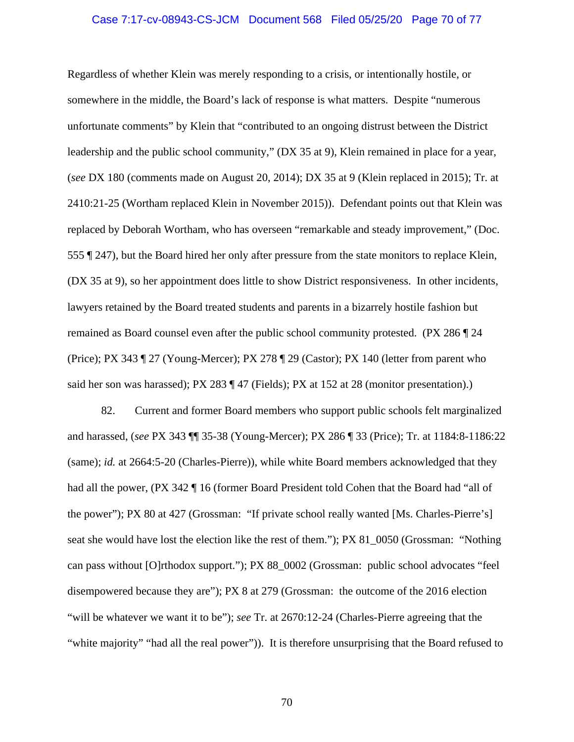Regardless of whether Klein was merely responding to a crisis, or intentionally hostile, or somewhere in the middle, the Board's lack of response is what matters. Despite "numerous unfortunate comments" by Klein that "contributed to an ongoing distrust between the District leadership and the public school community," (DX 35 at 9), Klein remained in place for a year, (*see* DX 180 (comments made on August 20, 2014); DX 35 at 9 (Klein replaced in 2015); Tr. at 2410:21-25 (Wortham replaced Klein in November 2015)). Defendant points out that Klein was replaced by Deborah Wortham, who has overseen "remarkable and steady improvement," (Doc. 555 ¶ 247), but the Board hired her only after pressure from the state monitors to replace Klein, (DX 35 at 9), so her appointment does little to show District responsiveness. In other incidents, lawyers retained by the Board treated students and parents in a bizarrely hostile fashion but remained as Board counsel even after the public school community protested. (PX 286 ¶ 24 (Price); PX 343 ¶ 27 (Young-Mercer); PX 278 ¶ 29 (Castor); PX 140 (letter from parent who said her son was harassed); PX 283 ¶ 47 (Fields); PX at 152 at 28 (monitor presentation).)

82. Current and former Board members who support public schools felt marginalized and harassed, (*see* PX 343 ¶¶ 35-38 (Young-Mercer); PX 286 ¶ 33 (Price); Tr. at 1184:8-1186:22 (same); *id.* at 2664:5-20 (Charles-Pierre)), while white Board members acknowledged that they had all the power, (PX 342 ¶ 16 (former Board President told Cohen that the Board had "all of the power"); PX 80 at 427 (Grossman: "If private school really wanted [Ms. Charles-Pierre's] seat she would have lost the election like the rest of them."); PX 81_0050 (Grossman: "Nothing can pass without [O]rthodox support."); PX 88_0002 (Grossman: public school advocates "feel disempowered because they are"); PX 8 at 279 (Grossman: the outcome of the 2016 election "will be whatever we want it to be"); *see* Tr. at 2670:12-24 (Charles-Pierre agreeing that the "white majority" "had all the real power")). It is therefore unsurprising that the Board refused to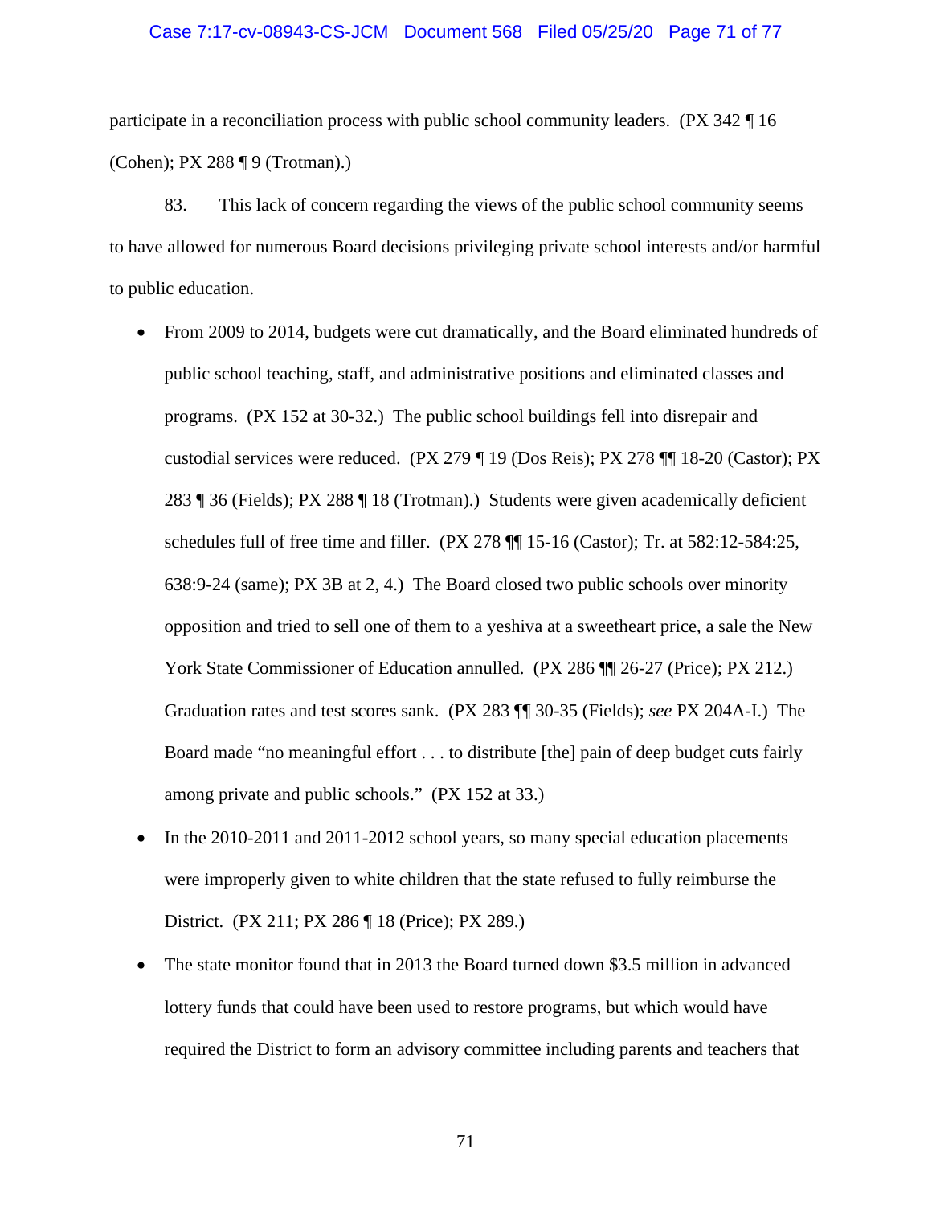participate in a reconciliation process with public school community leaders. (PX 342 ¶ 16 (Cohen); PX 288 ¶ 9 (Trotman).)

83. This lack of concern regarding the views of the public school community seems to have allowed for numerous Board decisions privileging private school interests and/or harmful to public education.

- From 2009 to 2014, budgets were cut dramatically, and the Board eliminated hundreds of public school teaching, staff, and administrative positions and eliminated classes and programs. (PX 152 at 30-32.) The public school buildings fell into disrepair and custodial services were reduced. (PX 279 ¶ 19 (Dos Reis); PX 278 ¶¶ 18-20 (Castor); PX 283 ¶ 36 (Fields); PX 288 ¶ 18 (Trotman).) Students were given academically deficient schedules full of free time and filler. (PX 278 ¶¶ 15-16 (Castor); Tr. at 582:12-584:25, 638:9-24 (same); PX 3B at 2, 4.) The Board closed two public schools over minority opposition and tried to sell one of them to a yeshiva at a sweetheart price, a sale the New York State Commissioner of Education annulled. (PX 286 ¶¶ 26-27 (Price); PX 212.) Graduation rates and test scores sank. (PX 283 ¶¶ 30-35 (Fields); *see* PX 204A-I.) The Board made "no meaningful effort . . . to distribute [the] pain of deep budget cuts fairly among private and public schools." (PX 152 at 33.)
- In the 2010-2011 and 2011-2012 school years, so many special education placements were improperly given to white children that the state refused to fully reimburse the District. (PX 211; PX 286 ¶ 18 (Price); PX 289.)
- The state monitor found that in 2013 the Board turned down $3.5 million in advanced lottery funds that could have been used to restore programs, but which would have required the District to form an advisory committee including parents and teachers that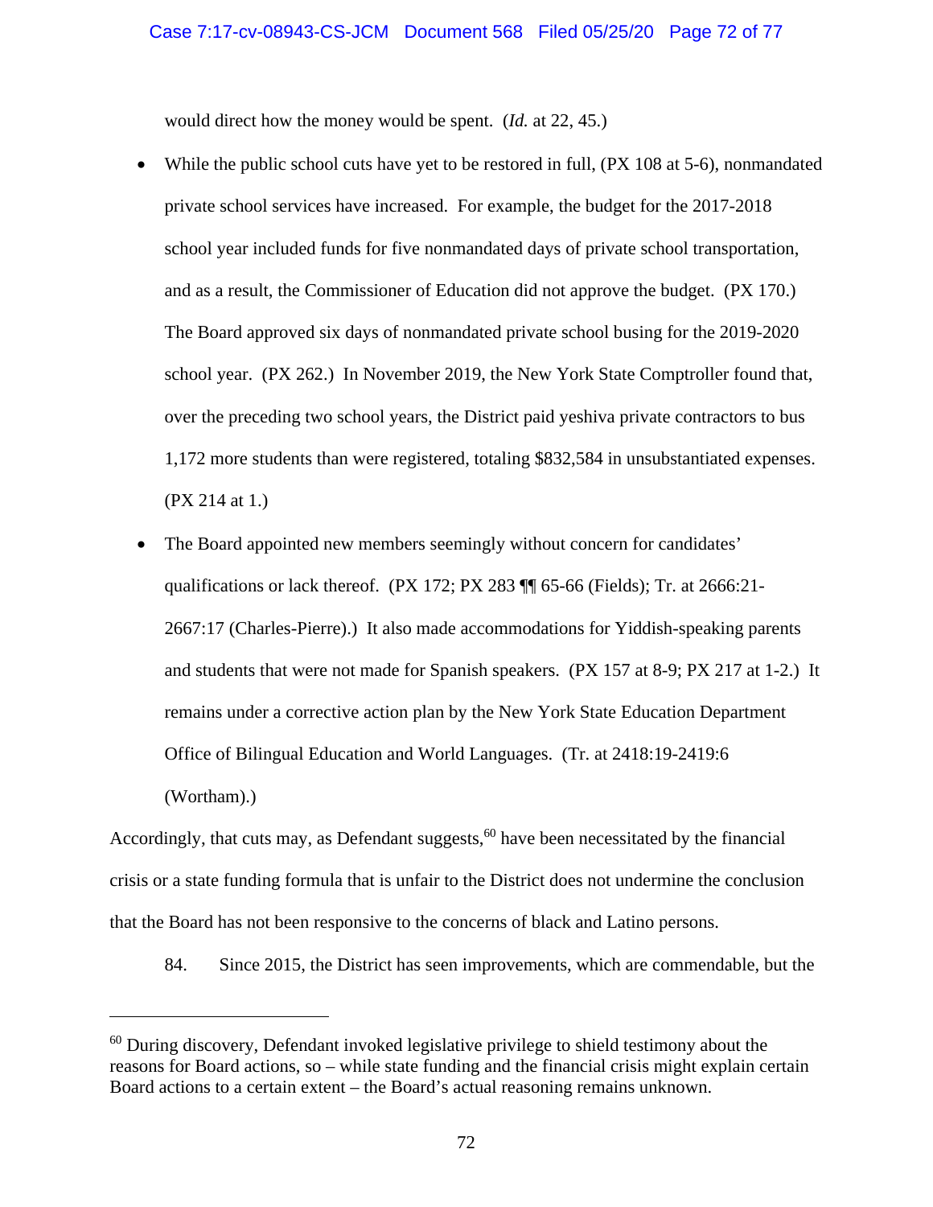would direct how the money would be spent. (*Id.* at 22, 45.)

- While the public school cuts have yet to be restored in full, (PX 108 at 5-6), nonmandated private school services have increased. For example, the budget for the 2017-2018 school year included funds for five nonmandated days of private school transportation, and as a result, the Commissioner of Education did not approve the budget. (PX 170.) The Board approved six days of nonmandated private school busing for the 2019-2020 school year. (PX 262.) In November 2019, the New York State Comptroller found that, over the preceding two school years, the District paid yeshiva private contractors to bus 1,172 more students than were registered, totaling $832,584 in unsubstantiated expenses. (PX 214 at 1.)
- The Board appointed new members seemingly without concern for candidates' qualifications or lack thereof. (PX 172; PX 283 ¶¶ 65-66 (Fields); Tr. at 2666:21-2667:17 (Charles-Pierre).) It also made accommodations for Yiddish-speaking parents and students that were not made for Spanish speakers. (PX 157 at 8-9; PX 217 at 1-2.) It remains under a corrective action plan by the New York State Education Department Office of Bilingual Education and World Languages. (Tr. at 2418:19-2419:6 (Wortham).)

Accordingly, that cuts may, as Defendant suggests,[60] have been necessitated by the financial crisis or a state funding formula that is unfair to the District does not undermine the conclusion that the Board has not been responsive to the concerns of black and Latino persons.

84. Since 2015, the District has seen improvements, which are commendable, but the

---

[60] During discovery, Defendant invoked legislative privilege to shield testimony about the reasons for Board actions, so – while state funding and the financial crisis might explain certain Board actions to a certain extent – the Board's actual reasoning remains unknown.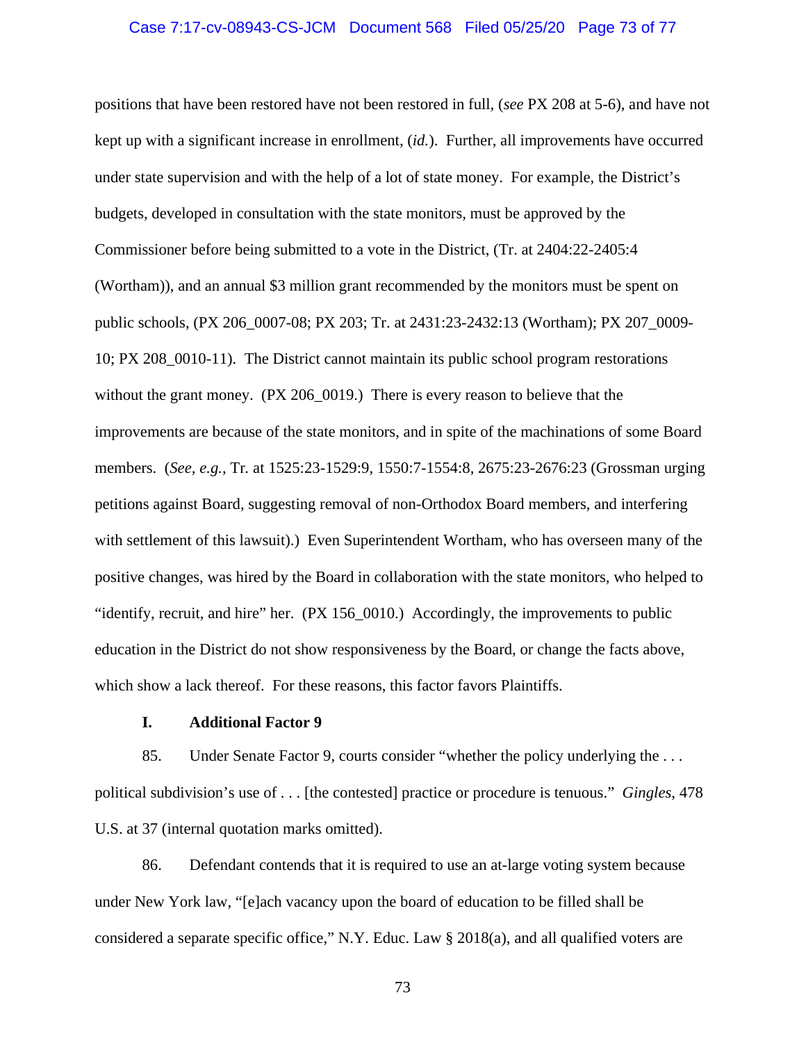positions that have been restored have not been restored in full, (*see* PX 208 at 5-6), and have not kept up with a significant increase in enrollment, (*id.*). Further, all improvements have occurred under state supervision and with the help of a lot of state money. For example, the District's budgets, developed in consultation with the state monitors, must be approved by the Commissioner before being submitted to a vote in the District, (Tr. at 2404:22-2405:4 (Wortham)), and an annual $3 million grant recommended by the monitors must be spent on public schools, (PX 206_0007-08; PX 203; Tr. at 2431:23-2432:13 (Wortham); PX 207_0009-10; PX 208_0010-11). The District cannot maintain its public school program restorations without the grant money. (PX 206_0019.) There is every reason to believe that the improvements are because of the state monitors, and in spite of the machinations of some Board members. (*See, e.g.*, Tr. at 1525:23-1529:9, 1550:7-1554:8, 2675:23-2676:23 (Grossman urging petitions against Board, suggesting removal of non-Orthodox Board members, and interfering with settlement of this lawsuit).) Even Superintendent Wortham, who has overseen many of the positive changes, was hired by the Board in collaboration with the state monitors, who helped to "identify, recruit, and hire" her. (PX 156_0010.) Accordingly, the improvements to public education in the District do not show responsiveness by the Board, or change the facts above, which show a lack thereof. For these reasons, this factor favors Plaintiffs.

### I. Additional Factor 9

85. Under Senate Factor 9, courts consider "whether the policy underlying the . . . political subdivision's use of . . . [the contested] practice or procedure is tenuous." *Gingles*, 478 U.S. at 37 (internal quotation marks omitted).

86. Defendant contends that it is required to use an at-large voting system because under New York law, "[e]ach vacancy upon the board of education to be filled shall be considered a separate specific office," N.Y. Educ. Law § 2018(a), and all qualified voters are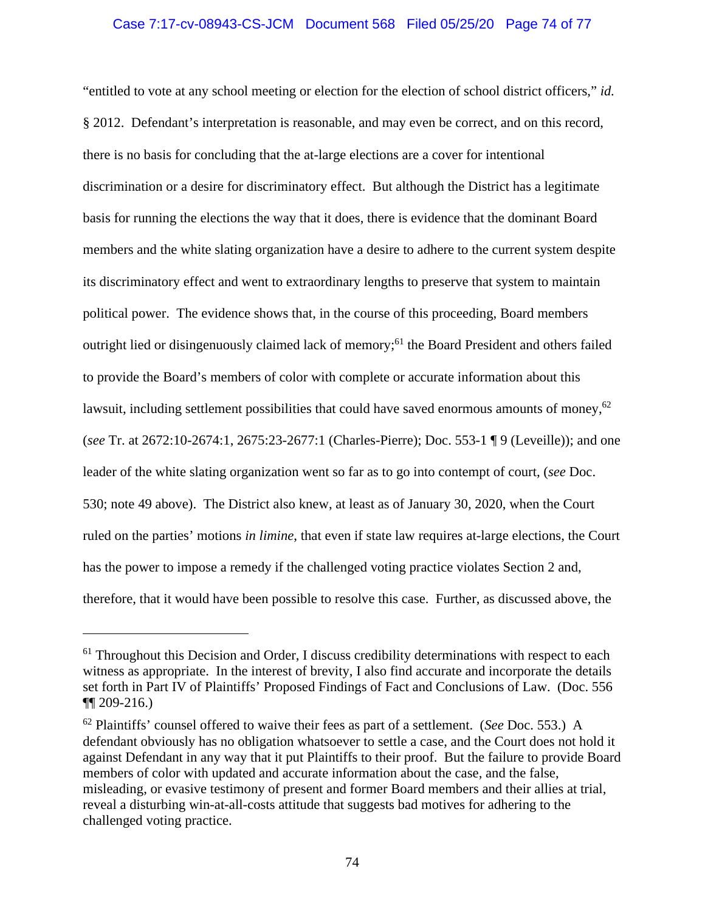"entitled to vote at any school meeting or election for the election of school district officers," *id.* § 2012. Defendant's interpretation is reasonable, and may even be correct, and on this record, there is no basis for concluding that the at-large elections are a cover for intentional discrimination or a desire for discriminatory effect. But although the District has a legitimate basis for running the elections the way that it does, there is evidence that the dominant Board members and the white slating organization have a desire to adhere to the current system despite its discriminatory effect and went to extraordinary lengths to preserve that system to maintain political power. The evidence shows that, in the course of this proceeding, Board members outright lied or disingenuously claimed lack of memory;[61] the Board President and others failed to provide the Board's members of color with complete or accurate information about this lawsuit, including settlement possibilities that could have saved enormous amounts of money,[62] (*see* Tr. at 2672:10-2674:1, 2675:23-2677:1 (Charles-Pierre); Doc. 553-1 ¶ 9 (Leveille)); and one leader of the white slating organization went so far as to go into contempt of court, (*see* Doc. 530; note 49 above). The District also knew, at least as of January 30, 2020, when the Court ruled on the parties' motions *in limine*, that even if state law requires at-large elections, the Court has the power to impose a remedy if the challenged voting practice violates Section 2 and, therefore, that it would have been possible to resolve this case. Further, as discussed above, the

---

[61] Throughout this Decision and Order, I discuss credibility determinations with respect to each witness as appropriate. In the interest of brevity, I also find accurate and incorporate the details set forth in Part IV of Plaintiffs' Proposed Findings of Fact and Conclusions of Law. (Doc. 556 ¶¶ 209-216.)

[62] Plaintiffs' counsel offered to waive their fees as part of a settlement. (*See* Doc. 553.) A defendant obviously has no obligation whatsoever to settle a case, and the Court does not hold it against Defendant in any way that it put Plaintiffs to their proof. But the failure to provide Board members of color with updated and accurate information about the case, and the false, misleading, or evasive testimony of present and former Board members and their allies at trial, reveal a disturbing win-at-all-costs attitude that suggests bad motives for adhering to the challenged voting practice.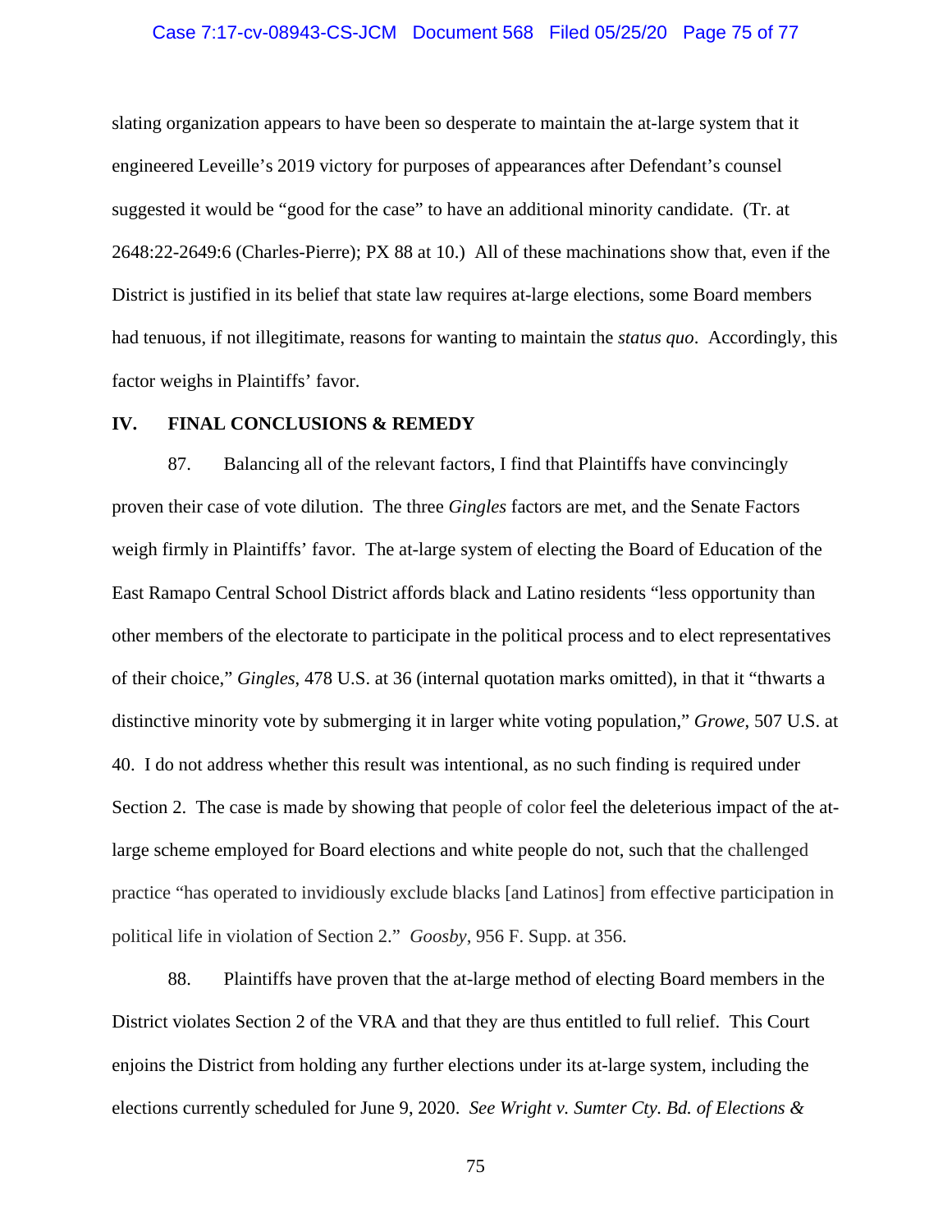slating organization appears to have been so desperate to maintain the at-large system that it engineered Leveille's 2019 victory for purposes of appearances after Defendant's counsel suggested it would be "good for the case" to have an additional minority candidate. (Tr. at 2648:22-2649:6 (Charles-Pierre); PX 88 at 10.) All of these machinations show that, even if the District is justified in its belief that state law requires at-large elections, some Board members had tenuous, if not illegitimate, reasons for wanting to maintain the *status quo*. Accordingly, this factor weighs in Plaintiffs' favor.

## IV. FINAL CONCLUSIONS & REMEDY

87. Balancing all of the relevant factors, I find that Plaintiffs have convincingly proven their case of vote dilution. The three *Gingles* factors are met, and the Senate Factors weigh firmly in Plaintiffs' favor. The at-large system of electing the Board of Education of the East Ramapo Central School District affords black and Latino residents "less opportunity than other members of the electorate to participate in the political process and to elect representatives of their choice," *Gingles*, 478 U.S. at 36 (internal quotation marks omitted), in that it "thwarts a distinctive minority vote by submerging it in larger white voting population," *Growe*, 507 U.S. at 40. I do not address whether this result was intentional, as no such finding is required under Section 2. The case is made by showing that people of color feel the deleterious impact of the at-large scheme employed for Board elections and white people do not, such that the challenged practice "has operated to invidiously exclude blacks [and Latinos] from effective participation in political life in violation of Section 2." *Goosby*, 956 F. Supp. at 356.

88. Plaintiffs have proven that the at-large method of electing Board members in the District violates Section 2 of the VRA and that they are thus entitled to full relief. This Court enjoins the District from holding any further elections under its at-large system, including the elections currently scheduled for June 9, 2020. *See Wright v. Sumter Cty. Bd. of Elections &*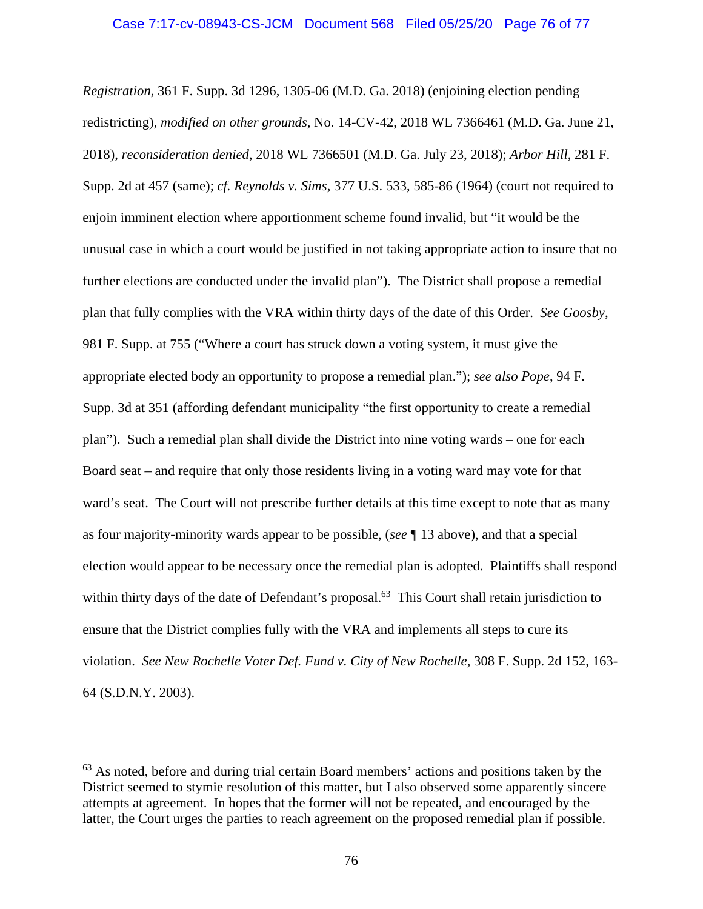*Registration*, 361 F. Supp. 3d 1296, 1305-06 (M.D. Ga. 2018) (enjoining election pending redistricting), *modified on other grounds*, No. 14-CV-42, 2018 WL 7366461 (M.D. Ga. June 21, 2018), *reconsideration denied*, 2018 WL 7366501 (M.D. Ga. July 23, 2018); *Arbor Hill*, 281 F. Supp. 2d at 457 (same); *cf. Reynolds v. Sims*, 377 U.S. 533, 585-86 (1964) (court not required to enjoin imminent election where apportionment scheme found invalid, but "it would be the unusual case in which a court would be justified in not taking appropriate action to insure that no further elections are conducted under the invalid plan"). The District shall propose a remedial plan that fully complies with the VRA within thirty days of the date of this Order. *See Goosby*, 981 F. Supp. at 755 ("Where a court has struck down a voting system, it must give the appropriate elected body an opportunity to propose a remedial plan."); *see also Pope*, 94 F. Supp. 3d at 351 (affording defendant municipality "the first opportunity to create a remedial plan"). Such a remedial plan shall divide the District into nine voting wards – one for each Board seat – and require that only those residents living in a voting ward may vote for that ward's seat. The Court will not prescribe further details at this time except to note that as many as four majority-minority wards appear to be possible, (*see* ¶ 13 above), and that a special election would appear to be necessary once the remedial plan is adopted. Plaintiffs shall respond within thirty days of the date of Defendant's proposal.[63] This Court shall retain jurisdiction to ensure that the District complies fully with the VRA and implements all steps to cure its violation. *See New Rochelle Voter Def. Fund v. City of New Rochelle*, 308 F. Supp. 2d 152, 163-64 (S.D.N.Y. 2003).

---

[63] As noted, before and during trial certain Board members' actions and positions taken by the District seemed to stymie resolution of this matter, but I also observed some apparently sincere attempts at agreement. In hopes that the former will not be repeated, and encouraged by the latter, the Court urges the parties to reach agreement on the proposed remedial plan if possible.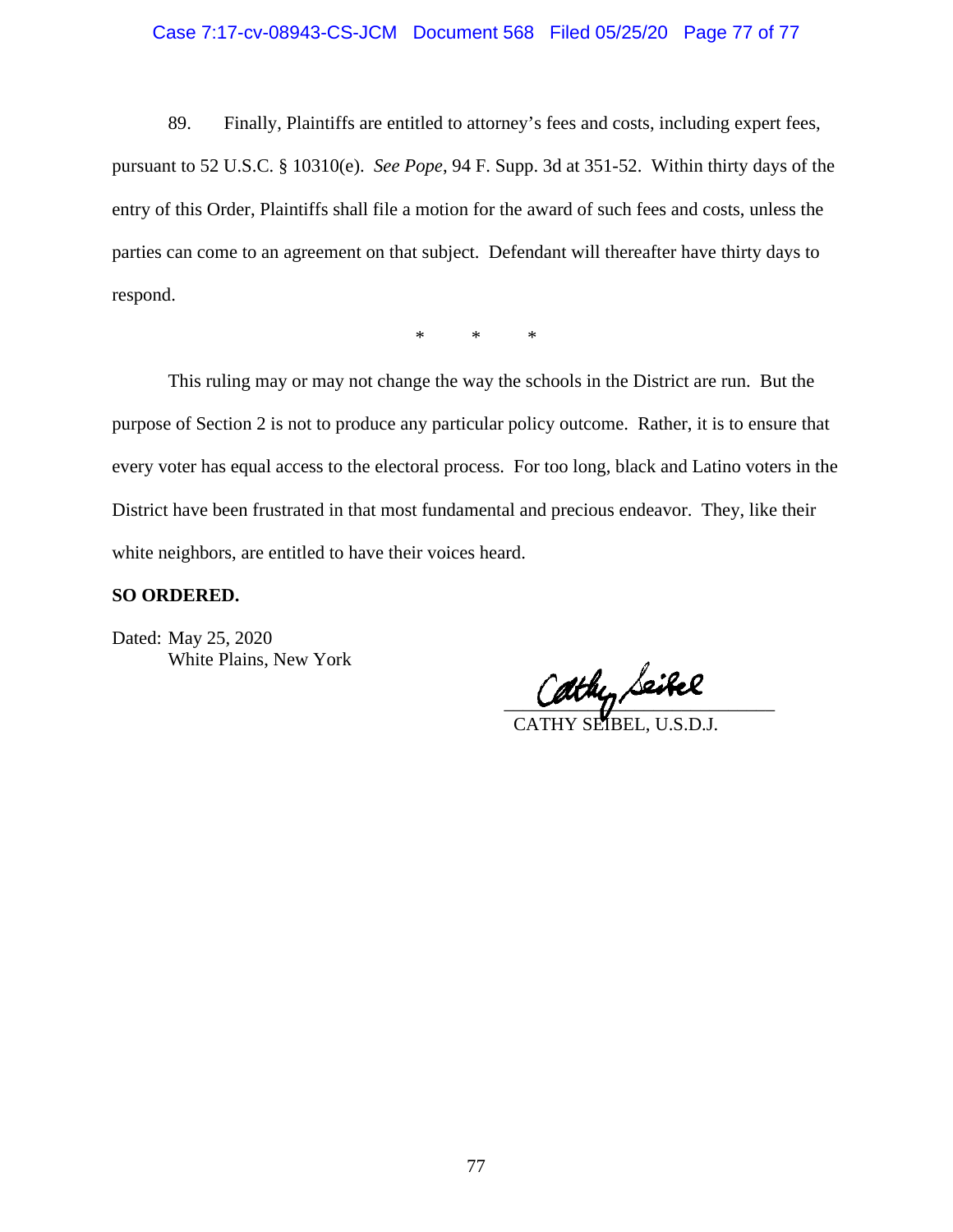89. Finally, Plaintiffs are entitled to attorney's fees and costs, including expert fees, pursuant to 52 U.S.C. § 10310(e). *See Pope*, 94 F. Supp. 3d at 351-52. Within thirty days of the entry of this Order, Plaintiffs shall file a motion for the award of such fees and costs, unless the parties can come to an agreement on that subject. Defendant will thereafter have thirty days to respond.

\* \* \*

This ruling may or may not change the way the schools in the District are run. But the purpose of Section 2 is not to produce any particular policy outcome. Rather, it is to ensure that every voter has equal access to the electoral process. For too long, black and Latino voters in the District have been frustrated in that most fundamental and precious endeavor. They, like their white neighbors, are entitled to have their voices heard.

**SO ORDERED.**

Dated: May 25, 2020
White Plains, New York

Cathy Seibel

CATHY SEIBEL, U.S.D.J.